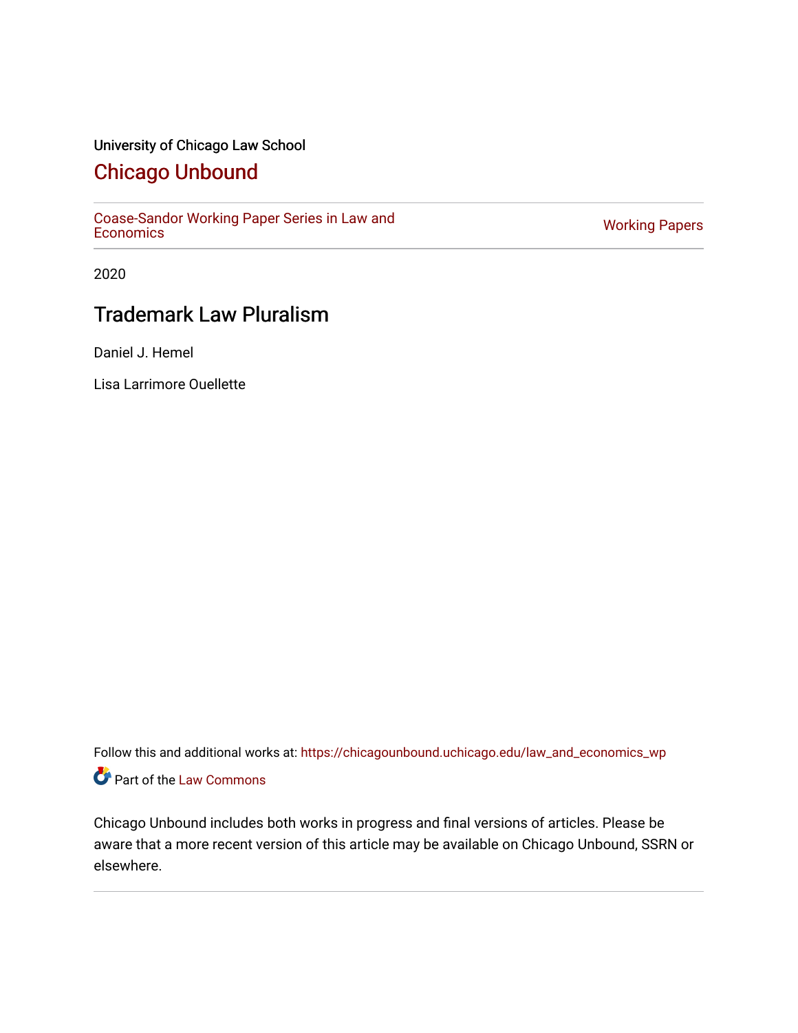University of Chicago Law School

## Chicago Unbound

Coase-Sandor Working Paper Series in Law and Economics

Working Papers

2020

# Trademark Law Pluralism

Daniel J. Hemel

Lisa Larrimore Ouellette

Follow this and additional works at: https://chicagounbound.uchicago.edu/law_and_economics_wp

Part of the Law Commons

Chicago Unbound includes both works in progress and final versions of articles. Please be aware that a more recent version of this article may be available on Chicago Unbound, SSRN or elsewhere.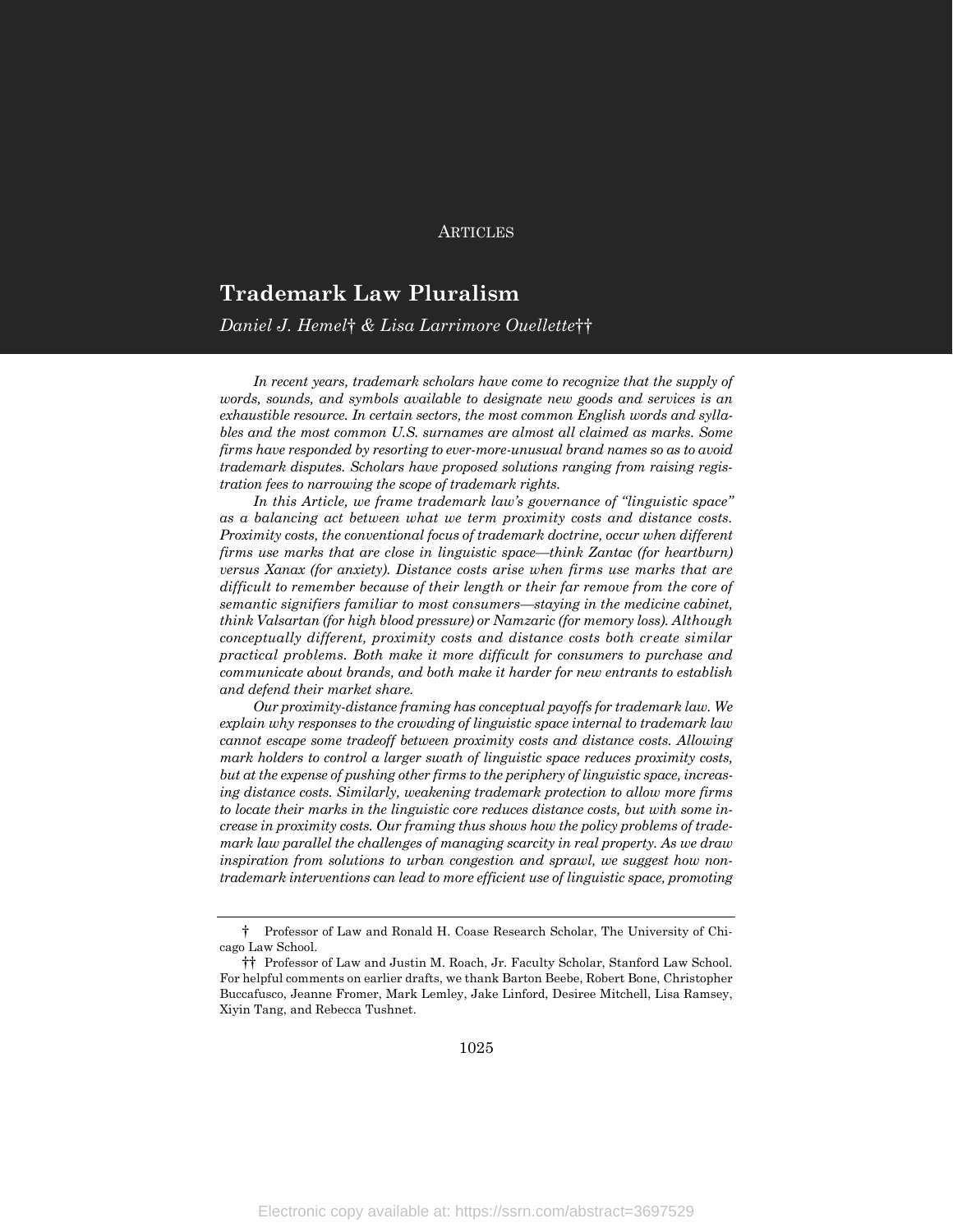ARTICLES

# Trademark Law Pluralism

*Daniel J. Hemel† & Lisa Larrimore Ouellette††*

*In recent years, trademark scholars have come to recognize that the supply of words, sounds, and symbols available to designate new goods and services is an exhaustible resource. In certain sectors, the most common English words and syllables and the most common U.S. surnames are almost all claimed as marks. Some firms have responded by resorting to ever-more-unusual brand names so as to avoid trademark disputes. Scholars have proposed solutions ranging from raising registration fees to narrowing the scope of trademark rights.*

*In this Article, we frame trademark law's governance of "linguistic space" as a balancing act between what we term proximity costs and distance costs. Proximity costs, the conventional focus of trademark doctrine, occur when different firms use marks that are close in linguistic space—think Zantac (for heartburn) versus Xanax (for anxiety). Distance costs arise when firms use marks that are difficult to remember because of their length or their far remove from the core of semantic signifiers familiar to most consumers—staying in the medicine cabinet, think Valsartan (for high blood pressure) or Namzaric (for memory loss). Although conceptually different, proximity costs and distance costs both create similar practical problems. Both make it more difficult for consumers to purchase and communicate about brands, and both make it harder for new entrants to establish and defend their market share.*

*Our proximity-distance framing has conceptual payoffs for trademark law. We explain why responses to the crowding of linguistic space internal to trademark law cannot escape some tradeoff between proximity costs and distance costs. Allowing mark holders to control a larger swath of linguistic space reduces proximity costs, but at the expense of pushing other firms to the periphery of linguistic space, increasing distance costs. Similarly, weakening trademark protection to allow more firms to locate their marks in the linguistic core reduces distance costs, but with some increase in proximity costs. Our framing thus shows how the policy problems of trademark law parallel the challenges of managing scarcity in real property. As we draw inspiration from solutions to urban congestion and sprawl, we suggest how non-trademark interventions can lead to more efficient use of linguistic space, promoting*

† Professor of Law and Ronald H. Coase Research Scholar, The University of Chicago Law School.

†† Professor of Law and Justin M. Roach, Jr. Faculty Scholar, Stanford Law School. For helpful comments on earlier drafts, we thank Barton Beebe, Robert Bone, Christopher Buccafusco, Jeanne Fromer, Mark Lemley, Jake Linford, Desiree Mitchell, Lisa Ramsey, Xiyin Tang, and Rebecca Tushnet.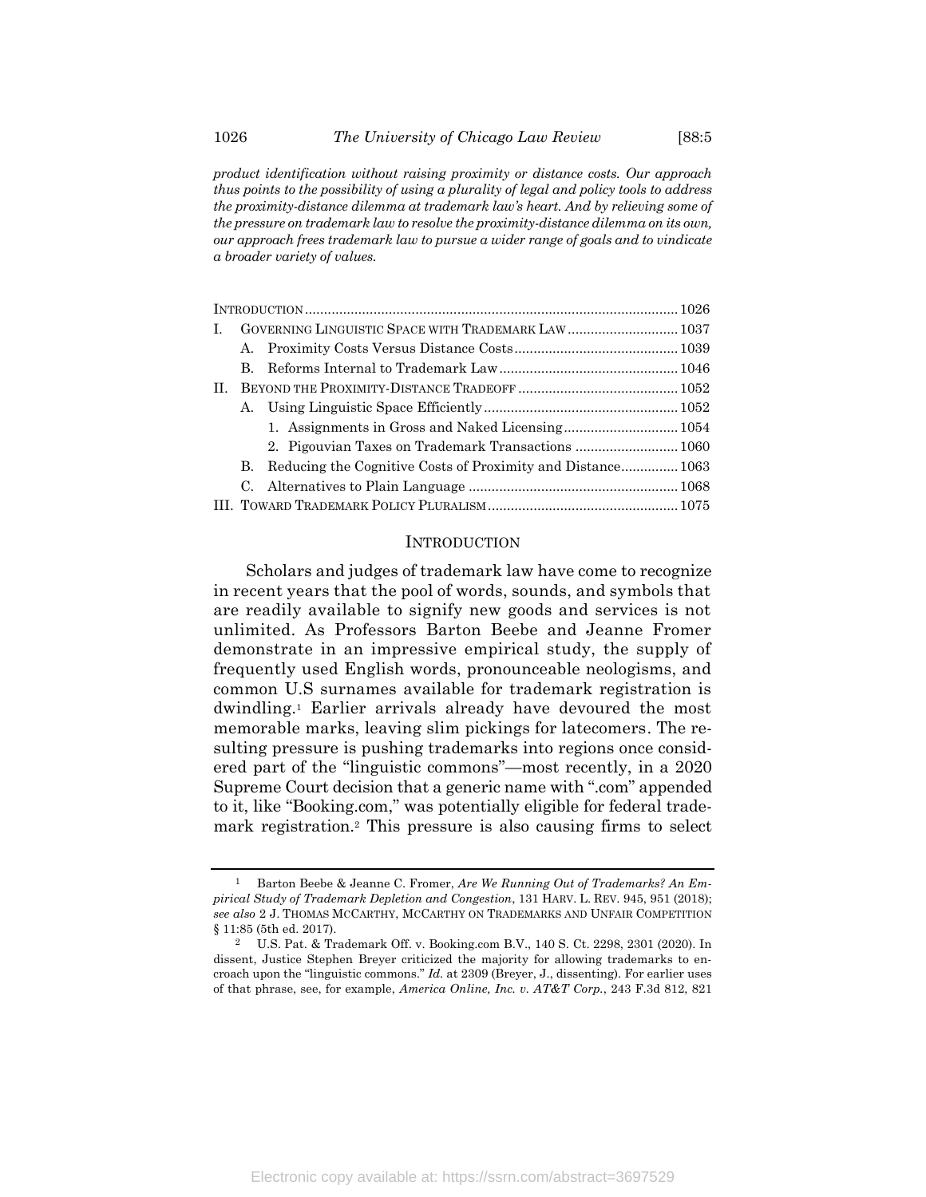*product identification without raising proximity or distance costs. Our approach thus points to the possibility of using a plurality of legal and policy tools to address the proximity-distance dilemma at trademark law's heart. And by relieving some of the pressure on trademark law to resolve the proximity-distance dilemma on its own, our approach frees trademark law to pursue a wider range of goals and to vindicate a broader variety of values.*

INTRODUCTION .......... 1026
I. GOVERNING LINGUISTIC SPACE WITH TRADEMARK LAW .......... 1037
   A. Proximity Costs Versus Distance Costs .......... 1039
   B. Reforms Internal to Trademark Law .......... 1046
II. BEYOND THE PROXIMITY-DISTANCE TRADEOFF .......... 1052
   A. Using Linguistic Space Efficiently .......... 1052
      1. Assignments in Gross and Naked Licensing .......... 1054
      2. Pigouvian Taxes on Trademark Transactions .......... 1060
   B. Reducing the Cognitive Costs of Proximity and Distance .......... 1063
   C. Alternatives to Plain Language .......... 1068
III. TOWARD TRADEMARK POLICY PLURALISM .......... 1075

## INTRODUCTION

Scholars and judges of trademark law have come to recognize in recent years that the pool of words, sounds, and symbols that are readily available to signify new goods and services is not unlimited. As Professors Barton Beebe and Jeanne Fromer demonstrate in an impressive empirical study, the supply of frequently used English words, pronounceable neologisms, and common U.S surnames available for trademark registration is dwindling.[1] Earlier arrivals already have devoured the most memorable marks, leaving slim pickings for latecomers. The resulting pressure is pushing trademarks into regions once considered part of the "linguistic commons"—most recently, in a 2020 Supreme Court decision that a generic name with ".com" appended to it, like "Booking.com," was potentially eligible for federal trademark registration.[2] This pressure is also causing firms to select

---

[1] Barton Beebe & Jeanne C. Fromer, *Are We Running Out of Trademarks? An Empirical Study of Trademark Depletion and Congestion*, 131 HARV. L. REV. 945, 951 (2018); *see also* 2 J. THOMAS MCCARTHY, MCCARTHY ON TRADEMARKS AND UNFAIR COMPETITION § 11:85 (5th ed. 2017).

[2] U.S. Pat. & Trademark Off. v. Booking.com B.V., 140 S. Ct. 2298, 2301 (2020). In dissent, Justice Stephen Breyer criticized the majority for allowing trademarks to encroach upon the "linguistic commons." *Id.* at 2309 (Breyer, J., dissenting). For earlier uses of that phrase, see, for example, *America Online, Inc. v. AT&T Corp.*, 243 F.3d 812, 821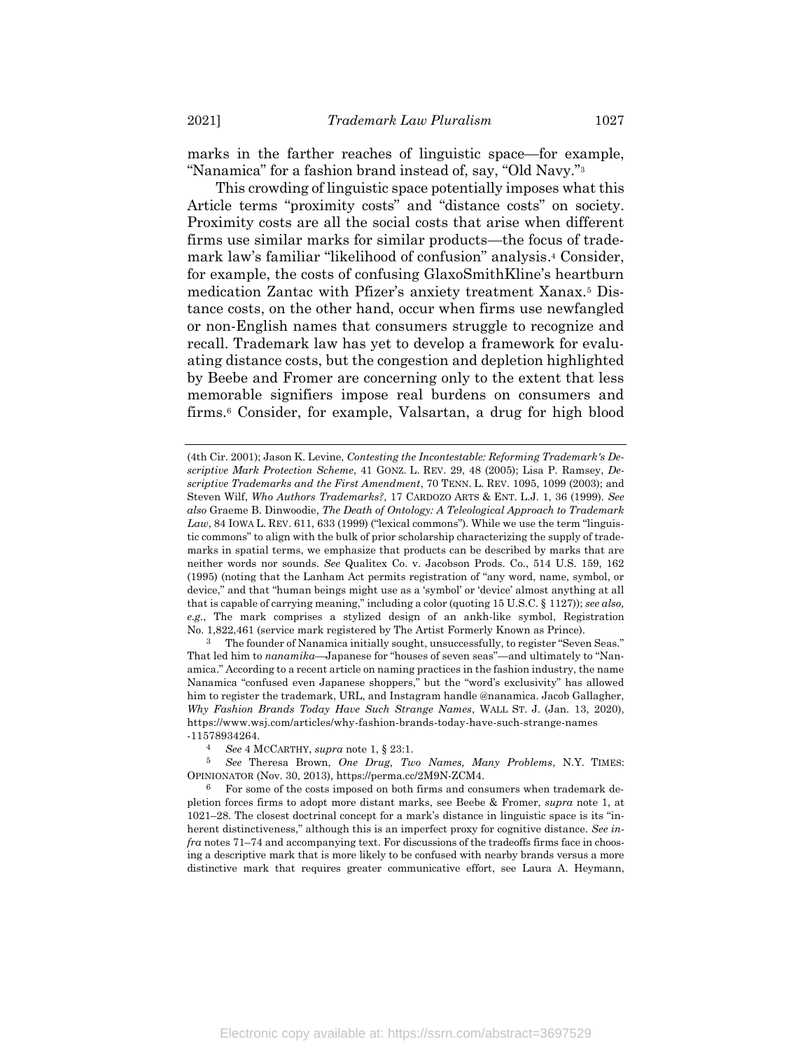marks in the farther reaches of linguistic space—for example, "Nanamica" for a fashion brand instead of, say, "Old Navy."[3]

This crowding of linguistic space potentially imposes what this Article terms "proximity costs" and "distance costs" on society. Proximity costs are all the social costs that arise when different firms use similar marks for similar products—the focus of trademark law's familiar "likelihood of confusion" analysis.[4] Consider, for example, the costs of confusing GlaxoSmithKline's heartburn medication Zantac with Pfizer's anxiety treatment Xanax.[5] Distance costs, on the other hand, occur when firms use newfangled or non-English names that consumers struggle to recognize and recall. Trademark law has yet to develop a framework for evaluating distance costs, but the congestion and depletion highlighted by Beebe and Fromer are concerning only to the extent that less memorable signifiers impose real burdens on consumers and firms.[6] Consider, for example, Valsartan, a drug for high blood

---

(4th Cir. 2001); Jason K. Levine, *Contesting the Incontestable: Reforming Trademark's Descriptive Mark Protection Scheme*, 41 GONZ. L. REV. 29, 48 (2005); Lisa P. Ramsey, *Descriptive Trademarks and the First Amendment*, 70 TENN. L. REV. 1095, 1099 (2003); and Steven Wilf, *Who Authors Trademarks?*, 17 CARDOZO ARTS & ENT. L.J. 1, 36 (1999). *See also* Graeme B. Dinwoodie, *The Death of Ontology: A Teleological Approach to Trademark Law*, 84 IOWA L. REV. 611, 633 (1999) ("lexical commons"). While we use the term "linguistic commons" to align with the bulk of prior scholarship characterizing the supply of trademarks in spatial terms, we emphasize that products can be described by marks that are neither words nor sounds. *See* Qualitex Co. v. Jacobson Prods. Co., 514 U.S. 159, 162 (1995) (noting that the Lanham Act permits registration of "any word, name, symbol, or device," and that "human beings might use as a 'symbol' or 'device' almost anything at all that is capable of carrying meaning," including a color (quoting 15 U.S.C. § 1127)); *see also, e.g.*, The mark comprises a stylized design of an ankh-like symbol, Registration No. 1,822,461 (service mark registered by The Artist Formerly Known as Prince).

[3] The founder of Nanamica initially sought, unsuccessfully, to register "Seven Seas." That led him to *nanamika*—Japanese for "houses of seven seas"—and ultimately to "Nanamica." According to a recent article on naming practices in the fashion industry, the name Nanamica "confused even Japanese shoppers," but the "word's exclusivity" has allowed him to register the trademark, URL, and Instagram handle @nanamica. Jacob Gallagher, *Why Fashion Brands Today Have Such Strange Names*, WALL ST. J. (Jan. 13, 2020), https://www.wsj.com/articles/why-fashion-brands-today-have-such-strange-names-11578934264.

[4] *See* 4 MCCARTHY, *supra* note 1, § 23:1.

[5] *See* Theresa Brown, *One Drug, Two Names, Many Problems*, N.Y. TIMES: OPINIONATOR (Nov. 30, 2013), https://perma.cc/2M9N-ZCM4.

[6] For some of the costs imposed on both firms and consumers when trademark depletion forces firms to adopt more distant marks, see Beebe & Fromer, *supra* note 1, at 1021–28. The closest doctrinal concept for a mark's distance in linguistic space is its "inherent distinctiveness," although this is an imperfect proxy for cognitive distance. *See infra* notes 71–74 and accompanying text. For discussions of the tradeoffs firms face in choosing a descriptive mark that is more likely to be confused with nearby brands versus a more distinctive mark that requires greater communicative effort, see Laura A. Heymann,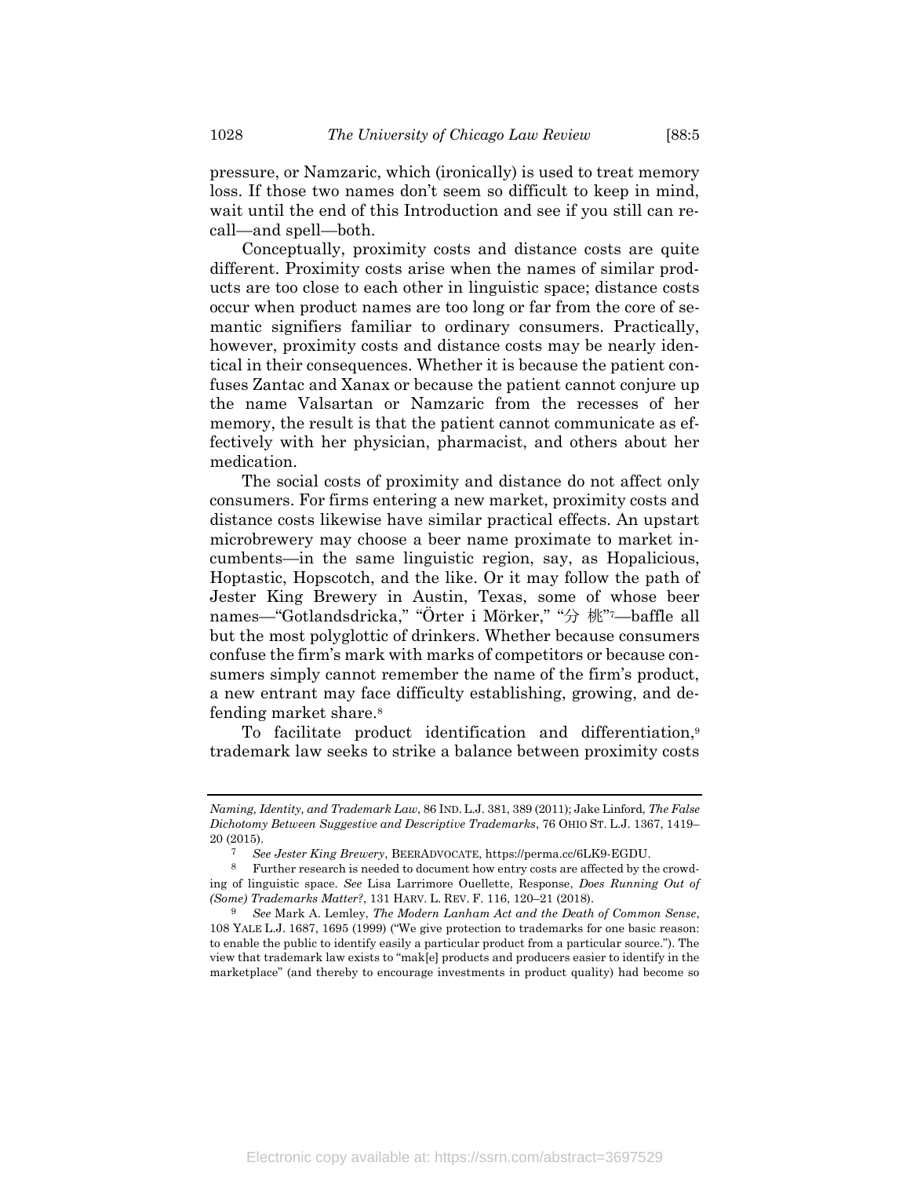pressure, or Namzaric, which (ironically) is used to treat memory loss. If those two names don't seem so difficult to keep in mind, wait until the end of this Introduction and see if you still can recall—and spell—both.

Conceptually, proximity costs and distance costs are quite different. Proximity costs arise when the names of similar products are too close to each other in linguistic space; distance costs occur when product names are too long or far from the core of semantic signifiers familiar to ordinary consumers. Practically, however, proximity costs and distance costs may be nearly identical in their consequences. Whether it is because the patient confuses Zantac and Xanax or because the patient cannot conjure up the name Valsartan or Namzaric from the recesses of her memory, the result is that the patient cannot communicate as effectively with her physician, pharmacist, and others about her medication.

The social costs of proximity and distance do not affect only consumers. For firms entering a new market, proximity costs and distance costs likewise have similar practical effects. An upstart microbrewery may choose a beer name proximate to market incumbents—in the same linguistic region, say, as Hopalicious, Hoptastic, Hopscotch, and the like. Or it may follow the path of Jester King Brewery in Austin, Texas, some of whose beer names—"Gotlandsdricka," "Örter i Mörker," "分 桃"[7]—baffle all but the most polyglottic of drinkers. Whether because consumers confuse the firm's mark with marks of competitors or because consumers simply cannot remember the name of the firm's product, a new entrant may face difficulty establishing, growing, and defending market share.[8]

To facilitate product identification and differentiation,[9] trademark law seeks to strike a balance between proximity costs

---

*Naming, Identity, and Trademark Law*, 86 IND. L.J. 381, 389 (2011); Jake Linford, *The False Dichotomy Between Suggestive and Descriptive Trademarks*, 76 OHIO ST. L.J. 1367, 1419–20 (2015).

[7] *See Jester King Brewery*, BEERADVOCATE, https://perma.cc/6LK9-EGDU.

[8] Further research is needed to document how entry costs are affected by the crowding of linguistic space. *See* Lisa Larrimore Ouellette, Response, *Does Running Out of (Some) Trademarks Matter?*, 131 HARV. L. REV. F. 116, 120–21 (2018).

[9] *See* Mark A. Lemley, *The Modern Lanham Act and the Death of Common Sense*, 108 YALE L.J. 1687, 1695 (1999) ("We give protection to trademarks for one basic reason: to enable the public to identify easily a particular product from a particular source."). The view that trademark law exists to "mak[e] products and producers easier to identify in the marketplace" (and thereby to encourage investments in product quality) had become so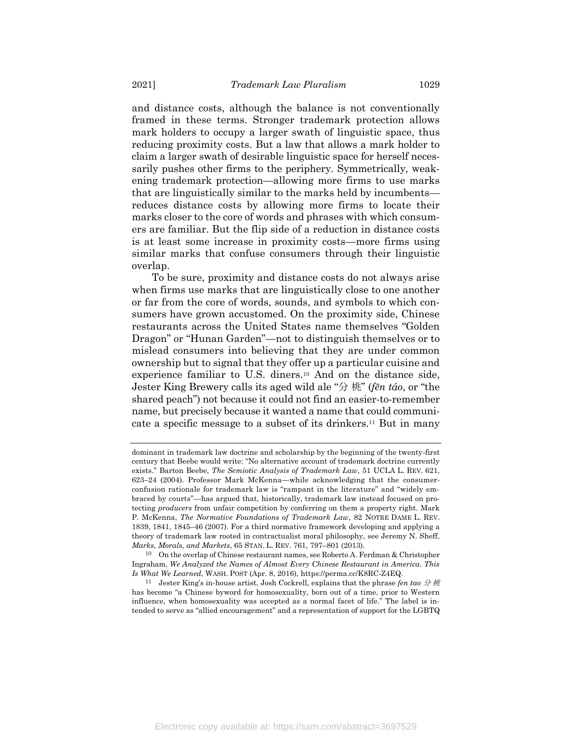and distance costs, although the balance is not conventionally framed in these terms. Stronger trademark protection allows mark holders to occupy a larger swath of linguistic space, thus reducing proximity costs. But a law that allows a mark holder to claim a larger swath of desirable linguistic space for herself necessarily pushes other firms to the periphery. Symmetrically, weakening trademark protection—allowing more firms to use marks that are linguistically similar to the marks held by incumbents—reduces distance costs by allowing more firms to locate their marks closer to the core of words and phrases with which consumers are familiar. But the flip side of a reduction in distance costs is at least some increase in proximity costs—more firms using similar marks that confuse consumers through their linguistic overlap.

To be sure, proximity and distance costs do not always arise when firms use marks that are linguistically close to one another or far from the core of words, sounds, and symbols to which consumers have grown accustomed. On the proximity side, Chinese restaurants across the United States name themselves "Golden Dragon" or "Hunan Garden"—not to distinguish themselves or to mislead consumers into believing that they are under common ownership but to signal that they offer up a particular cuisine and experience familiar to U.S. diners.[10] And on the distance side, Jester King Brewery calls its aged wild ale "分 桃" (*fēn táo*, or "the shared peach") not because it could not find an easier-to-remember name, but precisely because it wanted a name that could communicate a specific message to a subset of its drinkers.[11] But in many

---

dominant in trademark law doctrine and scholarship by the beginning of the twenty-first century that Beebe would write: "No alternative account of trademark doctrine currently exists." Barton Beebe, *The Semiotic Analysis of Trademark Law*, 51 UCLA L. REV. 621, 623–24 (2004). Professor Mark McKenna—while acknowledging that the consumer-confusion rationale for trademark law is "rampant in the literature" and "widely embraced by courts"—has argued that, historically, trademark law instead focused on protecting *producers* from unfair competition by conferring on them a property right. Mark P. McKenna, *The Normative Foundations of Trademark Law*, 82 NOTRE DAME L. REV. 1839, 1841, 1845–46 (2007). For a third normative framework developing and applying a theory of trademark law rooted in contractualist moral philosophy, see Jeremy N. Sheff, *Marks, Morals, and Markets*, 65 STAN. L. REV. 761, 797–801 (2013).

[10] On the overlap of Chinese restaurant names, see Roberto A. Ferdman & Christopher Ingraham, *We Analyzed the Names of Almost Every Chinese Restaurant in America. This Is What We Learned*, WASH. POST (Apr. 8, 2016), https://perma.cc/K8RC-Z4EQ.

[11] Jester King's in-house artist, Josh Cockrell, explains that the phrase *fen tao 分 桃* has become "a Chinese byword for homosexuality, born out of a time, prior to Western influence, when homosexuality was accepted as a normal facet of life." The label is intended to serve as "allied encouragement" and a representation of support for the LGBTQ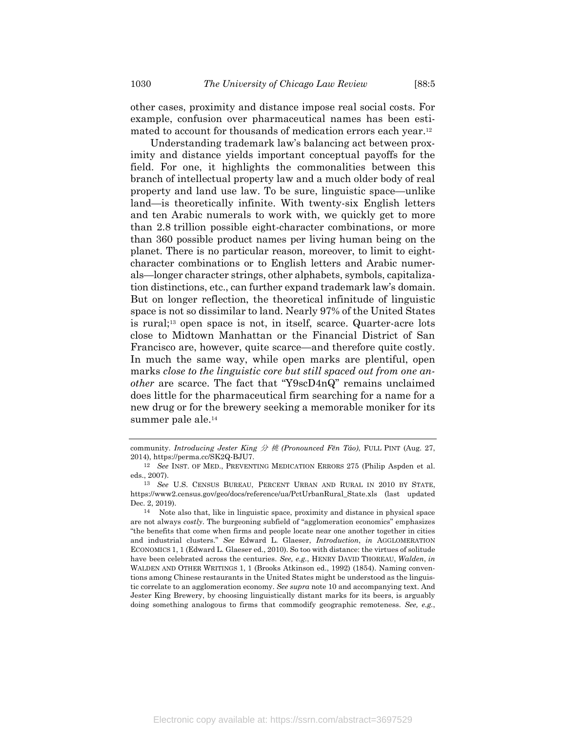other cases, proximity and distance impose real social costs. For example, confusion over pharmaceutical names has been estimated to account for thousands of medication errors each year.[12]

Understanding trademark law's balancing act between proximity and distance yields important conceptual payoffs for the field. For one, it highlights the commonalities between this branch of intellectual property law and a much older body of real property and land use law. To be sure, linguistic space—unlike land—is theoretically infinite. With twenty-six English letters and ten Arabic numerals to work with, we quickly get to more than 2.8 trillion possible eight-character combinations, or more than 360 possible product names per living human being on the planet. There is no particular reason, moreover, to limit to eight-character combinations or to English letters and Arabic numerals—longer character strings, other alphabets, symbols, capitalization distinctions, etc., can further expand trademark law's domain. But on longer reflection, the theoretical infinitude of linguistic space is not so dissimilar to land. Nearly 97% of the United States is rural;[13] open space is not, in itself, scarce. Quarter-acre lots close to Midtown Manhattan or the Financial District of San Francisco are, however, quite scarce—and therefore quite costly. In much the same way, while open marks are plentiful, open marks *close to the linguistic core but still spaced out from one another* are scarce. The fact that "Y9scD4nQ" remains unclaimed does little for the pharmaceutical firm searching for a name for a new drug or for the brewery seeking a memorable moniker for its summer pale ale.[14]

---

community. *Introducing Jester King 分 桃 (Pronounced Fēn Táo)*, FULL PINT (Aug. 27, 2014), https://perma.cc/SK2Q-BJU7.

[12] *See* INST. OF MED., PREVENTING MEDICATION ERRORS 275 (Philip Aspden et al. eds., 2007).

[13] *See* U.S. CENSUS BUREAU, PERCENT URBAN AND RURAL IN 2010 BY STATE, https://www2.census.gov/geo/docs/reference/ua/PctUrbanRural_State.xls (last updated Dec. 2, 2019).

[14] Note also that, like in linguistic space, proximity and distance in physical space are not always *costly*. The burgeoning subfield of "agglomeration economics" emphasizes "the benefits that come when firms and people locate near one another together in cities and industrial clusters." *See* Edward L. Glaeser, *Introduction*, *in* AGGLOMERATION ECONOMICS 1, 1 (Edward L. Glaeser ed., 2010). So too with distance: the virtues of solitude have been celebrated across the centuries. *See, e.g.*, HENRY DAVID THOREAU, *Walden*, *in* WALDEN AND OTHER WRITINGS 1, 1 (Brooks Atkinson ed., 1992) (1854). Naming conventions among Chinese restaurants in the United States might be understood as the linguistic correlate to an agglomeration economy. *See supra* note 10 and accompanying text. And Jester King Brewery, by choosing linguistically distant marks for its beers, is arguably doing something analogous to firms that commodify geographic remoteness. *See, e.g.*,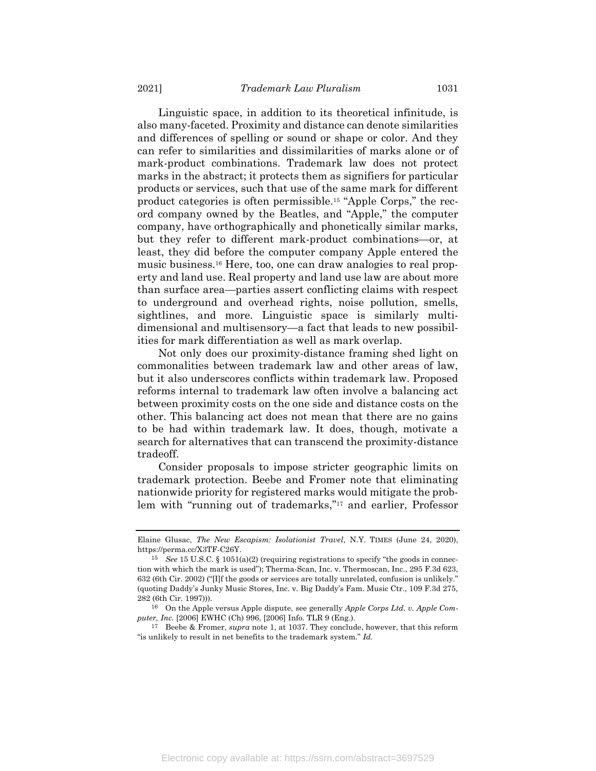Linguistic space, in addition to its theoretical infinitude, is also many-faceted. Proximity and distance can denote similarities and differences of spelling or sound or shape or color. And they can refer to similarities and dissimilarities of marks alone or of mark-product combinations. Trademark law does not protect marks in the abstract; it protects them as signifiers for particular products or services, such that use of the same mark for different product categories is often permissible.[15] "Apple Corps," the record company owned by the Beatles, and "Apple," the computer company, have orthographically and phonetically similar marks, but they refer to different mark-product combinations—or, at least, they did before the computer company Apple entered the music business.[16] Here, too, one can draw analogies to real property and land use. Real property and land use law are about more than surface area—parties assert conflicting claims with respect to underground and overhead rights, noise pollution, smells, sightlines, and more. Linguistic space is similarly multidimensional and multisensory—a fact that leads to new possibilities for mark differentiation as well as mark overlap.

Not only does our proximity-distance framing shed light on commonalities between trademark law and other areas of law, but it also underscores conflicts within trademark law. Proposed reforms internal to trademark law often involve a balancing act between proximity costs on the one side and distance costs on the other. This balancing act does not mean that there are no gains to be had within trademark law. It does, though, motivate a search for alternatives that can transcend the proximity-distance tradeoff.

Consider proposals to impose stricter geographic limits on trademark protection. Beebe and Fromer note that eliminating nationwide priority for registered marks would mitigate the problem with "running out of trademarks,"[17] and earlier, Professor

---

Elaine Glusac, *The New Escapism: Isolationist Travel*, N.Y. TIMES (June 24, 2020), https://perma.cc/X3TF-C26Y.

[15] *See* 15 U.S.C. § 1051(a)(2) (requiring registrations to specify "the goods in connection with which the mark is used"); Therma-Scan, Inc. v. Thermoscan, Inc., 295 F.3d 623, 632 (6th Cir. 2002) ("[I]f the goods or services are totally unrelated, confusion is unlikely." (quoting Daddy's Junky Music Stores, Inc. v. Big Daddy's Fam. Music Ctr., 109 F.3d 275, 282 (6th Cir. 1997))).

[16] On the Apple versus Apple dispute, see generally *Apple Corps Ltd. v. Apple Computer, Inc.* [2006] EWHC (Ch) 996, [2006] Info. TLR 9 (Eng.).

[17] Beebe & Fromer, *supra* note 1, at 1037. They conclude, however, that this reform "is unlikely to result in net benefits to the trademark system." *Id.*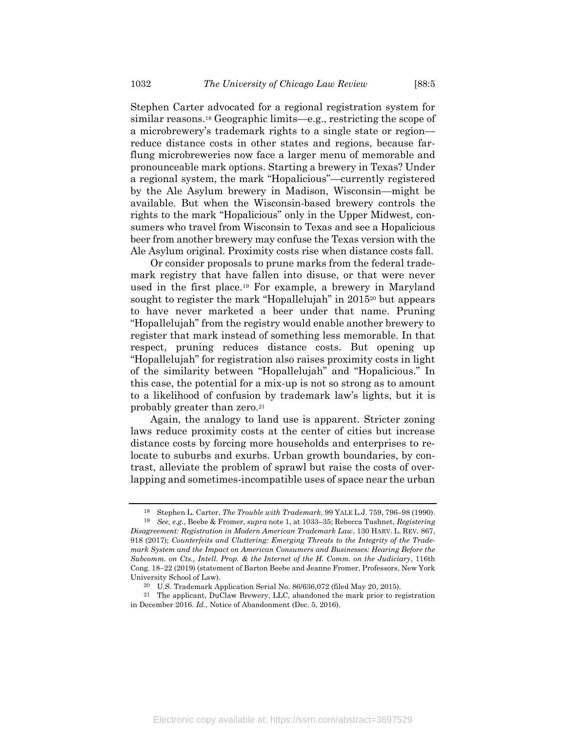Stephen Carter advocated for a regional registration system for similar reasons.[18] Geographic limits—e.g., restricting the scope of a microbrewery's trademark rights to a single state or region—reduce distance costs in other states and regions, because far-flung microbreweries now face a larger menu of memorable and pronounceable mark options. Starting a brewery in Texas? Under a regional system, the mark "Hopalicious"—currently registered by the Ale Asylum brewery in Madison, Wisconsin—might be available. But when the Wisconsin-based brewery controls the rights to the mark "Hopalicious" only in the Upper Midwest, consumers who travel from Wisconsin to Texas and see a Hopalicious beer from another brewery may confuse the Texas version with the Ale Asylum original. Proximity costs rise when distance costs fall.

Or consider proposals to prune marks from the federal trademark registry that have fallen into disuse, or that were never used in the first place.[19] For example, a brewery in Maryland sought to register the mark "Hopallelujah" in 2015[20] but appears to have never marketed a beer under that name. Pruning "Hopallelujah" from the registry would enable another brewery to register that mark instead of something less memorable. In that respect, pruning reduces distance costs. But opening up "Hopallelujah" for registration also raises proximity costs in light of the similarity between "Hopallelujah" and "Hopalicious." In this case, the potential for a mix-up is not so strong as to amount to a likelihood of confusion by trademark law's lights, but it is probably greater than zero.[21]

Again, the analogy to land use is apparent. Stricter zoning laws reduce proximity costs at the center of cities but increase distance costs by forcing more households and enterprises to relocate to suburbs and exurbs. Urban growth boundaries, by contrast, alleviate the problem of sprawl but raise the costs of overlapping and sometimes-incompatible uses of space near the urban

---

[18] Stephen L. Carter, *The Trouble with Trademark*, 99 YALE L.J. 759, 796–98 (1990).

[19] *See, e.g.*, Beebe & Fromer, *supra* note 1, at 1033–35; Rebecca Tushnet, *Registering Disagreement: Registration in Modern American Trademark Law*, 130 HARV. L. REV. 867, 918 (2017); *Counterfeits and Cluttering: Emerging Threats to the Integrity of the Trademark System and the Impact on American Consumers and Businesses: Hearing Before the Subcomm. on Cts., Intell. Prop. & the Internet of the H. Comm. on the Judiciary*, 116th Cong. 18–22 (2019) (statement of Barton Beebe and Jeanne Fromer, Professors, New York University School of Law).

[20] U.S. Trademark Application Serial No. 86/636,072 (filed May 20, 2015).

[21] The applicant, DuClaw Brewery, LLC, abandoned the mark prior to registration in December 2016. *Id.*, Notice of Abandonment (Dec. 5, 2016).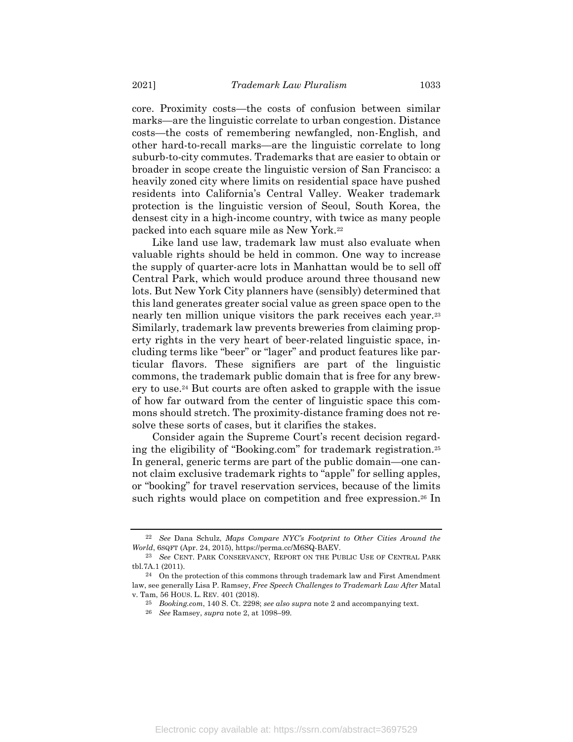core. Proximity costs—the costs of confusion between similar marks—are the linguistic correlate to urban congestion. Distance costs—the costs of remembering newfangled, non-English, and other hard-to-recall marks—are the linguistic correlate to long suburb-to-city commutes. Trademarks that are easier to obtain or broader in scope create the linguistic version of San Francisco: a heavily zoned city where limits on residential space have pushed residents into California's Central Valley. Weaker trademark protection is the linguistic version of Seoul, South Korea, the densest city in a high-income country, with twice as many people packed into each square mile as New York.[22]

Like land use law, trademark law must also evaluate when valuable rights should be held in common. One way to increase the supply of quarter-acre lots in Manhattan would be to sell off Central Park, which would produce around three thousand new lots. But New York City planners have (sensibly) determined that this land generates greater social value as green space open to the nearly ten million unique visitors the park receives each year.[23] Similarly, trademark law prevents breweries from claiming property rights in the very heart of beer-related linguistic space, including terms like "beer" or "lager" and product features like particular flavors. These signifiers are part of the linguistic commons, the trademark public domain that is free for any brewery to use.[24] But courts are often asked to grapple with the issue of how far outward from the center of linguistic space this commons should stretch. The proximity-distance framing does not resolve these sorts of cases, but it clarifies the stakes.

Consider again the Supreme Court's recent decision regarding the eligibility of "Booking.com" for trademark registration.[25] In general, generic terms are part of the public domain—one cannot claim exclusive trademark rights to "apple" for selling apples, or "booking" for travel reservation services, because of the limits such rights would place on competition and free expression.[26] In

---

[22] *See* Dana Schulz, *Maps Compare NYC's Footprint to Other Cities Around the World*, 6SQFT (Apr. 24, 2015), https://perma.cc/M6SQ-BAEV.

[23] *See* CENT. PARK CONSERVANCY, REPORT ON THE PUBLIC USE OF CENTRAL PARK tbl.7A.1 (2011).

[24] On the protection of this commons through trademark law and First Amendment law, see generally Lisa P. Ramsey, *Free Speech Challenges to Trademark Law After* Matal v. Tam, 56 HOUS. L. REV. 401 (2018).

[25] *Booking.com*, 140 S. Ct. 2298; *see also supra* note 2 and accompanying text.

[26] *See* Ramsey, *supra* note 2, at 1098–99.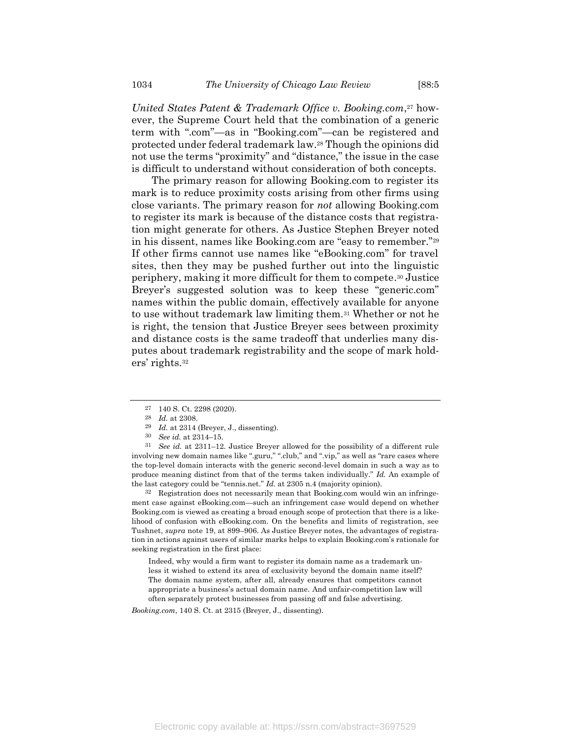*United States Patent & Trademark Office v. Booking.com*,[27] however, the Supreme Court held that the combination of a generic term with ".com"—as in "Booking.com"—can be registered and protected under federal trademark law.[28] Though the opinions did not use the terms "proximity" and "distance," the issue in the case is difficult to understand without consideration of both concepts.

The primary reason for allowing Booking.com to register its mark is to reduce proximity costs arising from other firms using close variants. The primary reason for *not* allowing Booking.com to register its mark is because of the distance costs that registration might generate for others. As Justice Stephen Breyer noted in his dissent, names like Booking.com are "easy to remember."[29] If other firms cannot use names like "eBooking.com" for travel sites, then they may be pushed further out into the linguistic periphery, making it more difficult for them to compete.[30] Justice Breyer's suggested solution was to keep these "generic.com" names within the public domain, effectively available for anyone to use without trademark law limiting them.[31] Whether or not he is right, the tension that Justice Breyer sees between proximity and distance costs is the same tradeoff that underlies many disputes about trademark registrability and the scope of mark holders' rights.[32]

---

[27] 140 S. Ct. 2298 (2020).

[28] *Id.* at 2308.

[29] *Id.* at 2314 (Breyer, J., dissenting).

[30] *See id.* at 2314–15.

[31] *See id.* at 2311–12. Justice Breyer allowed for the possibility of a different rule involving new domain names like ".guru," ".club," and ".vip," as well as "rare cases where the top-level domain interacts with the generic second-level domain in such a way as to produce meaning distinct from that of the terms taken individually." *Id.* An example of the last category could be "tennis.net." *Id.* at 2305 n.4 (majority opinion).

[32] Registration does not necessarily mean that Booking.com would win an infringement case against eBooking.com—such an infringement case would depend on whether Booking.com is viewed as creating a broad enough scope of protection that there is a likelihood of confusion with eBooking.com. On the benefits and limits of registration, see Tushnet, *supra* note 19, at 899–906. As Justice Breyer notes, the advantages of registration in actions against users of similar marks helps to explain Booking.com's rationale for seeking registration in the first place:

> Indeed, why would a firm want to register its domain name as a trademark unless it wished to extend its area of exclusivity beyond the domain name itself? The domain name system, after all, already ensures that competitors cannot appropriate a business's actual domain name. And unfair-competition law will often separately protect businesses from passing off and false advertising.

*Booking.com*, 140 S. Ct. at 2315 (Breyer, J., dissenting).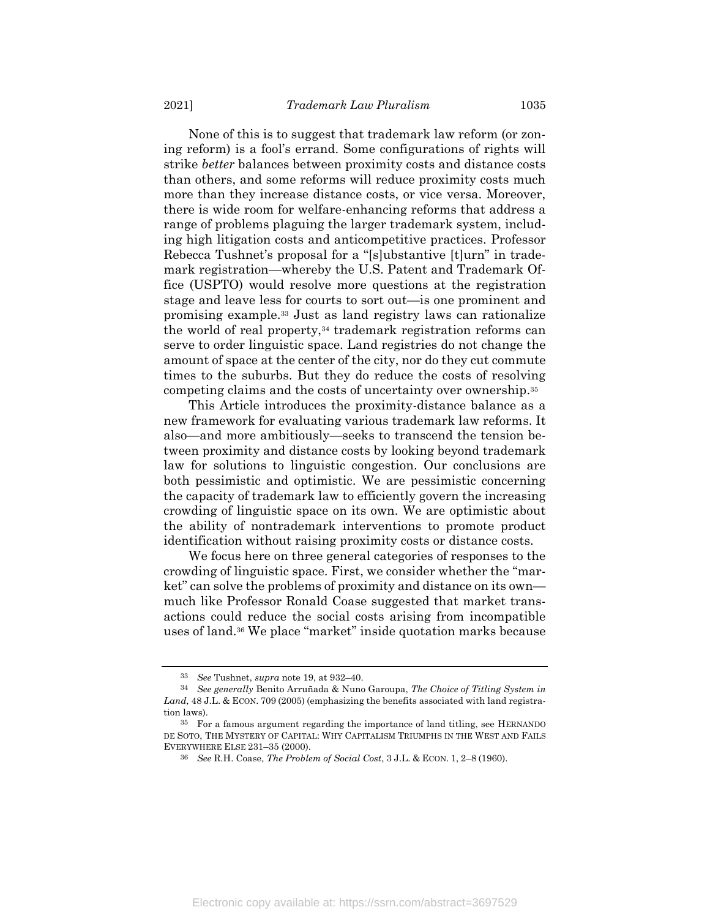None of this is to suggest that trademark law reform (or zoning reform) is a fool's errand. Some configurations of rights will strike *better* balances between proximity costs and distance costs than others, and some reforms will reduce proximity costs much more than they increase distance costs, or vice versa. Moreover, there is wide room for welfare-enhancing reforms that address a range of problems plaguing the larger trademark system, including high litigation costs and anticompetitive practices. Professor Rebecca Tushnet's proposal for a "[s]ubstantive [t]urn" in trademark registration—whereby the U.S. Patent and Trademark Office (USPTO) would resolve more questions at the registration stage and leave less for courts to sort out—is one prominent and promising example.[33] Just as land registry laws can rationalize the world of real property,[34] trademark registration reforms can serve to order linguistic space. Land registries do not change the amount of space at the center of the city, nor do they cut commute times to the suburbs. But they do reduce the costs of resolving competing claims and the costs of uncertainty over ownership.[35]

This Article introduces the proximity-distance balance as a new framework for evaluating various trademark law reforms. It also—and more ambitiously—seeks to transcend the tension between proximity and distance costs by looking beyond trademark law for solutions to linguistic congestion. Our conclusions are both pessimistic and optimistic. We are pessimistic concerning the capacity of trademark law to efficiently govern the increasing crowding of linguistic space on its own. We are optimistic about the ability of nontrademark interventions to promote product identification without raising proximity costs or distance costs.

We focus here on three general categories of responses to the crowding of linguistic space. First, we consider whether the "market" can solve the problems of proximity and distance on its own—much like Professor Ronald Coase suggested that market transactions could reduce the social costs arising from incompatible uses of land.[36] We place "market" inside quotation marks because

---

[33] *See* Tushnet, *supra* note 19, at 932–40.

[34] *See generally* Benito Arruñada & Nuno Garoupa, *The Choice of Titling System in Land*, 48 J.L. & ECON. 709 (2005) (emphasizing the benefits associated with land registration laws).

[35] For a famous argument regarding the importance of land titling, see HERNANDO DE SOTO, THE MYSTERY OF CAPITAL: WHY CAPITALISM TRIUMPHS IN THE WEST AND FAILS EVERYWHERE ELSE 231–35 (2000).

[36] *See* R.H. Coase, *The Problem of Social Cost*, 3 J.L. & ECON. 1, 2–8 (1960).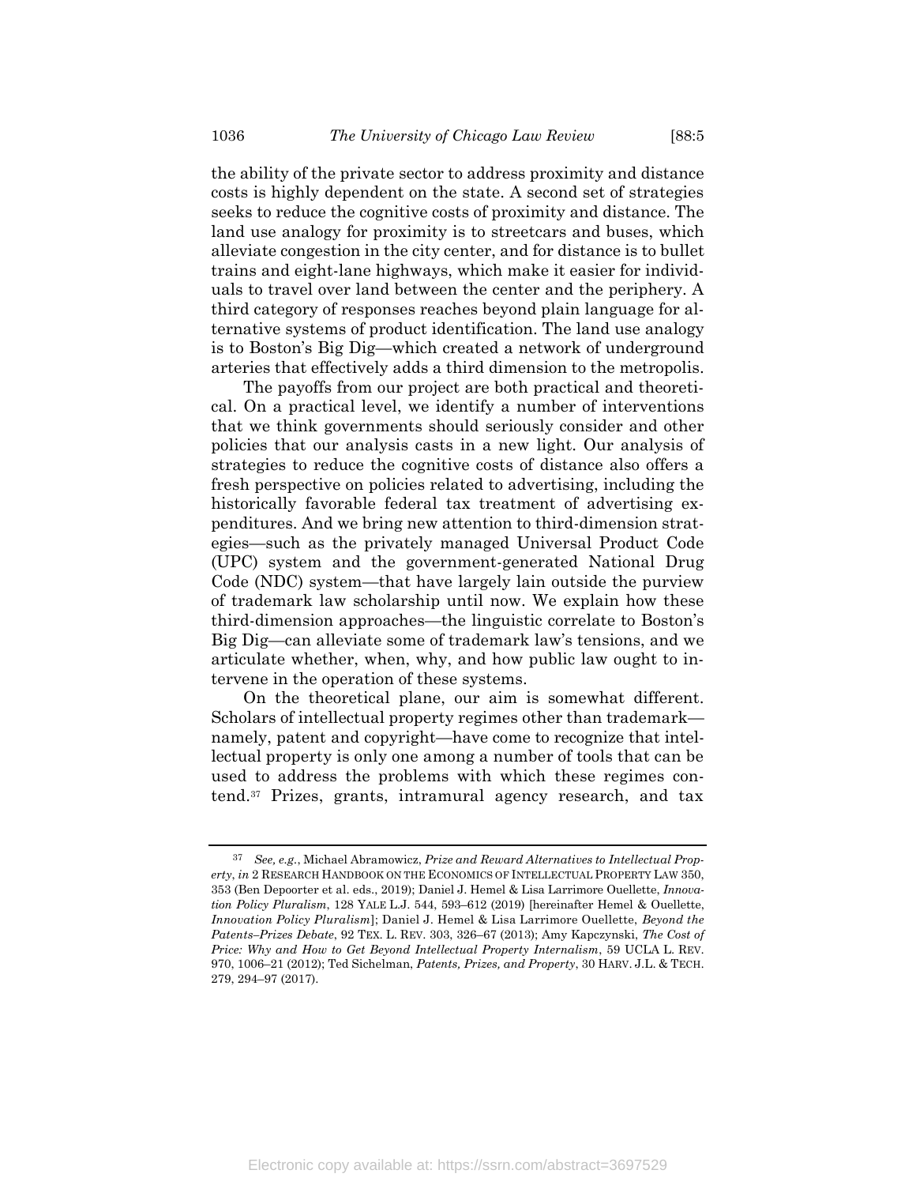the ability of the private sector to address proximity and distance costs is highly dependent on the state. A second set of strategies seeks to reduce the cognitive costs of proximity and distance. The land use analogy for proximity is to streetcars and buses, which alleviate congestion in the city center, and for distance is to bullet trains and eight-lane highways, which make it easier for individuals to travel over land between the center and the periphery. A third category of responses reaches beyond plain language for alternative systems of product identification. The land use analogy is to Boston's Big Dig—which created a network of underground arteries that effectively adds a third dimension to the metropolis.

The payoffs from our project are both practical and theoretical. On a practical level, we identify a number of interventions that we think governments should seriously consider and other policies that our analysis casts in a new light. Our analysis of strategies to reduce the cognitive costs of distance also offers a fresh perspective on policies related to advertising, including the historically favorable federal tax treatment of advertising expenditures. And we bring new attention to third-dimension strategies—such as the privately managed Universal Product Code (UPC) system and the government-generated National Drug Code (NDC) system—that have largely lain outside the purview of trademark law scholarship until now. We explain how these third-dimension approaches—the linguistic correlate to Boston's Big Dig—can alleviate some of trademark law's tensions, and we articulate whether, when, why, and how public law ought to intervene in the operation of these systems.

On the theoretical plane, our aim is somewhat different. Scholars of intellectual property regimes other than trademark—namely, patent and copyright—have come to recognize that intellectual property is only one among a number of tools that can be used to address the problems with which these regimes contend.[37] Prizes, grants, intramural agency research, and tax

---

[37] *See, e.g.*, Michael Abramowicz, *Prize and Reward Alternatives to Intellectual Property*, *in* 2 RESEARCH HANDBOOK ON THE ECONOMICS OF INTELLECTUAL PROPERTY LAW 350, 353 (Ben Depoorter et al. eds., 2019); Daniel J. Hemel & Lisa Larrimore Ouellette, *Innovation Policy Pluralism*, 128 YALE L.J. 544, 593–612 (2019) [hereinafter Hemel & Ouellette, *Innovation Policy Pluralism*]; Daniel J. Hemel & Lisa Larrimore Ouellette, *Beyond the Patents–Prizes Debate*, 92 TEX. L. REV. 303, 326–67 (2013); Amy Kapczynski, *The Cost of Price: Why and How to Get Beyond Intellectual Property Internalism*, 59 UCLA L. REV. 970, 1006–21 (2012); Ted Sichelman, *Patents, Prizes, and Property*, 30 HARV. J.L. & TECH. 279, 294–97 (2017).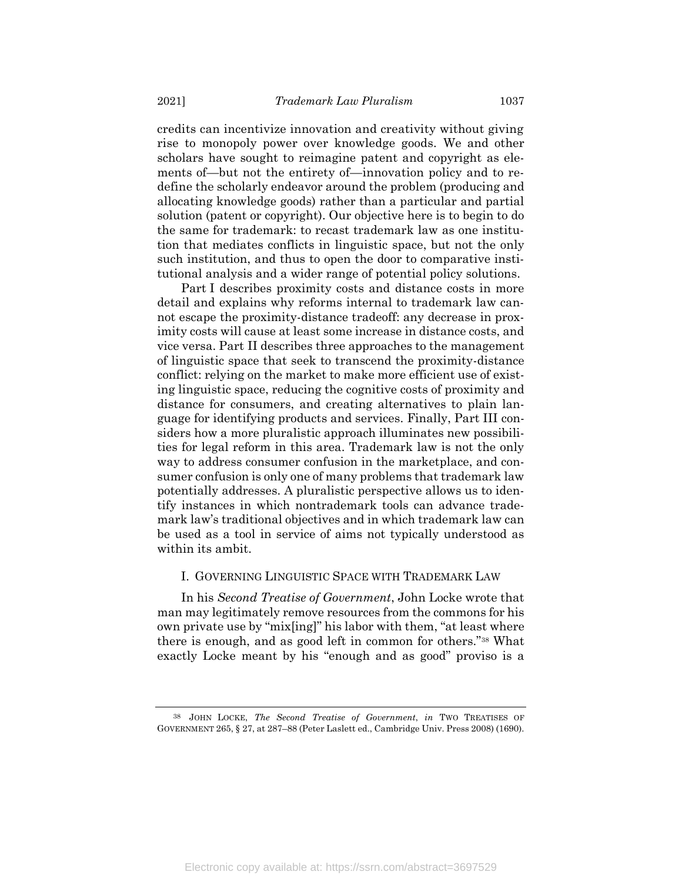credits can incentivize innovation and creativity without giving rise to monopoly power over knowledge goods. We and other scholars have sought to reimagine patent and copyright as elements of—but not the entirety of—innovation policy and to redefine the scholarly endeavor around the problem (producing and allocating knowledge goods) rather than a particular and partial solution (patent or copyright). Our objective here is to begin to do the same for trademark: to recast trademark law as one institution that mediates conflicts in linguistic space, but not the only such institution, and thus to open the door to comparative institutional analysis and a wider range of potential policy solutions.

Part I describes proximity costs and distance costs in more detail and explains why reforms internal to trademark law cannot escape the proximity-distance tradeoff: any decrease in proximity costs will cause at least some increase in distance costs, and vice versa. Part II describes three approaches to the management of linguistic space that seek to transcend the proximity-distance conflict: relying on the market to make more efficient use of existing linguistic space, reducing the cognitive costs of proximity and distance for consumers, and creating alternatives to plain language for identifying products and services. Finally, Part III considers how a more pluralistic approach illuminates new possibilities for legal reform in this area. Trademark law is not the only way to address consumer confusion in the marketplace, and consumer confusion is only one of many problems that trademark law potentially addresses. A pluralistic perspective allows us to identify instances in which nontrademark tools can advance trademark law's traditional objectives and in which trademark law can be used as a tool in service of aims not typically understood as within its ambit.

## I. GOVERNING LINGUISTIC SPACE WITH TRADEMARK LAW

In his *Second Treatise of Government*, John Locke wrote that man may legitimately remove resources from the commons for his own private use by "mix[ing]" his labor with them, "at least where there is enough, and as good left in common for others."[38] What exactly Locke meant by his "enough and as good" proviso is a

---

[38] JOHN LOCKE, *The Second Treatise of Government*, *in* TWO TREATISES OF GOVERNMENT 265, § 27, at 287–88 (Peter Laslett ed., Cambridge Univ. Press 2008) (1690).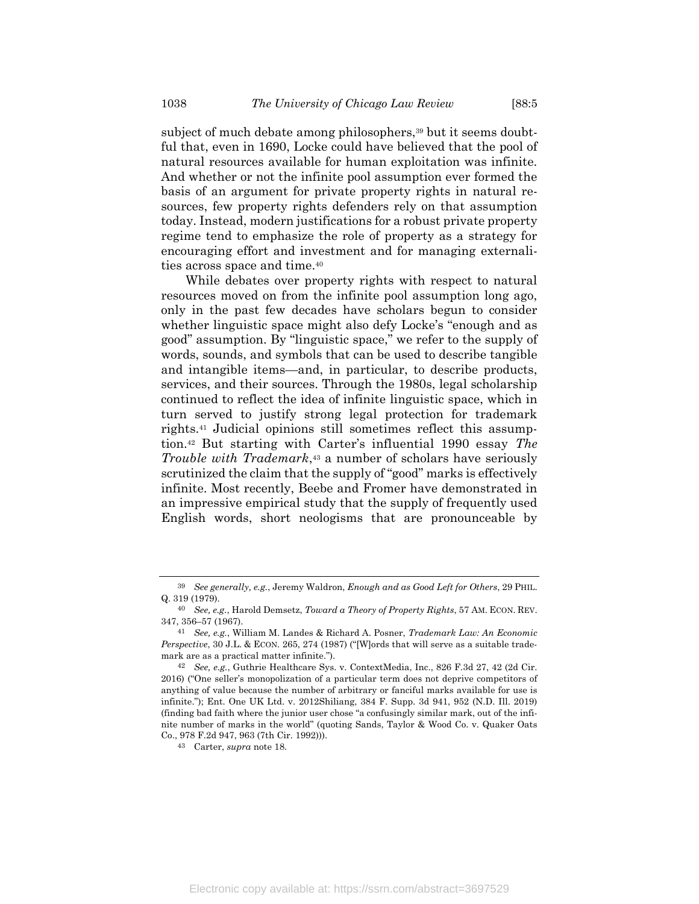subject of much debate among philosophers,[39] but it seems doubtful that, even in 1690, Locke could have believed that the pool of natural resources available for human exploitation was infinite. And whether or not the infinite pool assumption ever formed the basis of an argument for private property rights in natural resources, few property rights defenders rely on that assumption today. Instead, modern justifications for a robust private property regime tend to emphasize the role of property as a strategy for encouraging effort and investment and for managing externalities across space and time.[40]

While debates over property rights with respect to natural resources moved on from the infinite pool assumption long ago, only in the past few decades have scholars begun to consider whether linguistic space might also defy Locke's "enough and as good" assumption. By "linguistic space," we refer to the supply of words, sounds, and symbols that can be used to describe tangible and intangible items—and, in particular, to describe products, services, and their sources. Through the 1980s, legal scholarship continued to reflect the idea of infinite linguistic space, which in turn served to justify strong legal protection for trademark rights.[41] Judicial opinions still sometimes reflect this assumption.[42] But starting with Carter's influential 1990 essay *The Trouble with Trademark*,[43] a number of scholars have seriously scrutinized the claim that the supply of "good" marks is effectively infinite. Most recently, Beebe and Fromer have demonstrated in an impressive empirical study that the supply of frequently used English words, short neologisms that are pronounceable by

---

[39] *See generally, e.g.*, Jeremy Waldron, *Enough and as Good Left for Others*, 29 PHIL. Q. 319 (1979).

[40] *See, e.g.*, Harold Demsetz, *Toward a Theory of Property Rights*, 57 AM. ECON. REV. 347, 356–57 (1967).

[41] *See, e.g.*, William M. Landes & Richard A. Posner, *Trademark Law: An Economic Perspective*, 30 J.L. & ECON. 265, 274 (1987) ("[W]ords that will serve as a suitable trademark are as a practical matter infinite.").

[42] *See, e.g.*, Guthrie Healthcare Sys. v. ContextMedia, Inc., 826 F.3d 27, 42 (2d Cir. 2016) ("One seller's monopolization of a particular term does not deprive competitors of anything of value because the number of arbitrary or fanciful marks available for use is infinite."); Ent. One UK Ltd. v. 2012Shiliang, 384 F. Supp. 3d 941, 952 (N.D. Ill. 2019) (finding bad faith where the junior user chose "a confusingly similar mark, out of the infinite number of marks in the world" (quoting Sands, Taylor & Wood Co. v. Quaker Oats Co., 978 F.2d 947, 963 (7th Cir. 1992))).

[43] Carter, *supra* note 18.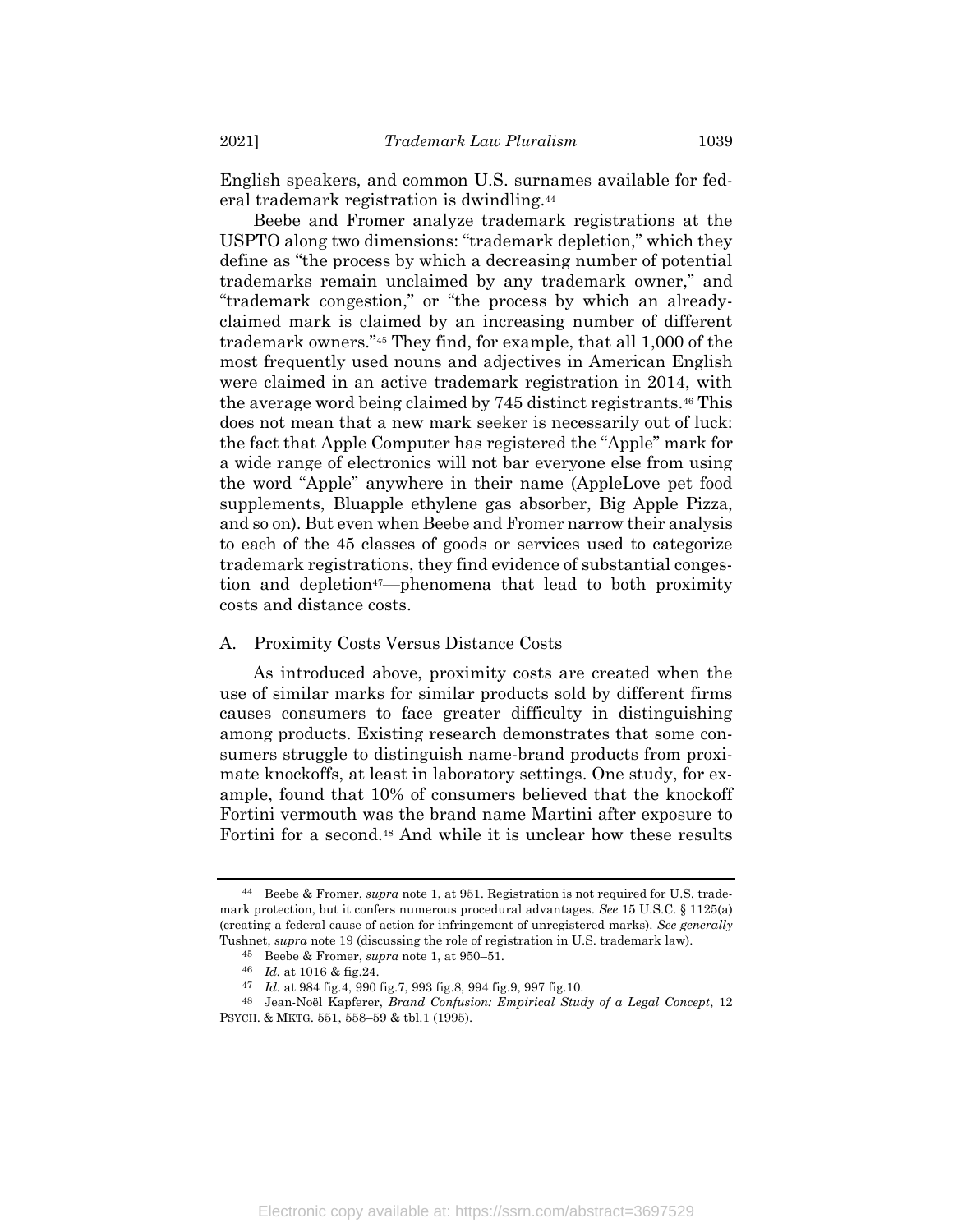English speakers, and common U.S. surnames available for federal trademark registration is dwindling.[44]

Beebe and Fromer analyze trademark registrations at the USPTO along two dimensions: "trademark depletion," which they define as "the process by which a decreasing number of potential trademarks remain unclaimed by any trademark owner," and "trademark congestion," or "the process by which an already-claimed mark is claimed by an increasing number of different trademark owners."[45] They find, for example, that all 1,000 of the most frequently used nouns and adjectives in American English were claimed in an active trademark registration in 2014, with the average word being claimed by 745 distinct registrants.[46] This does not mean that a new mark seeker is necessarily out of luck: the fact that Apple Computer has registered the "Apple" mark for a wide range of electronics will not bar everyone else from using the word "Apple" anywhere in their name (AppleLove pet food supplements, Bluapple ethylene gas absorber, Big Apple Pizza, and so on). But even when Beebe and Fromer narrow their analysis to each of the 45 classes of goods or services used to categorize trademark registrations, they find evidence of substantial congestion and depletion[47]—phenomena that lead to both proximity costs and distance costs.

## A. Proximity Costs Versus Distance Costs

As introduced above, proximity costs are created when the use of similar marks for similar products sold by different firms causes consumers to face greater difficulty in distinguishing among products. Existing research demonstrates that some consumers struggle to distinguish name-brand products from proximate knockoffs, at least in laboratory settings. One study, for example, found that 10% of consumers believed that the knockoff Fortini vermouth was the brand name Martini after exposure to Fortini for a second.[48] And while it is unclear how these results

---

[44] Beebe & Fromer, *supra* note 1, at 951. Registration is not required for U.S. trademark protection, but it confers numerous procedural advantages. *See* 15 U.S.C. § 1125(a) (creating a federal cause of action for infringement of unregistered marks). *See generally* Tushnet, *supra* note 19 (discussing the role of registration in U.S. trademark law).

[45] Beebe & Fromer, *supra* note 1, at 950–51.

[46] *Id.* at 1016 & fig.24.

[47] *Id.* at 984 fig.4, 990 fig.7, 993 fig.8, 994 fig.9, 997 fig.10.

[48] Jean-Noël Kapferer, *Brand Confusion: Empirical Study of a Legal Concept*, 12 PSYCH. & MKTG. 551, 558–59 & tbl.1 (1995).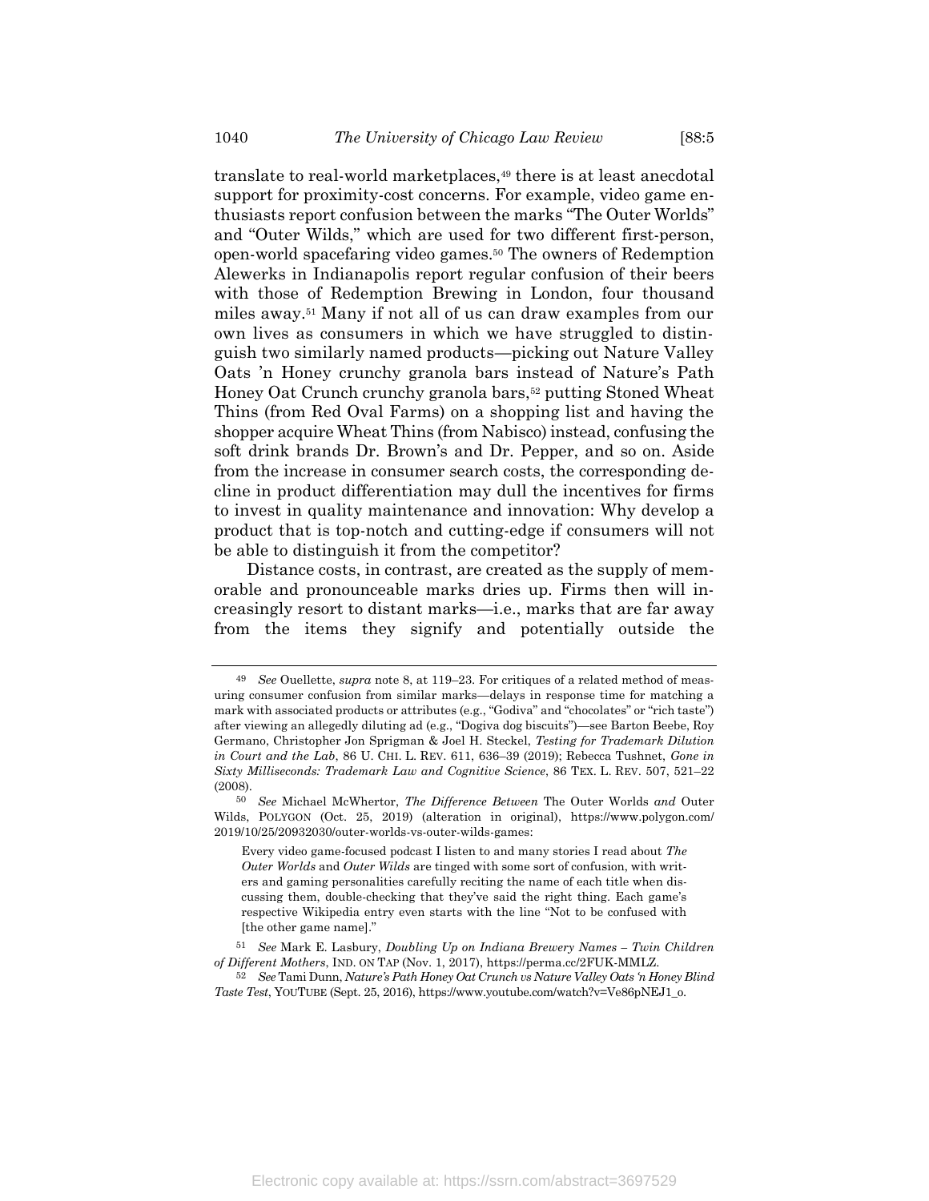translate to real-world marketplaces,[49] there is at least anecdotal support for proximity-cost concerns. For example, video game enthusiasts report confusion between the marks "The Outer Worlds" and "Outer Wilds," which are used for two different first-person, open-world spacefaring video games.[50] The owners of Redemption Alewerks in Indianapolis report regular confusion of their beers with those of Redemption Brewing in London, four thousand miles away.[51] Many if not all of us can draw examples from our own lives as consumers in which we have struggled to distinguish two similarly named products—picking out Nature Valley Oats 'n Honey crunchy granola bars instead of Nature's Path Honey Oat Crunch crunchy granola bars,[52] putting Stoned Wheat Thins (from Red Oval Farms) on a shopping list and having the shopper acquire Wheat Thins (from Nabisco) instead, confusing the soft drink brands Dr. Brown's and Dr. Pepper, and so on. Aside from the increase in consumer search costs, the corresponding decline in product differentiation may dull the incentives for firms to invest in quality maintenance and innovation: Why develop a product that is top-notch and cutting-edge if consumers will not be able to distinguish it from the competitor?

Distance costs, in contrast, are created as the supply of memorable and pronounceable marks dries up. Firms then will increasingly resort to distant marks—i.e., marks that are far away from the items they signify and potentially outside the

---

[49] *See* Ouellette, *supra* note 8, at 119–23. For critiques of a related method of measuring consumer confusion from similar marks—delays in response time for matching a mark with associated products or attributes (e.g., "Godiva" and "chocolates" or "rich taste") after viewing an allegedly diluting ad (e.g., "Dogiva dog biscuits")—see Barton Beebe, Roy Germano, Christopher Jon Sprigman & Joel H. Steckel, *Testing for Trademark Dilution in Court and the Lab*, 86 U. CHI. L. REV. 611, 636–39 (2019); Rebecca Tushnet, *Gone in Sixty Milliseconds: Trademark Law and Cognitive Science*, 86 TEX. L. REV. 507, 521–22 (2008).

[50] *See* Michael McWhertor, *The Difference Between* The Outer Worlds *and* Outer Wilds, POLYGON (Oct. 25, 2019) (alteration in original), https://www.polygon.com/2019/10/25/20932030/outer-worlds-vs-outer-wilds-games:

> Every video game-focused podcast I listen to and many stories I read about *The Outer Worlds* and *Outer Wilds* are tinged with some sort of confusion, with writers and gaming personalities carefully reciting the name of each title when discussing them, double-checking that they've said the right thing. Each game's respective Wikipedia entry even starts with the line "Not to be confused with [the other game name]."

[51] *See* Mark E. Lasbury, *Doubling Up on Indiana Brewery Names – Twin Children of Different Mothers*, IND. ON TAP (Nov. 1, 2017), https://perma.cc/2FUK-MMLZ.

[52] *See* Tami Dunn, *Nature's Path Honey Oat Crunch vs Nature Valley Oats 'n Honey Blind Taste Test*, YOUTUBE (Sept. 25, 2016), https://www.youtube.com/watch?v=Ve86pNEJ1_o.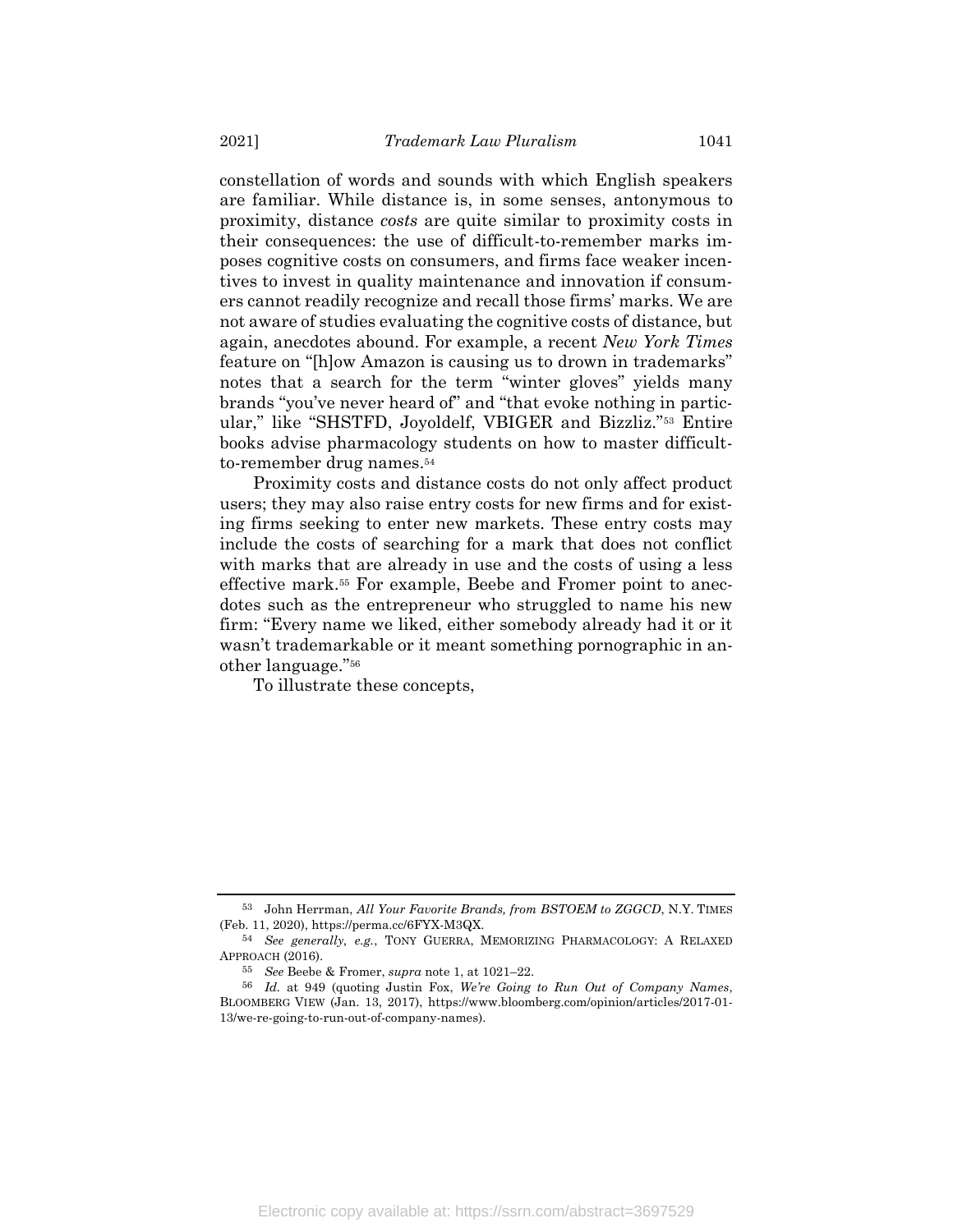constellation of words and sounds with which English speakers are familiar. While distance is, in some senses, antonymous to proximity, distance *costs* are quite similar to proximity costs in their consequences: the use of difficult-to-remember marks imposes cognitive costs on consumers, and firms face weaker incentives to invest in quality maintenance and innovation if consumers cannot readily recognize and recall those firms' marks. We are not aware of studies evaluating the cognitive costs of distance, but again, anecdotes abound. For example, a recent *New York Times* feature on "[h]ow Amazon is causing us to drown in trademarks" notes that a search for the term "winter gloves" yields many brands "you've never heard of" and "that evoke nothing in particular," like "SHSTFD, Joyoldelf, VBIGER and Bizzliz."[53] Entire books advise pharmacology students on how to master difficult-to-remember drug names.[54]

Proximity costs and distance costs do not only affect product users; they may also raise entry costs for new firms and for existing firms seeking to enter new markets. These entry costs may include the costs of searching for a mark that does not conflict with marks that are already in use and the costs of using a less effective mark.[55] For example, Beebe and Fromer point to anecdotes such as the entrepreneur who struggled to name his new firm: "Every name we liked, either somebody already had it or it wasn't trademarkable or it meant something pornographic in another language."[56]

To illustrate these concepts,

---

[53] John Herrman, *All Your Favorite Brands, from BSTOEM to ZGGCD*, N.Y. TIMES (Feb. 11, 2020), https://perma.cc/6FYX-M3QX.

[54] *See generally, e.g.*, TONY GUERRA, MEMORIZING PHARMACOLOGY: A RELAXED APPROACH (2016).

[55] *See* Beebe & Fromer, *supra* note 1, at 1021–22.

[56] *Id.* at 949 (quoting Justin Fox, *We're Going to Run Out of Company Names*, BLOOMBERG VIEW (Jan. 13, 2017), https://www.bloomberg.com/opinion/articles/2017-01-13/we-re-going-to-run-out-of-company-names).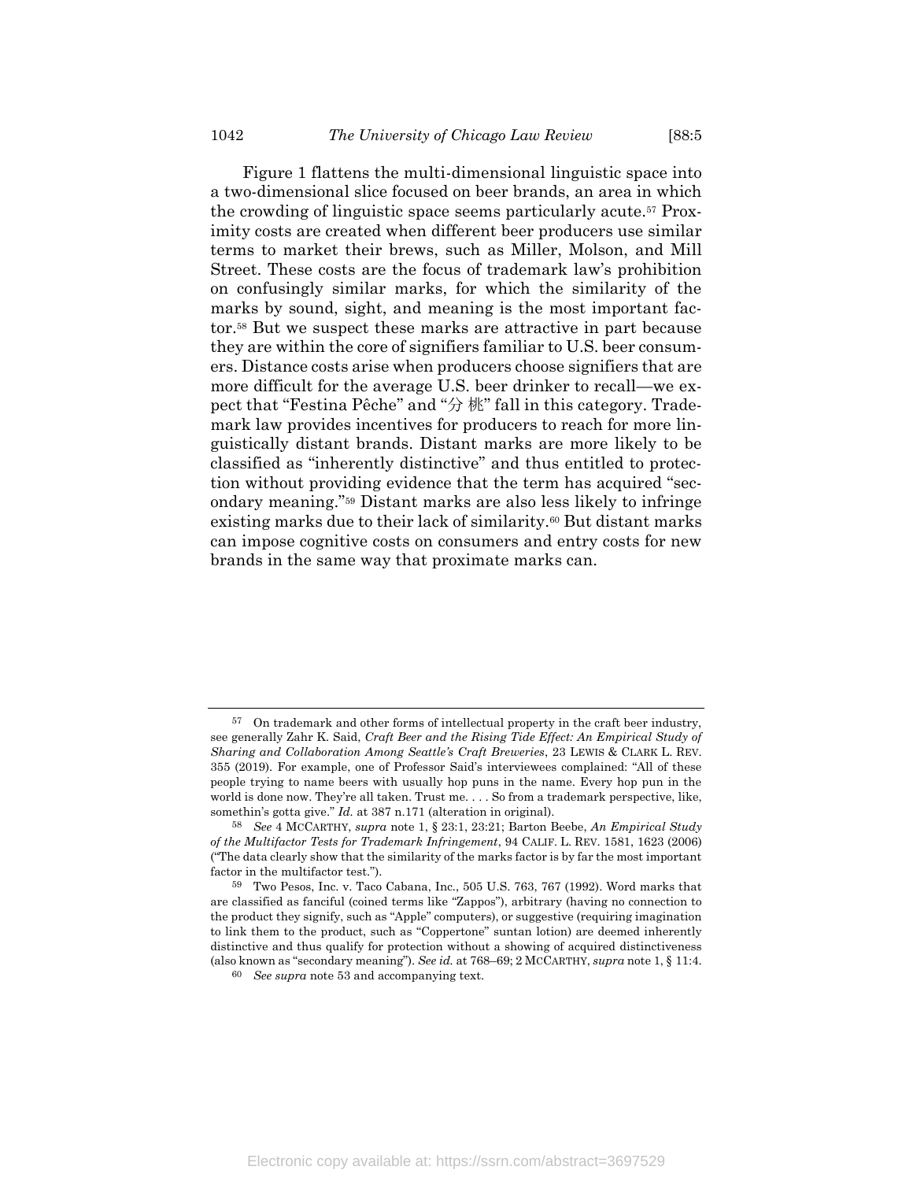Figure 1 flattens the multi-dimensional linguistic space into a two-dimensional slice focused on beer brands, an area in which the crowding of linguistic space seems particularly acute.[57] Proximity costs are created when different beer producers use similar terms to market their brews, such as Miller, Molson, and Mill Street. These costs are the focus of trademark law's prohibition on confusingly similar marks, for which the similarity of the marks by sound, sight, and meaning is the most important factor.[58] But we suspect these marks are attractive in part because they are within the core of signifiers familiar to U.S. beer consumers. Distance costs arise when producers choose signifiers that are more difficult for the average U.S. beer drinker to recall—we expect that "Festina Pêche" and "分 桃" fall in this category. Trademark law provides incentives for producers to reach for more linguistically distant brands. Distant marks are more likely to be classified as "inherently distinctive" and thus entitled to protection without providing evidence that the term has acquired "secondary meaning."[59] Distant marks are also less likely to infringe existing marks due to their lack of similarity.[60] But distant marks can impose cognitive costs on consumers and entry costs for new brands in the same way that proximate marks can.

---

57 On trademark and other forms of intellectual property in the craft beer industry, see generally Zahr K. Said, *Craft Beer and the Rising Tide Effect: An Empirical Study of Sharing and Collaboration Among Seattle's Craft Breweries*, 23 LEWIS & CLARK L. REV. 355 (2019). For example, one of Professor Said's interviewees complained: "All of these people trying to name beers with usually hop puns in the name. Every hop pun in the world is done now. They're all taken. Trust me. . . . So from a trademark perspective, like, somethin's gotta give." *Id.* at 387 n.171 (alteration in original).

58 *See* 4 MCCARTHY, *supra* note 1, § 23:1, 23:21; Barton Beebe, *An Empirical Study of the Multifactor Tests for Trademark Infringement*, 94 CALIF. L. REV. 1581, 1623 (2006) ("The data clearly show that the similarity of the marks factor is by far the most important factor in the multifactor test.").

59 Two Pesos, Inc. v. Taco Cabana, Inc., 505 U.S. 763, 767 (1992). Word marks that are classified as fanciful (coined terms like "Zappos"), arbitrary (having no connection to the product they signify, such as "Apple" computers), or suggestive (requiring imagination to link them to the product, such as "Coppertone" suntan lotion) are deemed inherently distinctive and thus qualify for protection without a showing of acquired distinctiveness (also known as "secondary meaning"). *See id.* at 768–69; 2 MCCARTHY, *supra* note 1, § 11:4.

60 *See supra* note 53 and accompanying text.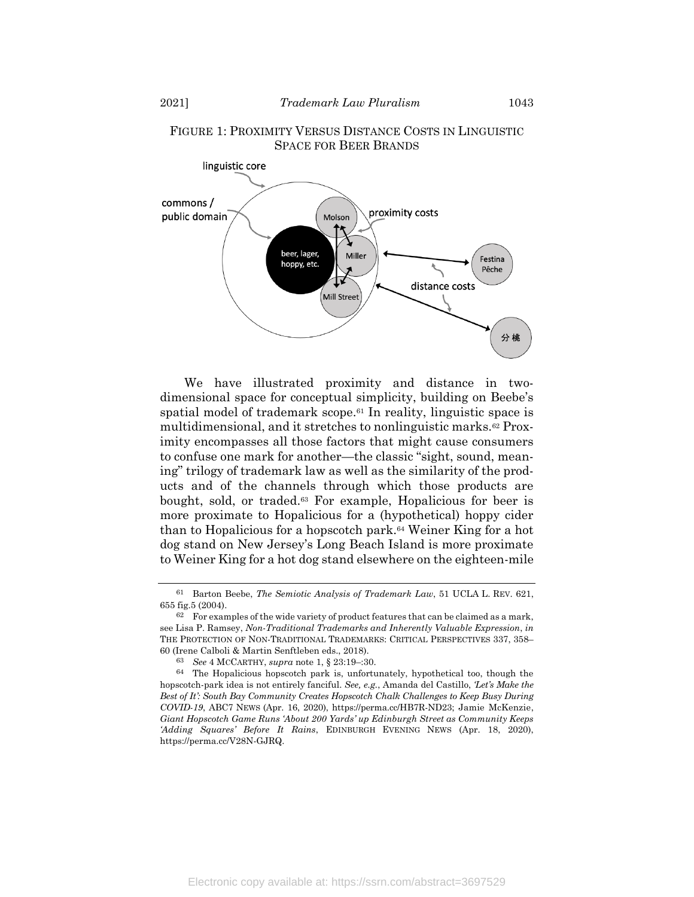FIGURE 1: PROXIMITY VERSUS DISTANCE COSTS IN LINGUISTIC SPACE FOR BEER BRANDS

We have illustrated proximity and distance in two-dimensional space for conceptual simplicity, building on Beebe's spatial model of trademark scope.[61] In reality, linguistic space is multidimensional, and it stretches to nonlinguistic marks.[62] Proximity encompasses all those factors that might cause consumers to confuse one mark for another—the classic "sight, sound, meaning" trilogy of trademark law as well as the similarity of the products and of the channels through which those products are bought, sold, or traded.[63] For example, Hopalicious for beer is more proximate to Hopalicious for a (hypothetical) hoppy cider than to Hopalicious for a hopscotch park.[64] Weiner King for a hot dog stand on New Jersey's Long Beach Island is more proximate to Weiner King for a hot dog stand elsewhere on the eighteen-mile

---

[61] Barton Beebe, *The Semiotic Analysis of Trademark Law*, 51 UCLA L. REV. 621, 655 fig.5 (2004).

[62] For examples of the wide variety of product features that can be claimed as a mark, see Lisa P. Ramsey, *Non-Traditional Trademarks and Inherently Valuable Expression*, *in* THE PROTECTION OF NON-TRADITIONAL TRADEMARKS: CRITICAL PERSPECTIVES 337, 358–60 (Irene Calboli & Martin Senftleben eds., 2018).

[63] *See* 4 MCCARTHY, *supra* note 1, § 23:19–:30.

[64] The Hopalicious hopscotch park is, unfortunately, hypothetical too, though the hopscotch-park idea is not entirely fanciful. *See, e.g.*, Amanda del Castillo, *'Let's Make the Best of It': South Bay Community Creates Hopscotch Chalk Challenges to Keep Busy During COVID-19*, ABC7 NEWS (Apr. 16, 2020), https://perma.cc/HB7R-ND23; Jamie McKenzie, *Giant Hopscotch Game Runs 'About 200 Yards' up Edinburgh Street as Community Keeps 'Adding Squares' Before It Rains*, EDINBURGH EVENING NEWS (Apr. 18, 2020), https://perma.cc/V28N-GJRQ.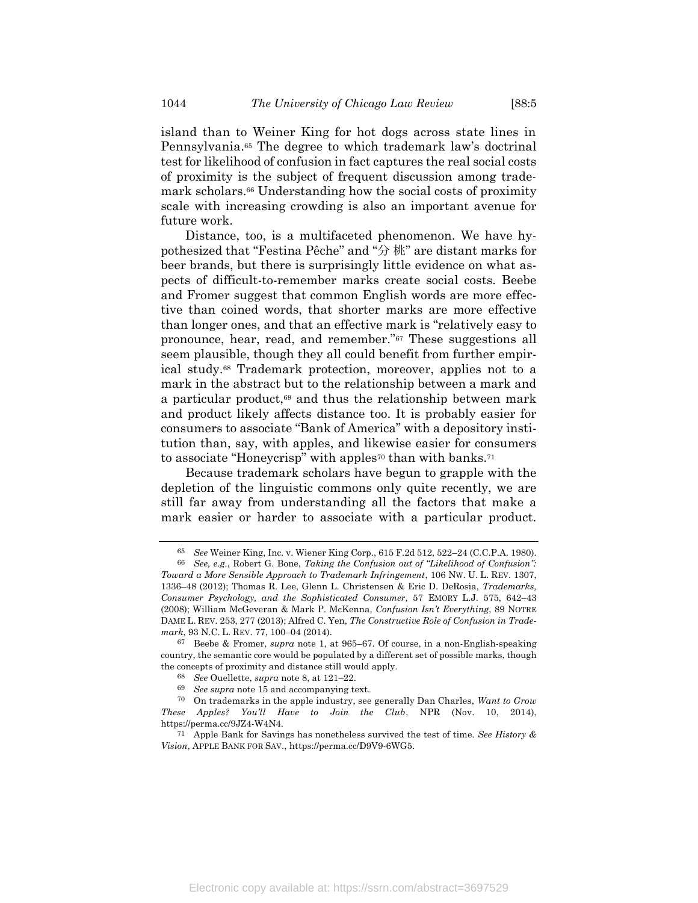island than to Weiner King for hot dogs across state lines in Pennsylvania.[65] The degree to which trademark law's doctrinal test for likelihood of confusion in fact captures the real social costs of proximity is the subject of frequent discussion among trademark scholars.[66] Understanding how the social costs of proximity scale with increasing crowding is also an important avenue for future work.

Distance, too, is a multifaceted phenomenon. We have hypothesized that "Festina Pêche" and "分 桃" are distant marks for beer brands, but there is surprisingly little evidence on what aspects of difficult-to-remember marks create social costs. Beebe and Fromer suggest that common English words are more effective than coined words, that shorter marks are more effective than longer ones, and that an effective mark is "relatively easy to pronounce, hear, read, and remember."[67] These suggestions all seem plausible, though they all could benefit from further empirical study.[68] Trademark protection, moreover, applies not to a mark in the abstract but to the relationship between a mark and a particular product,[69] and thus the relationship between mark and product likely affects distance too. It is probably easier for consumers to associate "Bank of America" with a depository institution than, say, with apples, and likewise easier for consumers to associate "Honeycrisp" with apples[70] than with banks.[71]

Because trademark scholars have begun to grapple with the depletion of the linguistic commons only quite recently, we are still far away from understanding all the factors that make a mark easier or harder to associate with a particular product.

---

[65] *See* Weiner King, Inc. v. Wiener King Corp., 615 F.2d 512, 522–24 (C.C.P.A. 1980).

[66] *See, e.g.*, Robert G. Bone, *Taking the Confusion out of "Likelihood of Confusion": Toward a More Sensible Approach to Trademark Infringement*, 106 NW. U. L. REV. 1307, 1336–48 (2012); Thomas R. Lee, Glenn L. Christensen & Eric D. DeRosia, *Trademarks, Consumer Psychology, and the Sophisticated Consumer*, 57 EMORY L.J. 575, 642–43 (2008); William McGeveran & Mark P. McKenna, *Confusion Isn't Everything*, 89 NOTRE DAME L. REV. 253, 277 (2013); Alfred C. Yen, *The Constructive Role of Confusion in Trademark*, 93 N.C. L. REV. 77, 100–04 (2014).

[67] Beebe & Fromer, *supra* note 1, at 965–67. Of course, in a non-English-speaking country, the semantic core would be populated by a different set of possible marks, though the concepts of proximity and distance still would apply.

[68] *See* Ouellette, *supra* note 8, at 121–22.

[69] *See supra* note 15 and accompanying text.

[70] On trademarks in the apple industry, see generally Dan Charles, *Want to Grow These Apples? You'll Have to Join the Club*, NPR (Nov. 10, 2014), https://perma.cc/9JZ4-W4N4.

[71] Apple Bank for Savings has nonetheless survived the test of time. *See History & Vision*, APPLE BANK FOR SAV., https://perma.cc/D9V9-6WG5.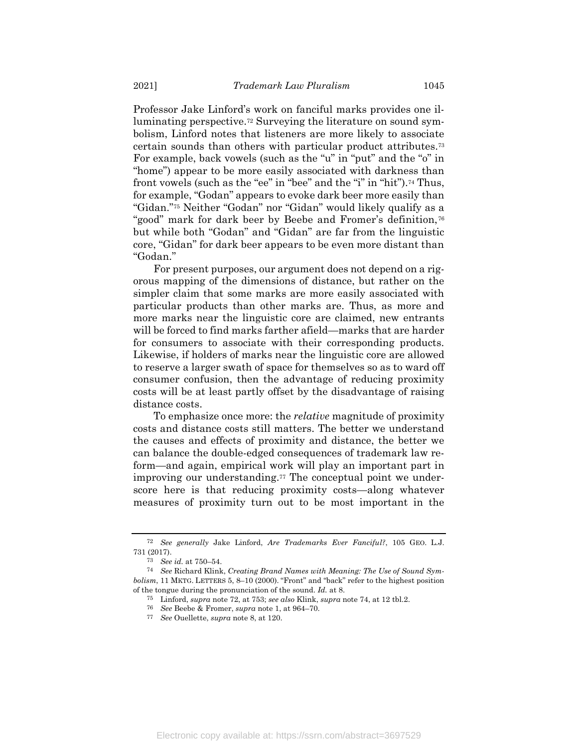Professor Jake Linford's work on fanciful marks provides one illuminating perspective.[72] Surveying the literature on sound symbolism, Linford notes that listeners are more likely to associate certain sounds than others with particular product attributes.[73] For example, back vowels (such as the "u" in "put" and the "o" in "home") appear to be more easily associated with darkness than front vowels (such as the "ee" in "bee" and the "i" in "hit").[74] Thus, for example, "Godan" appears to evoke dark beer more easily than "Gidan."[75] Neither "Godan" nor "Gidan" would likely qualify as a "good" mark for dark beer by Beebe and Fromer's definition,[76] but while both "Godan" and "Gidan" are far from the linguistic core, "Gidan" for dark beer appears to be even more distant than "Godan."

For present purposes, our argument does not depend on a rigorous mapping of the dimensions of distance, but rather on the simpler claim that some marks are more easily associated with particular products than other marks are. Thus, as more and more marks near the linguistic core are claimed, new entrants will be forced to find marks farther afield—marks that are harder for consumers to associate with their corresponding products. Likewise, if holders of marks near the linguistic core are allowed to reserve a larger swath of space for themselves so as to ward off consumer confusion, then the advantage of reducing proximity costs will be at least partly offset by the disadvantage of raising distance costs.

To emphasize once more: the *relative* magnitude of proximity costs and distance costs still matters. The better we understand the causes and effects of proximity and distance, the better we can balance the double-edged consequences of trademark law reform—and again, empirical work will play an important part in improving our understanding.[77] The conceptual point we underscore here is that reducing proximity costs—along whatever measures of proximity turn out to be most important in the

---

[72] *See generally* Jake Linford, *Are Trademarks Ever Fanciful?*, 105 GEO. L.J. 731 (2017).

[73] *See id.* at 750–54.

[74] *See* Richard Klink, *Creating Brand Names with Meaning: The Use of Sound Symbolism*, 11 MKTG. LETTERS 5, 8–10 (2000). "Front" and "back" refer to the highest position of the tongue during the pronunciation of the sound. *Id.* at 8.

[75] Linford, *supra* note 72, at 753; *see also* Klink, *supra* note 74, at 12 tbl.2.

[76] *See* Beebe & Fromer, *supra* note 1, at 964–70.

[77] *See* Ouellette, *supra* note 8, at 120.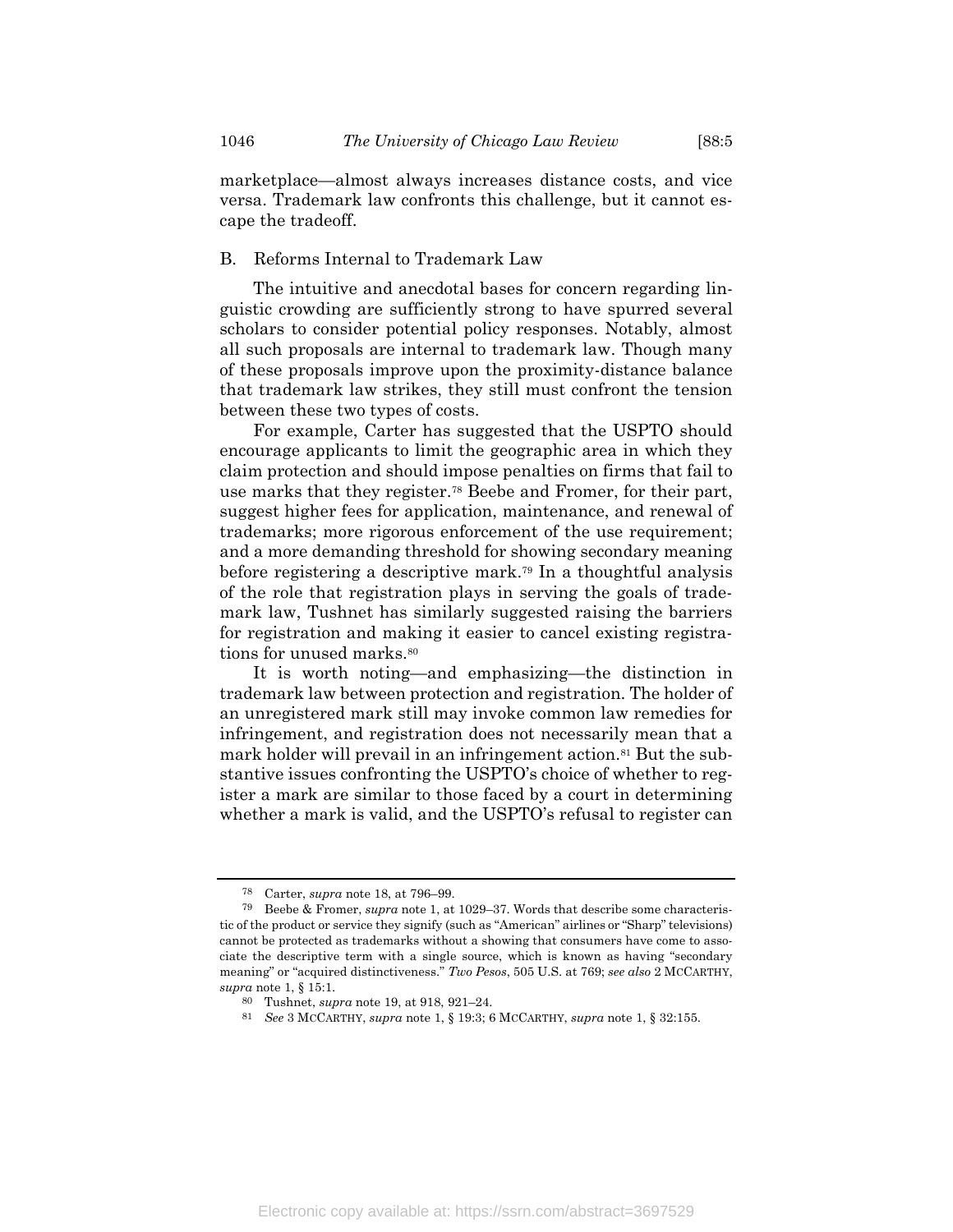marketplace—almost always increases distance costs, and vice versa. Trademark law confronts this challenge, but it cannot escape the tradeoff.

## B. Reforms Internal to Trademark Law

The intuitive and anecdotal bases for concern regarding linguistic crowding are sufficiently strong to have spurred several scholars to consider potential policy responses. Notably, almost all such proposals are internal to trademark law. Though many of these proposals improve upon the proximity-distance balance that trademark law strikes, they still must confront the tension between these two types of costs.

For example, Carter has suggested that the USPTO should encourage applicants to limit the geographic area in which they claim protection and should impose penalties on firms that fail to use marks that they register.[78] Beebe and Fromer, for their part, suggest higher fees for application, maintenance, and renewal of trademarks; more rigorous enforcement of the use requirement; and a more demanding threshold for showing secondary meaning before registering a descriptive mark.[79] In a thoughtful analysis of the role that registration plays in serving the goals of trademark law, Tushnet has similarly suggested raising the barriers for registration and making it easier to cancel existing registrations for unused marks.[80]

It is worth noting—and emphasizing—the distinction in trademark law between protection and registration. The holder of an unregistered mark still may invoke common law remedies for infringement, and registration does not necessarily mean that a mark holder will prevail in an infringement action.[81] But the substantive issues confronting the USPTO's choice of whether to register a mark are similar to those faced by a court in determining whether a mark is valid, and the USPTO's refusal to register can

---

[78] Carter, *supra* note 18, at 796–99.

[79] Beebe & Fromer, *supra* note 1, at 1029–37. Words that describe some characteristic of the product or service they signify (such as "American" airlines or "Sharp" televisions) cannot be protected as trademarks without a showing that consumers have come to associate the descriptive term with a single source, which is known as having "secondary meaning" or "acquired distinctiveness." *Two Pesos*, 505 U.S. at 769; *see also* 2 MCCARTHY, *supra* note 1, § 15:1.

[80] Tushnet, *supra* note 19, at 918, 921–24.

[81] *See* 3 MCCARTHY, *supra* note 1, § 19:3; 6 MCCARTHY, *supra* note 1, § 32:155.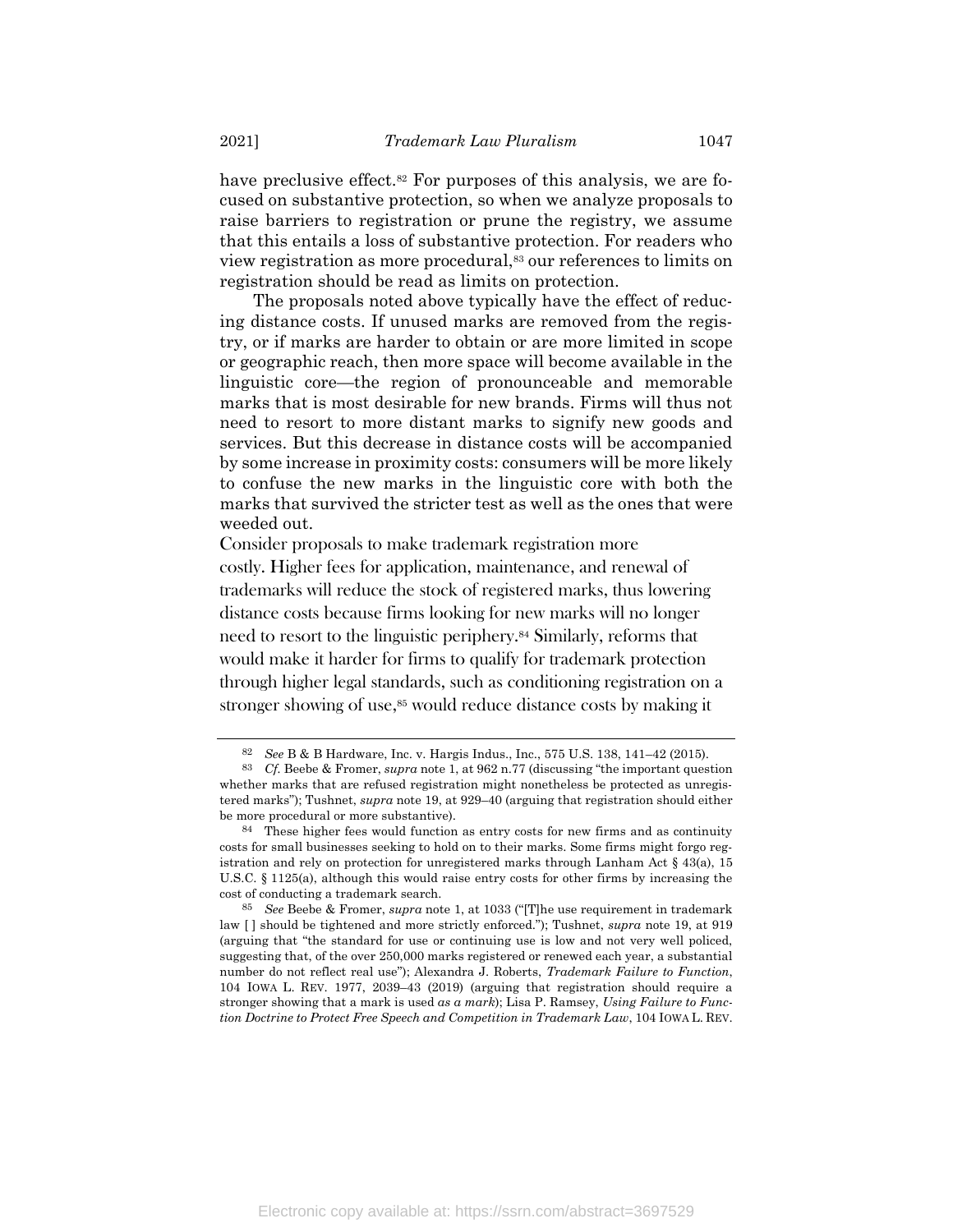have preclusive effect.[82] For purposes of this analysis, we are focused on substantive protection, so when we analyze proposals to raise barriers to registration or prune the registry, we assume that this entails a loss of substantive protection. For readers who view registration as more procedural,[83] our references to limits on registration should be read as limits on protection.

The proposals noted above typically have the effect of reducing distance costs. If unused marks are removed from the registry, or if marks are harder to obtain or are more limited in scope or geographic reach, then more space will become available in the linguistic core—the region of pronounceable and memorable marks that is most desirable for new brands. Firms will thus not need to resort to more distant marks to signify new goods and services. But this decrease in distance costs will be accompanied by some increase in proximity costs: consumers will be more likely to confuse the new marks in the linguistic core with both the marks that survived the stricter test as well as the ones that were weeded out.

Consider proposals to make trademark registration more costly. Higher fees for application, maintenance, and renewal of trademarks will reduce the stock of registered marks, thus lowering distance costs because firms looking for new marks will no longer need to resort to the linguistic periphery.[84] Similarly, reforms that would make it harder for firms to qualify for trademark protection through higher legal standards, such as conditioning registration on a stronger showing of use,[85] would reduce distance costs by making it

---

[82] *See* B & B Hardware, Inc. v. Hargis Indus., Inc., 575 U.S. 138, 141–42 (2015).

[83] *Cf.* Beebe & Fromer, *supra* note 1, at 962 n.77 (discussing "the important question whether marks that are refused registration might nonetheless be protected as unregistered marks"); Tushnet, *supra* note 19, at 929–40 (arguing that registration should either be more procedural or more substantive).

[84] These higher fees would function as entry costs for new firms and as continuity costs for small businesses seeking to hold on to their marks. Some firms might forgo registration and rely on protection for unregistered marks through Lanham Act § 43(a), 15 U.S.C. § 1125(a), although this would raise entry costs for other firms by increasing the cost of conducting a trademark search.

[85] *See* Beebe & Fromer, *supra* note 1, at 1033 ("[T]he use requirement in trademark law [ ] should be tightened and more strictly enforced."); Tushnet, *supra* note 19, at 919 (arguing that "the standard for use or continuing use is low and not very well policed, suggesting that, of the over 250,000 marks registered or renewed each year, a substantial number do not reflect real use"); Alexandra J. Roberts, *Trademark Failure to Function*, 104 IOWA L. REV. 1977, 2039–43 (2019) (arguing that registration should require a stronger showing that a mark is used *as a mark*); Lisa P. Ramsey, *Using Failure to Function Doctrine to Protect Free Speech and Competition in Trademark Law*, 104 IOWA L. REV.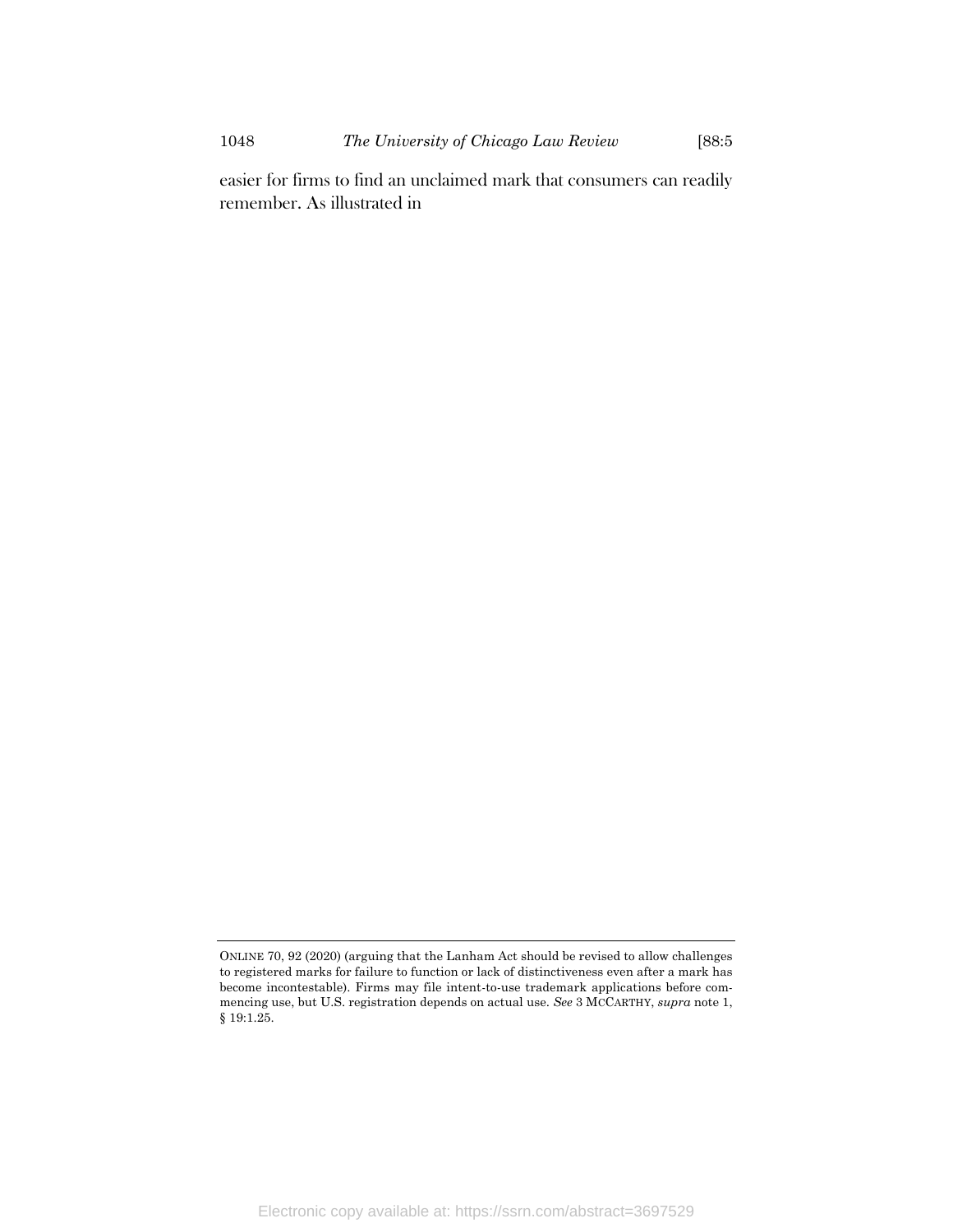easier for firms to find an unclaimed mark that consumers can readily remember. As illustrated in

ONLINE 70, 92 (2020) (arguing that the Lanham Act should be revised to allow challenges to registered marks for failure to function or lack of distinctiveness even after a mark has become incontestable). Firms may file intent-to-use trademark applications before commencing use, but U.S. registration depends on actual use. *See* 3 MCCARTHY, *supra* note 1, § 19:1.25.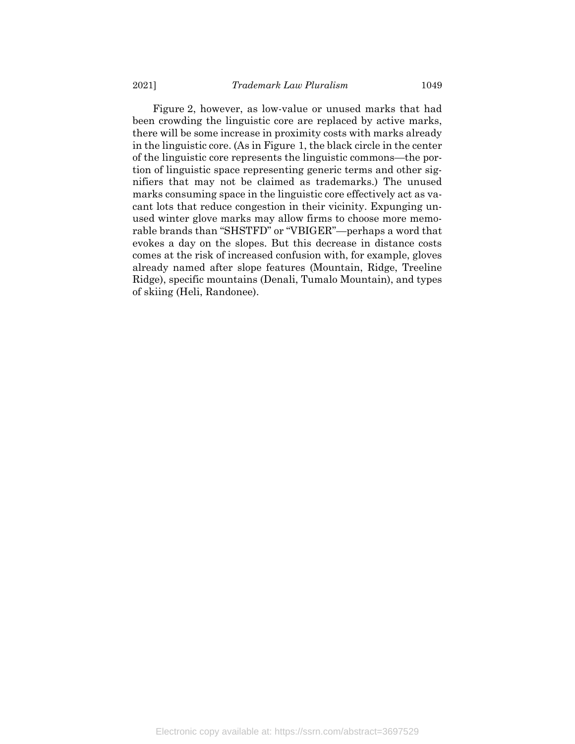Figure 2, however, as low-value or unused marks that had been crowding the linguistic core are replaced by active marks, there will be some increase in proximity costs with marks already in the linguistic core. (As in Figure 1, the black circle in the center of the linguistic core represents the linguistic commons—the portion of linguistic space representing generic terms and other signifiers that may not be claimed as trademarks.) The unused marks consuming space in the linguistic core effectively act as vacant lots that reduce congestion in their vicinity. Expunging unused winter glove marks may allow firms to choose more memorable brands than "SHSTFD" or "VBIGER"—perhaps a word that evokes a day on the slopes. But this decrease in distance costs comes at the risk of increased confusion with, for example, gloves already named after slope features (Mountain, Ridge, Treeline Ridge), specific mountains (Denali, Tumalo Mountain), and types of skiing (Heli, Randonee).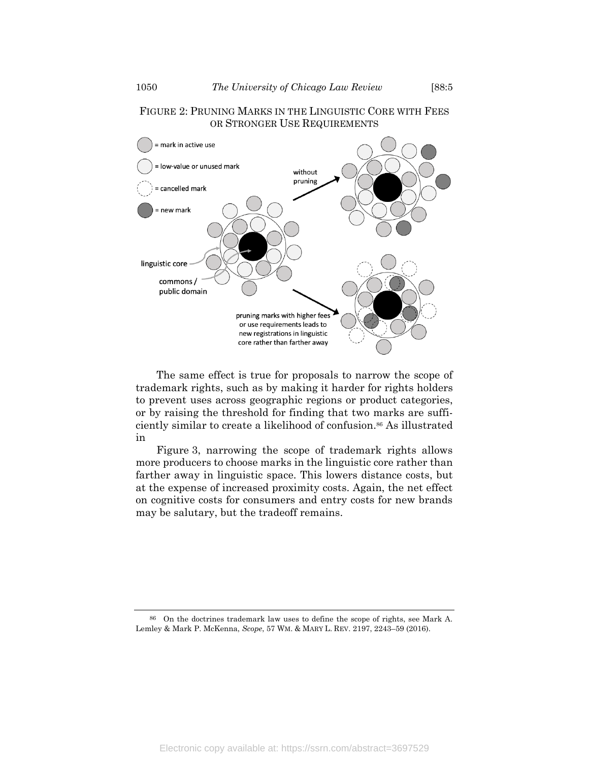FIGURE 2: PRUNING MARKS IN THE LINGUISTIC CORE WITH FEES OR STRONGER USE REQUIREMENTS

= mark in active use

= low-value or unused mark

= cancelled mark

= new mark

linguistic core

commons / public domain

without pruning

pruning marks with higher fees or use requirements leads to new registrations in linguistic core rather than farther away

The same effect is true for proposals to narrow the scope of trademark rights, such as by making it harder for rights holders to prevent uses across geographic regions or product categories, or by raising the threshold for finding that two marks are sufficiently similar to create a likelihood of confusion.[86] As illustrated in

Figure 3, narrowing the scope of trademark rights allows more producers to choose marks in the linguistic core rather than farther away in linguistic space. This lowers distance costs, but at the expense of increased proximity costs. Again, the net effect on cognitive costs for consumers and entry costs for new brands may be salutary, but the tradeoff remains.

---

[86] On the doctrines trademark law uses to define the scope of rights, see Mark A. Lemley & Mark P. McKenna, *Scope*, 57 WM. & MARY L. REV. 2197, 2243–59 (2016).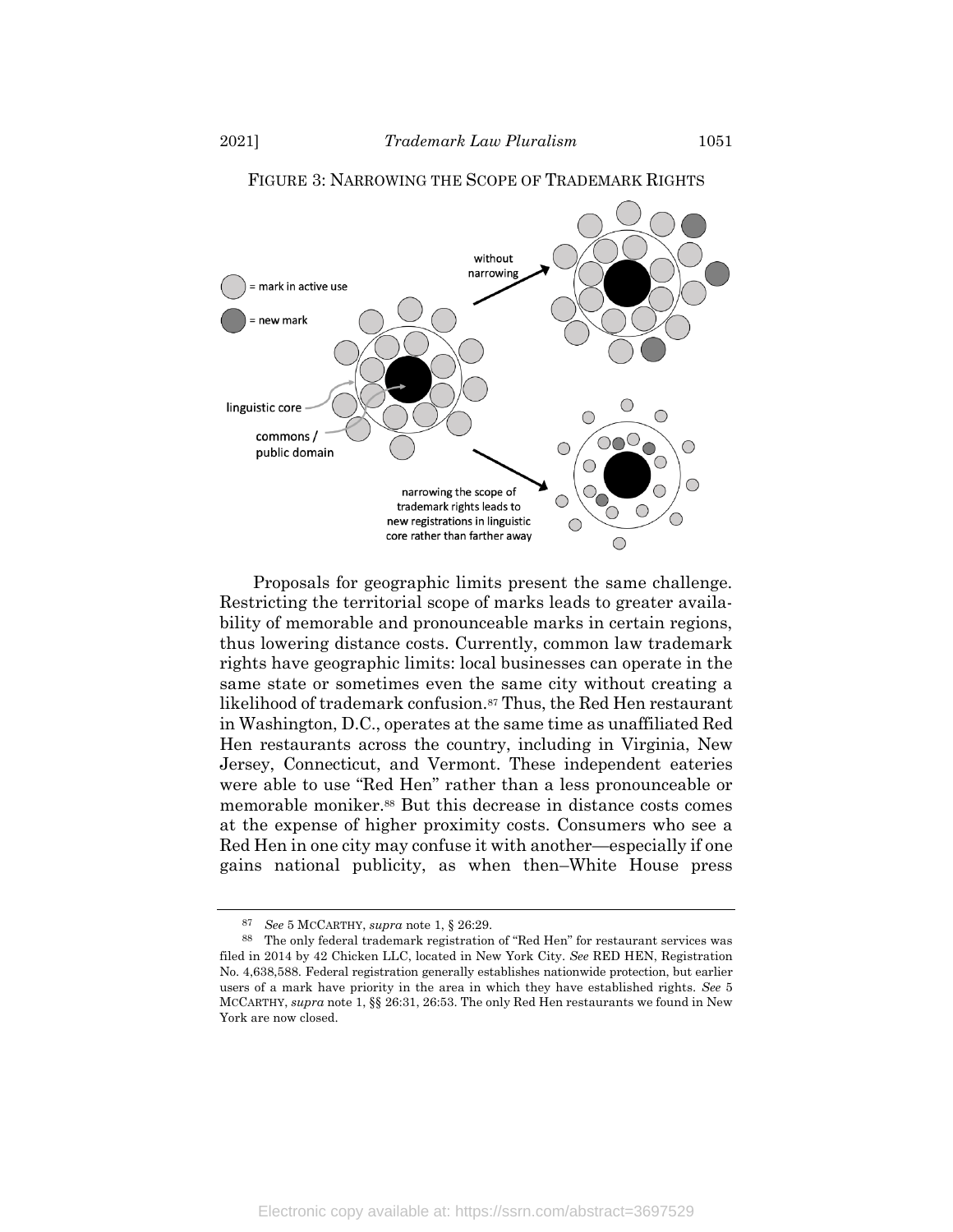FIGURE 3: NARROWING THE SCOPE OF TRADEMARK RIGHTS

Proposals for geographic limits present the same challenge. Restricting the territorial scope of marks leads to greater availability of memorable and pronounceable marks in certain regions, thus lowering distance costs. Currently, common law trademark rights have geographic limits: local businesses can operate in the same state or sometimes even the same city without creating a likelihood of trademark confusion.[87] Thus, the Red Hen restaurant in Washington, D.C., operates at the same time as unaffiliated Red Hen restaurants across the country, including in Virginia, New Jersey, Connecticut, and Vermont. These independent eateries were able to use "Red Hen" rather than a less pronounceable or memorable moniker.[88] But this decrease in distance costs comes at the expense of higher proximity costs. Consumers who see a Red Hen in one city may confuse it with another—especially if one gains national publicity, as when then–White House press

---

[87] *See* 5 MCCARTHY, *supra* note 1, § 26:29.

[88] The only federal trademark registration of "Red Hen" for restaurant services was filed in 2014 by 42 Chicken LLC, located in New York City. *See* RED HEN, Registration No. 4,638,588. Federal registration generally establishes nationwide protection, but earlier users of a mark have priority in the area in which they have established rights. *See* 5 MCCARTHY, *supra* note 1, §§ 26:31, 26:53. The only Red Hen restaurants we found in New York are now closed.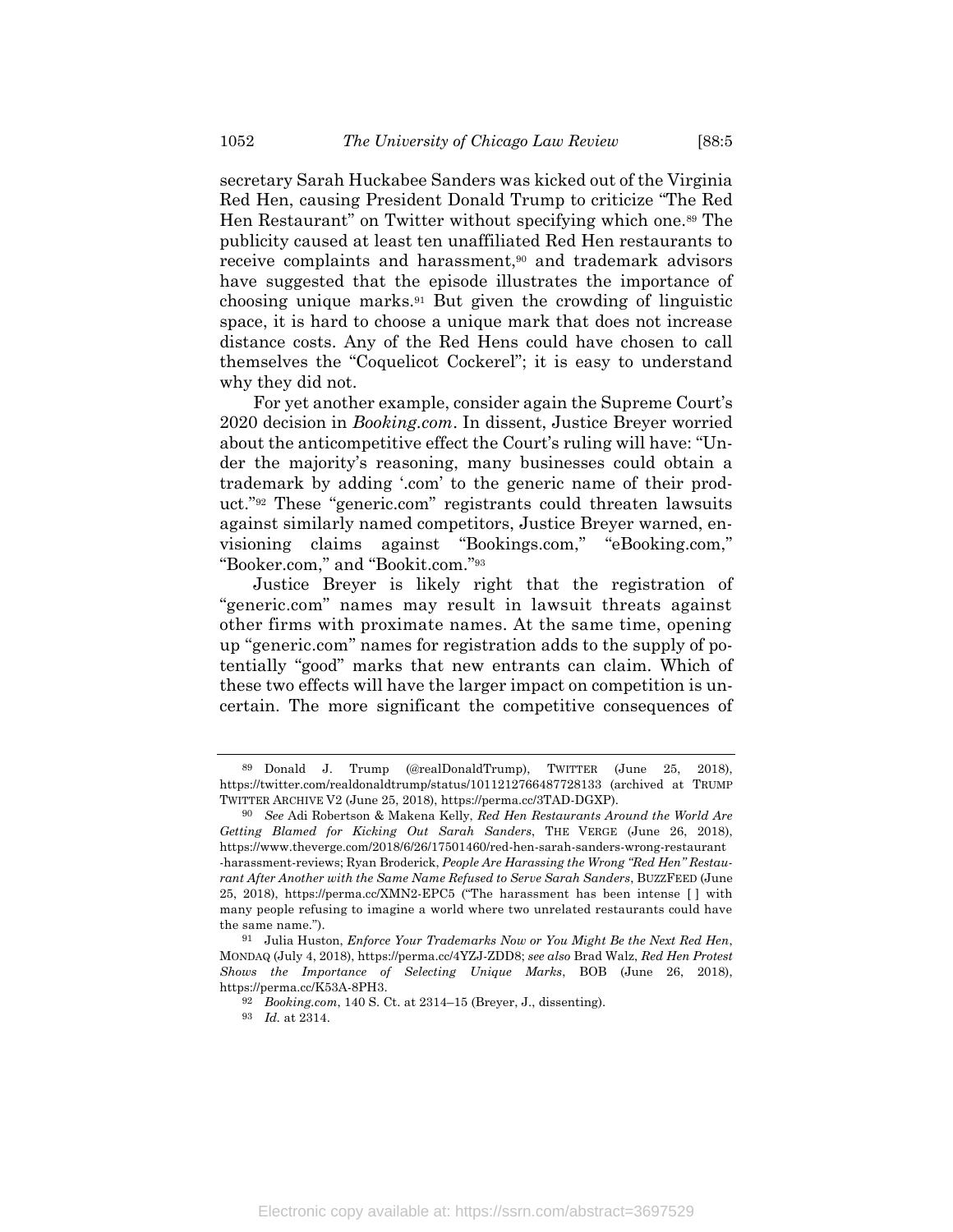secretary Sarah Huckabee Sanders was kicked out of the Virginia Red Hen, causing President Donald Trump to criticize "The Red Hen Restaurant" on Twitter without specifying which one.[89] The publicity caused at least ten unaffiliated Red Hen restaurants to receive complaints and harassment,[90] and trademark advisors have suggested that the episode illustrates the importance of choosing unique marks.[91] But given the crowding of linguistic space, it is hard to choose a unique mark that does not increase distance costs. Any of the Red Hens could have chosen to call themselves the "Coquelicot Cockerel"; it is easy to understand why they did not.

For yet another example, consider again the Supreme Court's 2020 decision in *Booking.com*. In dissent, Justice Breyer worried about the anticompetitive effect the Court's ruling will have: "Under the majority's reasoning, many businesses could obtain a trademark by adding '.com' to the generic name of their product."[92] These "generic.com" registrants could threaten lawsuits against similarly named competitors, Justice Breyer warned, envisioning claims against "Bookings.com," "eBooking.com," "Booker.com," and "Bookit.com."[93]

Justice Breyer is likely right that the registration of "generic.com" names may result in lawsuit threats against other firms with proximate names. At the same time, opening up "generic.com" names for registration adds to the supply of potentially "good" marks that new entrants can claim. Which of these two effects will have the larger impact on competition is uncertain. The more significant the competitive consequences of

---

[89] Donald J. Trump (@realDonaldTrump), TWITTER (June 25, 2018), https://twitter.com/realdonaldtrump/status/1011212766487728133 (archived at TRUMP TWITTER ARCHIVE V2 (June 25, 2018), https://perma.cc/3TAD-DGXP).

[90] *See* Adi Robertson & Makena Kelly, *Red Hen Restaurants Around the World Are Getting Blamed for Kicking Out Sarah Sanders*, THE VERGE (June 26, 2018), https://www.theverge.com/2018/6/26/17501460/red-hen-sarah-sanders-wrong-restaurant-harassment-reviews; Ryan Broderick, *People Are Harassing the Wrong "Red Hen" Restaurant After Another with the Same Name Refused to Serve Sarah Sanders*, BUZZFEED (June 25, 2018), https://perma.cc/XMN2-EPC5 ("The harassment has been intense [ ] with many people refusing to imagine a world where two unrelated restaurants could have the same name.").

[91] Julia Huston, *Enforce Your Trademarks Now or You Might Be the Next Red Hen*, MONDAQ (July 4, 2018), https://perma.cc/4YZJ-ZDD8; *see also* Brad Walz, *Red Hen Protest Shows the Importance of Selecting Unique Marks*, BOB (June 26, 2018), https://perma.cc/K53A-8PH3.

[92] *Booking.com*, 140 S. Ct. at 2314–15 (Breyer, J., dissenting).

[93] *Id.* at 2314.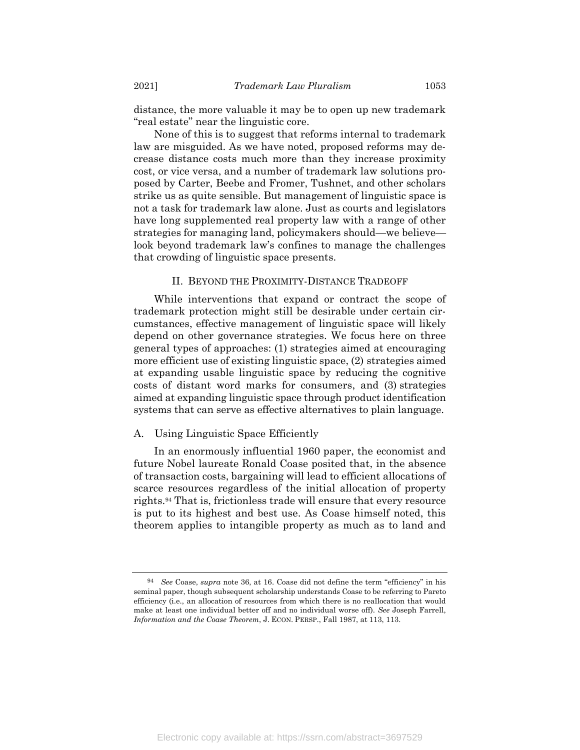distance, the more valuable it may be to open up new trademark "real estate" near the linguistic core.

None of this is to suggest that reforms internal to trademark law are misguided. As we have noted, proposed reforms may decrease distance costs much more than they increase proximity cost, or vice versa, and a number of trademark law solutions proposed by Carter, Beebe and Fromer, Tushnet, and other scholars strike us as quite sensible. But management of linguistic space is not a task for trademark law alone. Just as courts and legislators have long supplemented real property law with a range of other strategies for managing land, policymakers should—we believe—look beyond trademark law's confines to manage the challenges that crowding of linguistic space presents.

## II. BEYOND THE PROXIMITY-DISTANCE TRADEOFF

While interventions that expand or contract the scope of trademark protection might still be desirable under certain circumstances, effective management of linguistic space will likely depend on other governance strategies. We focus here on three general types of approaches: (1) strategies aimed at encouraging more efficient use of existing linguistic space, (2) strategies aimed at expanding usable linguistic space by reducing the cognitive costs of distant word marks for consumers, and (3) strategies aimed at expanding linguistic space through product identification systems that can serve as effective alternatives to plain language.

### A. Using Linguistic Space Efficiently

In an enormously influential 1960 paper, the economist and future Nobel laureate Ronald Coase posited that, in the absence of transaction costs, bargaining will lead to efficient allocations of scarce resources regardless of the initial allocation of property rights.[94] That is, frictionless trade will ensure that every resource is put to its highest and best use. As Coase himself noted, this theorem applies to intangible property as much as to land and

---

[94] *See* Coase, *supra* note 36, at 16. Coase did not define the term "efficiency" in his seminal paper, though subsequent scholarship understands Coase to be referring to Pareto efficiency (i.e., an allocation of resources from which there is no reallocation that would make at least one individual better off and no individual worse off). *See* Joseph Farrell, *Information and the Coase Theorem*, J. ECON. PERSP., Fall 1987, at 113, 113.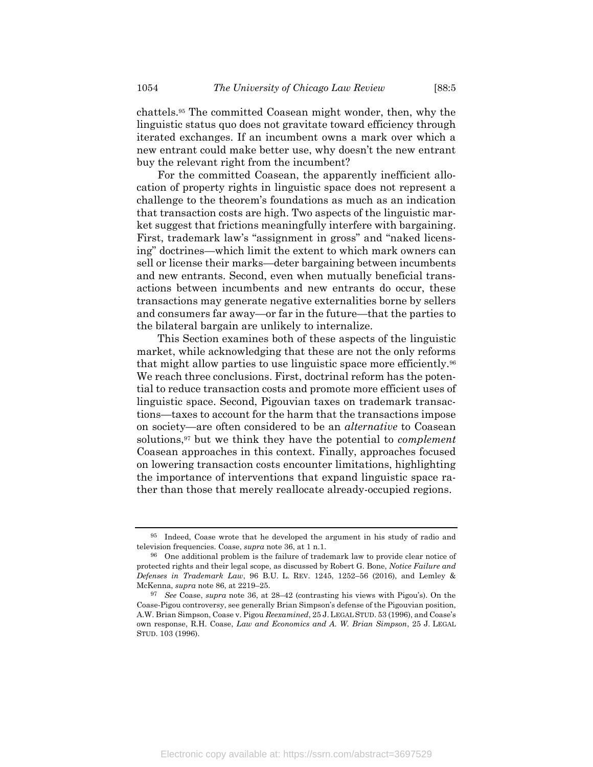chattels.[95] The committed Coasean might wonder, then, why the linguistic status quo does not gravitate toward efficiency through iterated exchanges. If an incumbent owns a mark over which a new entrant could make better use, why doesn't the new entrant buy the relevant right from the incumbent?

For the committed Coasean, the apparently inefficient allocation of property rights in linguistic space does not represent a challenge to the theorem's foundations as much as an indication that transaction costs are high. Two aspects of the linguistic market suggest that frictions meaningfully interfere with bargaining. First, trademark law's "assignment in gross" and "naked licensing" doctrines—which limit the extent to which mark owners can sell or license their marks—deter bargaining between incumbents and new entrants. Second, even when mutually beneficial transactions between incumbents and new entrants do occur, these transactions may generate negative externalities borne by sellers and consumers far away—or far in the future—that the parties to the bilateral bargain are unlikely to internalize.

This Section examines both of these aspects of the linguistic market, while acknowledging that these are not the only reforms that might allow parties to use linguistic space more efficiently.[96] We reach three conclusions. First, doctrinal reform has the potential to reduce transaction costs and promote more efficient uses of linguistic space. Second, Pigouvian taxes on trademark transactions—taxes to account for the harm that the transactions impose on society—are often considered to be an *alternative* to Coasean solutions,[97] but we think they have the potential to *complement* Coasean approaches in this context. Finally, approaches focused on lowering transaction costs encounter limitations, highlighting the importance of interventions that expand linguistic space rather than those that merely reallocate already-occupied regions.

---

[95] Indeed, Coase wrote that he developed the argument in his study of radio and television frequencies. Coase, *supra* note 36, at 1 n.1.

[96] One additional problem is the failure of trademark law to provide clear notice of protected rights and their legal scope, as discussed by Robert G. Bone, *Notice Failure and Defenses in Trademark Law*, 96 B.U. L. REV. 1245, 1252–56 (2016), and Lemley & McKenna, *supra* note 86, at 2219–25.

[97] *See* Coase, *supra* note 36, at 28–42 (contrasting his views with Pigou's). On the Coase-Pigou controversy, see generally Brian Simpson's defense of the Pigouvian position, A.W. Brian Simpson, Coase v. Pigou *Reexamined*, 25 J. LEGAL STUD. 53 (1996), and Coase's own response, R.H. Coase, *Law and Economics and A. W. Brian Simpson*, 25 J. LEGAL STUD. 103 (1996).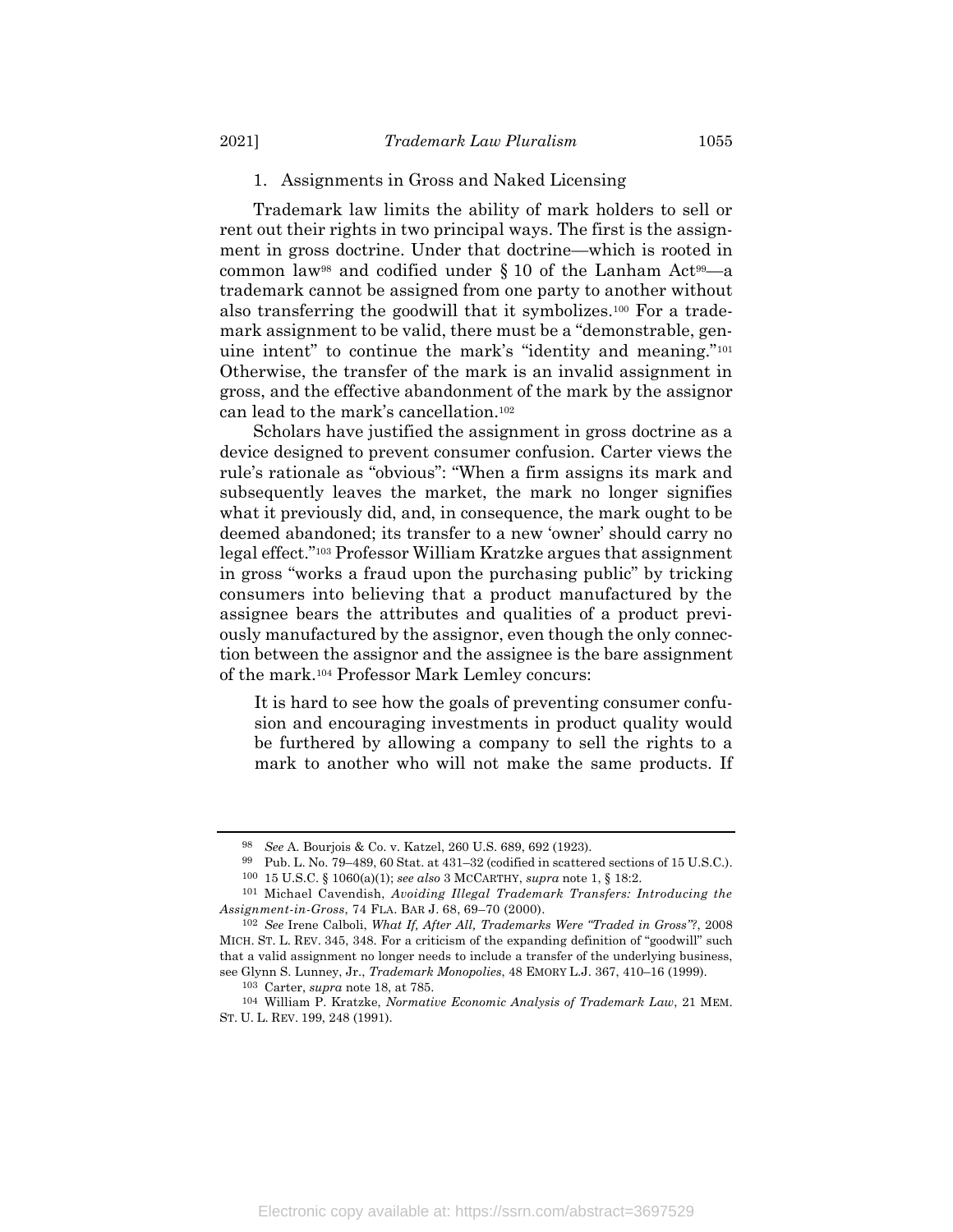### 1. Assignments in Gross and Naked Licensing

Trademark law limits the ability of mark holders to sell or rent out their rights in two principal ways. The first is the assignment in gross doctrine. Under that doctrine—which is rooted in common law[98] and codified under § 10 of the Lanham Act[99]—a trademark cannot be assigned from one party to another without also transferring the goodwill that it symbolizes.[100] For a trademark assignment to be valid, there must be a "demonstrable, genuine intent" to continue the mark's "identity and meaning."[101] Otherwise, the transfer of the mark is an invalid assignment in gross, and the effective abandonment of the mark by the assignor can lead to the mark's cancellation.[102]

Scholars have justified the assignment in gross doctrine as a device designed to prevent consumer confusion. Carter views the rule's rationale as "obvious": "When a firm assigns its mark and subsequently leaves the market, the mark no longer signifies what it previously did, and, in consequence, the mark ought to be deemed abandoned; its transfer to a new 'owner' should carry no legal effect."[103] Professor William Kratzke argues that assignment in gross "works a fraud upon the purchasing public" by tricking consumers into believing that a product manufactured by the assignee bears the attributes and qualities of a product previously manufactured by the assignor, even though the only connection between the assignor and the assignee is the bare assignment of the mark.[104] Professor Mark Lemley concurs:

> It is hard to see how the goals of preventing consumer confusion and encouraging investments in product quality would be furthered by allowing a company to sell the rights to a mark to another who will not make the same products. If

---

[98] *See* A. Bourjois & Co. v. Katzel, 260 U.S. 689, 692 (1923).

[99] Pub. L. No. 79–489, 60 Stat. at 431–32 (codified in scattered sections of 15 U.S.C.).

[100] 15 U.S.C. § 1060(a)(1); *see also* 3 MCCARTHY, *supra* note 1, § 18:2.

[101] Michael Cavendish, *Avoiding Illegal Trademark Transfers: Introducing the Assignment-in-Gross*, 74 FLA. BAR J. 68, 69–70 (2000).

[102] *See* Irene Calboli, *What If, After All, Trademarks Were "Traded in Gross"?*, 2008 MICH. ST. L. REV. 345, 348. For a criticism of the expanding definition of "goodwill" such that a valid assignment no longer needs to include a transfer of the underlying business, see Glynn S. Lunney, Jr., *Trademark Monopolies*, 48 EMORY L.J. 367, 410–16 (1999).

[103] Carter, *supra* note 18, at 785.

[104] William P. Kratzke, *Normative Economic Analysis of Trademark Law*, 21 MEM. ST. U. L. REV. 199, 248 (1991).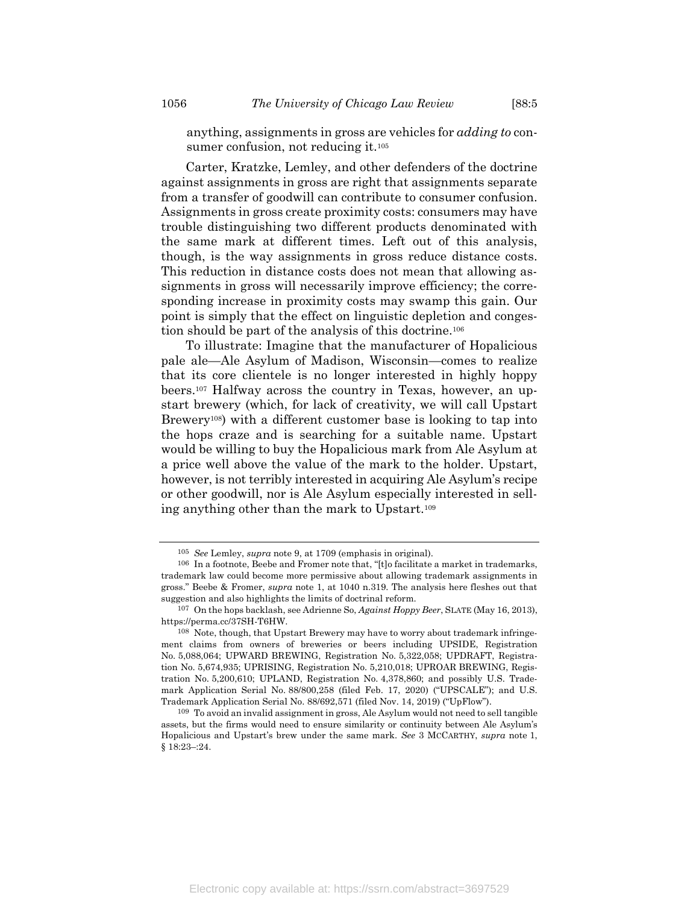anything, assignments in gross are vehicles for *adding to* consumer confusion, not reducing it.[105]

Carter, Kratzke, Lemley, and other defenders of the doctrine against assignments in gross are right that assignments separate from a transfer of goodwill can contribute to consumer confusion. Assignments in gross create proximity costs: consumers may have trouble distinguishing two different products denominated with the same mark at different times. Left out of this analysis, though, is the way assignments in gross reduce distance costs. This reduction in distance costs does not mean that allowing assignments in gross will necessarily improve efficiency; the corresponding increase in proximity costs may swamp this gain. Our point is simply that the effect on linguistic depletion and congestion should be part of the analysis of this doctrine.[106]

To illustrate: Imagine that the manufacturer of Hopalicious pale ale—Ale Asylum of Madison, Wisconsin—comes to realize that its core clientele is no longer interested in highly hoppy beers.[107] Halfway across the country in Texas, however, an upstart brewery (which, for lack of creativity, we will call Upstart Brewery[108]) with a different customer base is looking to tap into the hops craze and is searching for a suitable name. Upstart would be willing to buy the Hopalicious mark from Ale Asylum at a price well above the value of the mark to the holder. Upstart, however, is not terribly interested in acquiring Ale Asylum's recipe or other goodwill, nor is Ale Asylum especially interested in selling anything other than the mark to Upstart.[109]

---

[105] *See* Lemley, *supra* note 9, at 1709 (emphasis in original).

[106] In a footnote, Beebe and Fromer note that, "[t]o facilitate a market in trademarks, trademark law could become more permissive about allowing trademark assignments in gross." Beebe & Fromer, *supra* note 1, at 1040 n.319. The analysis here fleshes out that suggestion and also highlights the limits of doctrinal reform.

[107] On the hops backlash, see Adrienne So, *Against Hoppy Beer*, SLATE (May 16, 2013), https://perma.cc/37SH-T6HW.

[108] Note, though, that Upstart Brewery may have to worry about trademark infringement claims from owners of breweries or beers including UPSIDE, Registration No. 5,088,064; UPWARD BREWING, Registration No. 5,322,058; UPDRAFT, Registration No. 5,674,935; UPRISING, Registration No. 5,210,018; UPROAR BREWING, Registration No. 5,200,610; UPLAND, Registration No. 4,378,860; and possibly U.S. Trademark Application Serial No. 88/800,258 (filed Feb. 17, 2020) ("UPSCALE"); and U.S. Trademark Application Serial No. 88/692,571 (filed Nov. 14, 2019) ("UpFlow").

[109] To avoid an invalid assignment in gross, Ale Asylum would not need to sell tangible assets, but the firms would need to ensure similarity or continuity between Ale Asylum's Hopalicious and Upstart's brew under the same mark. *See* 3 MCCARTHY, *supra* note 1, § 18:23–:24.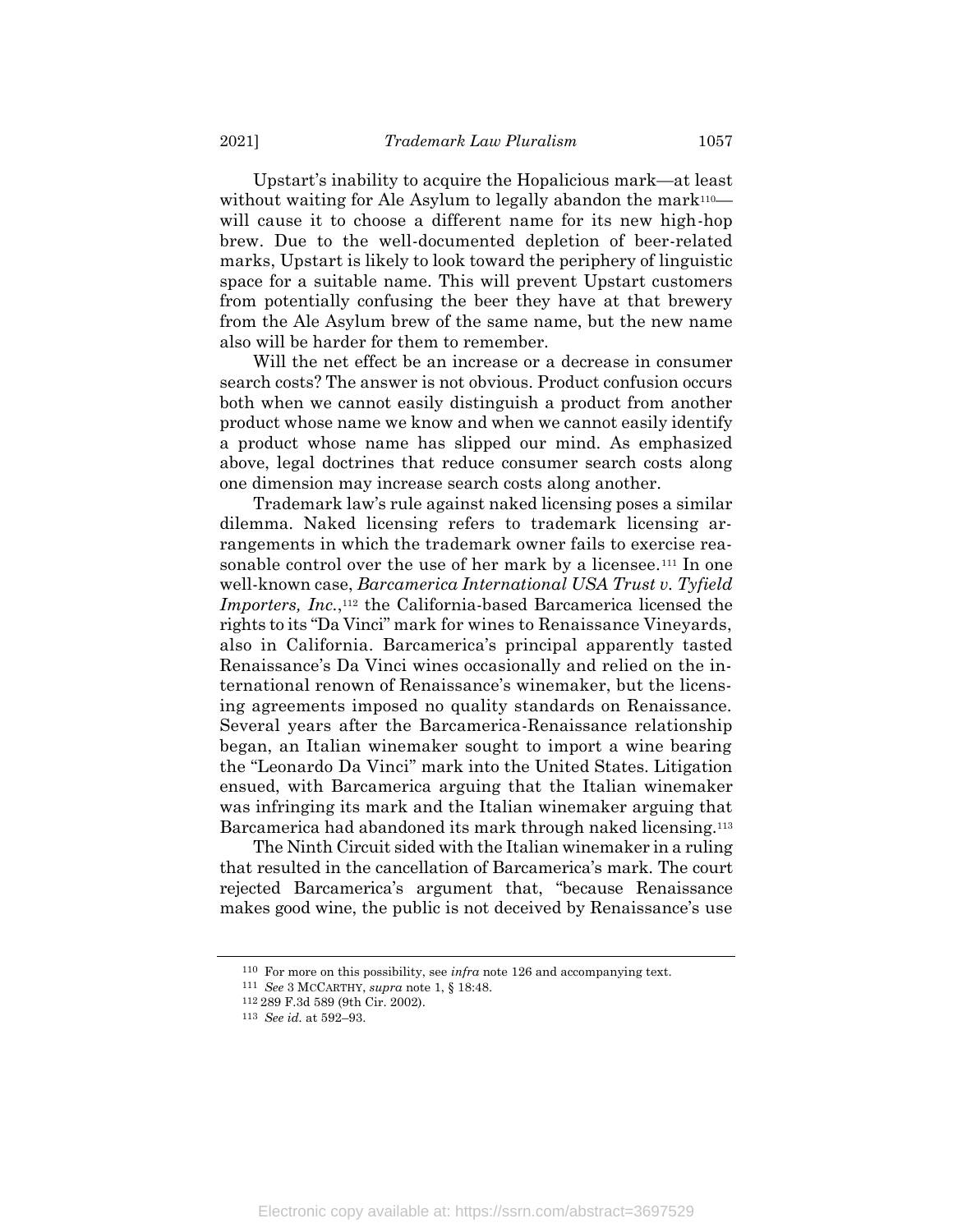Upstart's inability to acquire the Hopalicious mark—at least without waiting for Ale Asylum to legally abandon the mark[110]—will cause it to choose a different name for its new high-hop brew. Due to the well-documented depletion of beer-related marks, Upstart is likely to look toward the periphery of linguistic space for a suitable name. This will prevent Upstart customers from potentially confusing the beer they have at that brewery from the Ale Asylum brew of the same name, but the new name also will be harder for them to remember.

Will the net effect be an increase or a decrease in consumer search costs? The answer is not obvious. Product confusion occurs both when we cannot easily distinguish a product from another product whose name we know and when we cannot easily identify a product whose name has slipped our mind. As emphasized above, legal doctrines that reduce consumer search costs along one dimension may increase search costs along another.

Trademark law's rule against naked licensing poses a similar dilemma. Naked licensing refers to trademark licensing arrangements in which the trademark owner fails to exercise reasonable control over the use of her mark by a licensee.[111] In one well-known case, *Barcamerica International USA Trust v. Tyfield Importers, Inc.*,[112] the California-based Barcamerica licensed the rights to its "Da Vinci" mark for wines to Renaissance Vineyards, also in California. Barcamerica's principal apparently tasted Renaissance's Da Vinci wines occasionally and relied on the international renown of Renaissance's winemaker, but the licensing agreements imposed no quality standards on Renaissance. Several years after the Barcamerica-Renaissance relationship began, an Italian winemaker sought to import a wine bearing the "Leonardo Da Vinci" mark into the United States. Litigation ensued, with Barcamerica arguing that the Italian winemaker was infringing its mark and the Italian winemaker arguing that Barcamerica had abandoned its mark through naked licensing.[113]

The Ninth Circuit sided with the Italian winemaker in a ruling that resulted in the cancellation of Barcamerica's mark. The court rejected Barcamerica's argument that, "because Renaissance makes good wine, the public is not deceived by Renaissance's use

---

[110] For more on this possibility, see *infra* note 126 and accompanying text.

[111] *See* 3 MCCARTHY, *supra* note 1, § 18:48.

[112] 289 F.3d 589 (9th Cir. 2002).

[113] *See id.* at 592–93.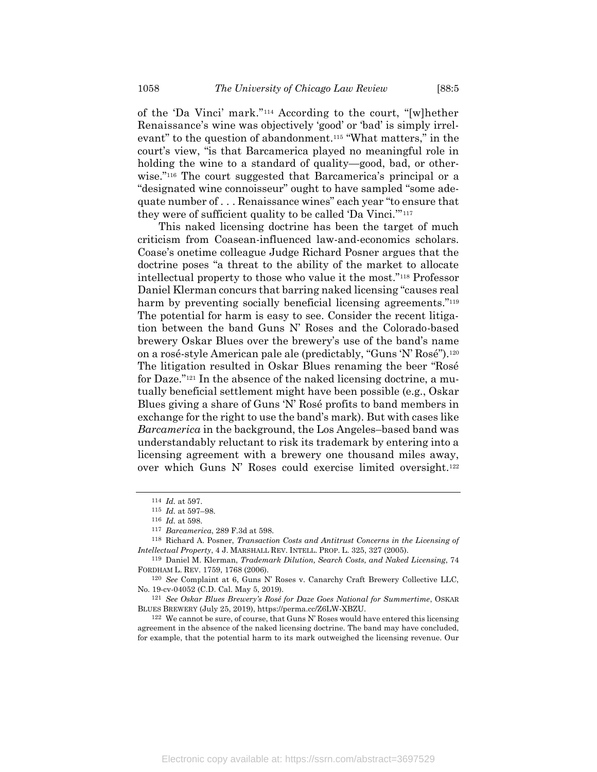of the 'Da Vinci' mark."[114] According to the court, "[w]hether Renaissance's wine was objectively 'good' or 'bad' is simply irrelevant" to the question of abandonment.[115] "What matters," in the court's view, "is that Barcamerica played no meaningful role in holding the wine to a standard of quality—good, bad, or otherwise."[116] The court suggested that Barcamerica's principal or a "designated wine connoisseur" ought to have sampled "some adequate number of . . . Renaissance wines" each year "to ensure that they were of sufficient quality to be called 'Da Vinci.'"[117]

This naked licensing doctrine has been the target of much criticism from Coasean-influenced law-and-economics scholars. Coase's onetime colleague Judge Richard Posner argues that the doctrine poses "a threat to the ability of the market to allocate intellectual property to those who value it the most."[118] Professor Daniel Klerman concurs that barring naked licensing "causes real harm by preventing socially beneficial licensing agreements."[119] The potential for harm is easy to see. Consider the recent litigation between the band Guns N' Roses and the Colorado-based brewery Oskar Blues over the brewery's use of the band's name on a rosé-style American pale ale (predictably, "Guns 'N' Rosé").[120] The litigation resulted in Oskar Blues renaming the beer "Rosé for Daze."[121] In the absence of the naked licensing doctrine, a mutually beneficial settlement might have been possible (e.g., Oskar Blues giving a share of Guns 'N' Rosé profits to band members in exchange for the right to use the band's mark). But with cases like *Barcamerica* in the background, the Los Angeles–based band was understandably reluctant to risk its trademark by entering into a licensing agreement with a brewery one thousand miles away, over which Guns N' Roses could exercise limited oversight.[122]

---

[114] *Id.* at 597.

[115] *Id.* at 597–98.

[116] *Id.* at 598.

[117] *Barcamerica*, 289 F.3d at 598.

[118] Richard A. Posner, *Transaction Costs and Antitrust Concerns in the Licensing of Intellectual Property*, 4 J. MARSHALL REV. INTELL. PROP. L. 325, 327 (2005).

[119] Daniel M. Klerman, *Trademark Dilution, Search Costs, and Naked Licensing*, 74 FORDHAM L. REV. 1759, 1768 (2006).

[120] *See* Complaint at 6, Guns N' Roses v. Canarchy Craft Brewery Collective LLC, No. 19-cv-04052 (C.D. Cal. May 5, 2019).

[121] *See Oskar Blues Brewery's Rosé for Daze Goes National for Summertime*, OSKAR BLUES BREWERY (July 25, 2019), https://perma.cc/Z6LW-XBZU.

[122] We cannot be sure, of course, that Guns N' Roses would have entered this licensing agreement in the absence of the naked licensing doctrine. The band may have concluded, for example, that the potential harm to its mark outweighed the licensing revenue. Our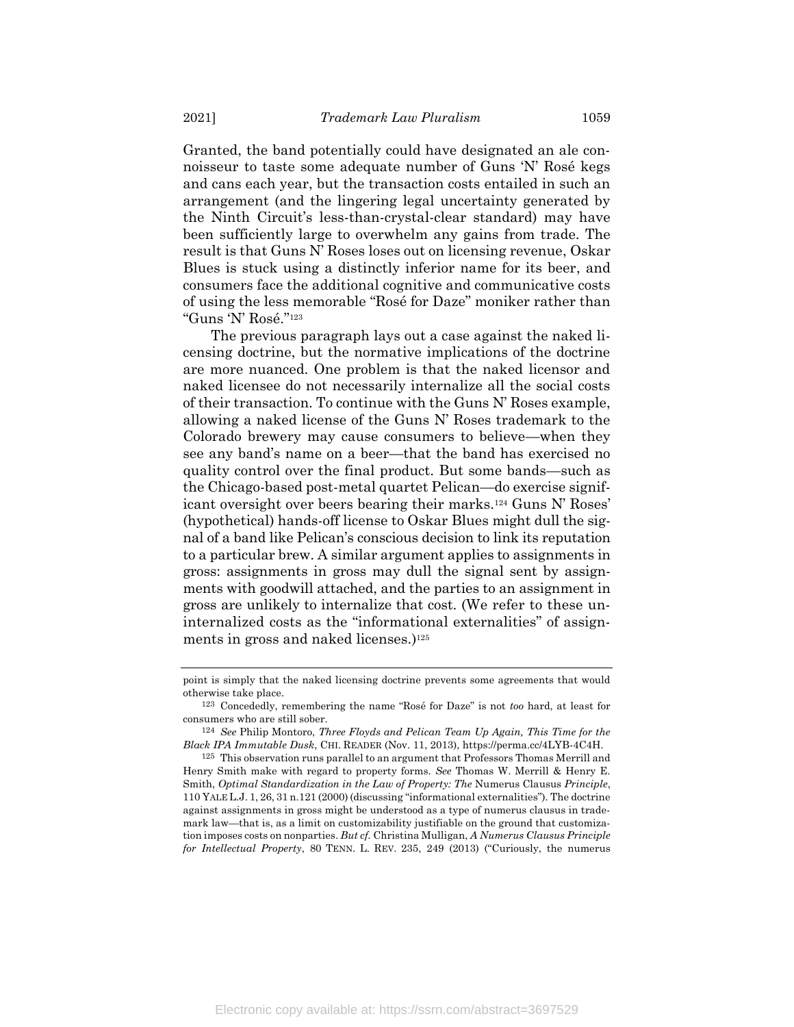Granted, the band potentially could have designated an ale connoisseur to taste some adequate number of Guns 'N' Rosé kegs and cans each year, but the transaction costs entailed in such an arrangement (and the lingering legal uncertainty generated by the Ninth Circuit's less-than-crystal-clear standard) may have been sufficiently large to overwhelm any gains from trade. The result is that Guns N' Roses loses out on licensing revenue, Oskar Blues is stuck using a distinctly inferior name for its beer, and consumers face the additional cognitive and communicative costs of using the less memorable "Rosé for Daze" moniker rather than "Guns 'N' Rosé."[123]

The previous paragraph lays out a case against the naked licensing doctrine, but the normative implications of the doctrine are more nuanced. One problem is that the naked licensor and naked licensee do not necessarily internalize all the social costs of their transaction. To continue with the Guns N' Roses example, allowing a naked license of the Guns N' Roses trademark to the Colorado brewery may cause consumers to believe—when they see any band's name on a beer—that the band has exercised no quality control over the final product. But some bands—such as the Chicago-based post-metal quartet Pelican—do exercise significant oversight over beers bearing their marks.[124] Guns N' Roses' (hypothetical) hands-off license to Oskar Blues might dull the signal of a band like Pelican's conscious decision to link its reputation to a particular brew. A similar argument applies to assignments in gross: assignments in gross may dull the signal sent by assignments with goodwill attached, and the parties to an assignment in gross are unlikely to internalize that cost. (We refer to these uninternalized costs as the "informational externalities" of assignments in gross and naked licenses.)[125]

---

point is simply that the naked licensing doctrine prevents some agreements that would otherwise take place.

[123] Concededly, remembering the name "Rosé for Daze" is not *too* hard, at least for consumers who are still sober.

[124] *See* Philip Montoro, *Three Floyds and Pelican Team Up Again, This Time for the Black IPA Immutable Dusk*, CHI. READER (Nov. 11, 2013), https://perma.cc/4LYB-4C4H.

[125] This observation runs parallel to an argument that Professors Thomas Merrill and Henry Smith make with regard to property forms. *See* Thomas W. Merrill & Henry E. Smith, *Optimal Standardization in the Law of Property: The* Numerus Clausus *Principle*, 110 YALE L.J. 1, 26, 31 n.121 (2000) (discussing "informational externalities"). The doctrine against assignments in gross might be understood as a type of numerus clausus in trademark law—that is, as a limit on customizability justifiable on the ground that customization imposes costs on nonparties. *But cf.* Christina Mulligan, *A Numerus Clausus Principle for Intellectual Property*, 80 TENN. L. REV. 235, 249 (2013) ("Curiously, the numerus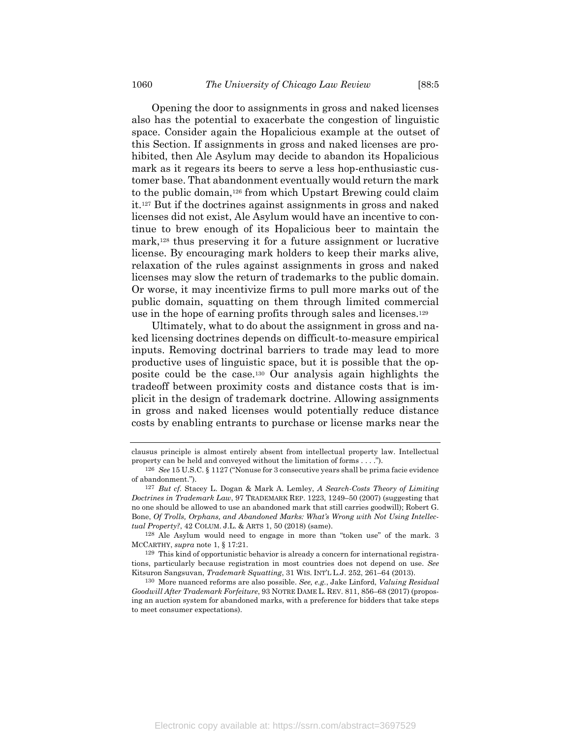Opening the door to assignments in gross and naked licenses also has the potential to exacerbate the congestion of linguistic space. Consider again the Hopalicious example at the outset of this Section. If assignments in gross and naked licenses are prohibited, then Ale Asylum may decide to abandon its Hopalicious mark as it regears its beers to serve a less hop-enthusiastic customer base. That abandonment eventually would return the mark to the public domain,[126] from which Upstart Brewing could claim it.[127] But if the doctrines against assignments in gross and naked licenses did not exist, Ale Asylum would have an incentive to continue to brew enough of its Hopalicious beer to maintain the mark,[128] thus preserving it for a future assignment or lucrative license. By encouraging mark holders to keep their marks alive, relaxation of the rules against assignments in gross and naked licenses may slow the return of trademarks to the public domain. Or worse, it may incentivize firms to pull more marks out of the public domain, squatting on them through limited commercial use in the hope of earning profits through sales and licenses.[129]

Ultimately, what to do about the assignment in gross and naked licensing doctrines depends on difficult-to-measure empirical inputs. Removing doctrinal barriers to trade may lead to more productive uses of linguistic space, but it is possible that the opposite could be the case.[130] Our analysis again highlights the tradeoff between proximity costs and distance costs that is implicit in the design of trademark doctrine. Allowing assignments in gross and naked licenses would potentially reduce distance costs by enabling entrants to purchase or license marks near the

---

clausus principle is almost entirely absent from intellectual property law. Intellectual property can be held and conveyed without the limitation of forms . . . .").

[126] *See* 15 U.S.C. § 1127 ("Nonuse for 3 consecutive years shall be prima facie evidence of abandonment.").

[127] *But cf.* Stacey L. Dogan & Mark A. Lemley, *A Search-Costs Theory of Limiting Doctrines in Trademark Law*, 97 TRADEMARK REP. 1223, 1249–50 (2007) (suggesting that no one should be allowed to use an abandoned mark that still carries goodwill); Robert G. Bone, *Of Trolls, Orphans, and Abandoned Marks: What's Wrong with Not Using Intellectual Property?*, 42 COLUM. J.L. & ARTS 1, 50 (2018) (same).

[128] Ale Asylum would need to engage in more than "token use" of the mark. 3 MCCARTHY, *supra* note 1, § 17:21.

[129] This kind of opportunistic behavior is already a concern for international registrations, particularly because registration in most countries does not depend on use. *See* Kitsuron Sangsuvan, *Trademark Squatting*, 31 WIS. INT'L L.J. 252, 261–64 (2013).

[130] More nuanced reforms are also possible. *See, e.g.*, Jake Linford, *Valuing Residual Goodwill After Trademark Forfeiture*, 93 NOTRE DAME L. REV. 811, 856–68 (2017) (proposing an auction system for abandoned marks, with a preference for bidders that take steps to meet consumer expectations).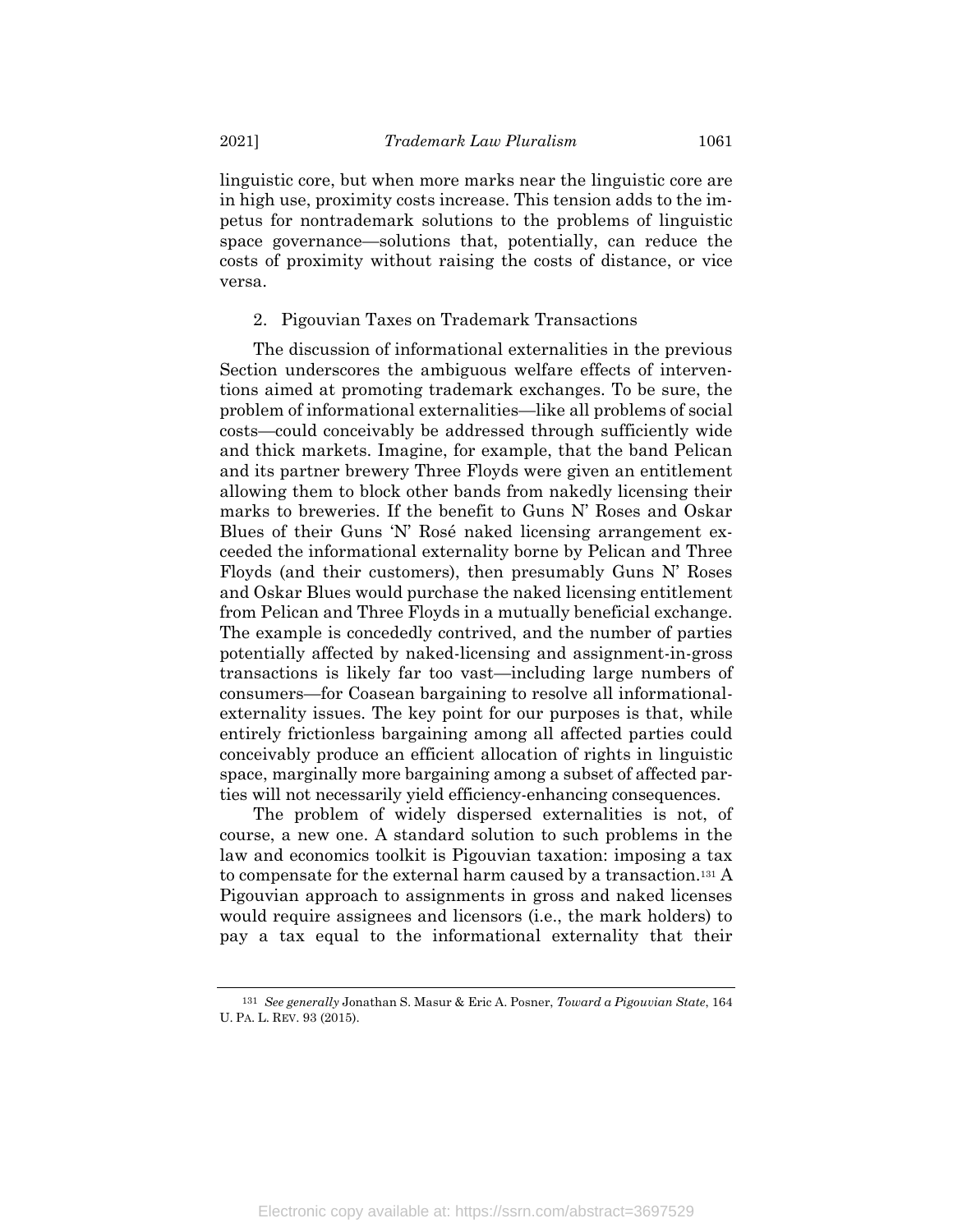linguistic core, but when more marks near the linguistic core are in high use, proximity costs increase. This tension adds to the impetus for nontrademark solutions to the problems of linguistic space governance—solutions that, potentially, can reduce the costs of proximity without raising the costs of distance, or vice versa.

### 2. Pigouvian Taxes on Trademark Transactions

The discussion of informational externalities in the previous Section underscores the ambiguous welfare effects of interventions aimed at promoting trademark exchanges. To be sure, the problem of informational externalities—like all problems of social costs—could conceivably be addressed through sufficiently wide and thick markets. Imagine, for example, that the band Pelican and its partner brewery Three Floyds were given an entitlement allowing them to block other bands from nakedly licensing their marks to breweries. If the benefit to Guns N' Roses and Oskar Blues of their Guns 'N' Rosé naked licensing arrangement exceeded the informational externality borne by Pelican and Three Floyds (and their customers), then presumably Guns N' Roses and Oskar Blues would purchase the naked licensing entitlement from Pelican and Three Floyds in a mutually beneficial exchange. The example is concededly contrived, and the number of parties potentially affected by naked-licensing and assignment-in-gross transactions is likely far too vast—including large numbers of consumers—for Coasean bargaining to resolve all informational-externality issues. The key point for our purposes is that, while entirely frictionless bargaining among all affected parties could conceivably produce an efficient allocation of rights in linguistic space, marginally more bargaining among a subset of affected parties will not necessarily yield efficiency-enhancing consequences.

The problem of widely dispersed externalities is not, of course, a new one. A standard solution to such problems in the law and economics toolkit is Pigouvian taxation: imposing a tax to compensate for the external harm caused by a transaction.[131] A Pigouvian approach to assignments in gross and naked licenses would require assignees and licensors (i.e., the mark holders) to pay a tax equal to the informational externality that their

[131] *See generally* Jonathan S. Masur & Eric A. Posner, *Toward a Pigouvian State*, 164 U. PA. L. REV. 93 (2015).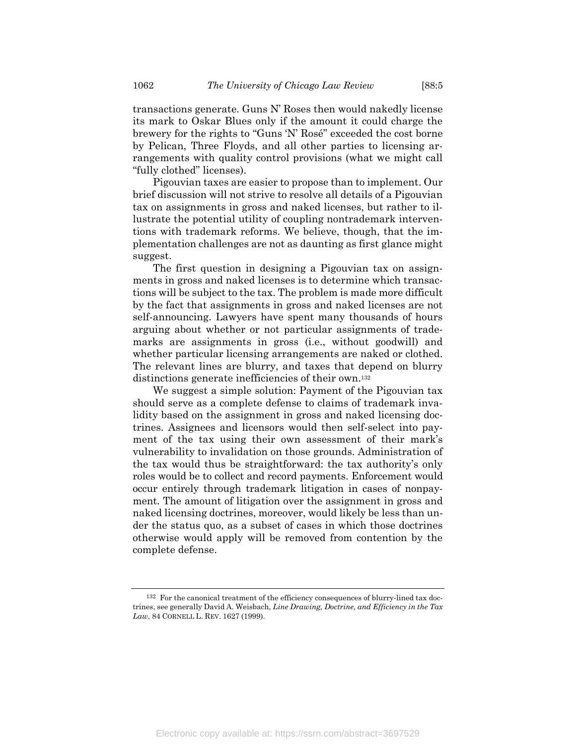transactions generate. Guns N' Roses then would nakedly license its mark to Oskar Blues only if the amount it could charge the brewery for the rights to "Guns 'N' Rosé" exceeded the cost borne by Pelican, Three Floyds, and all other parties to licensing arrangements with quality control provisions (what we might call "fully clothed" licenses).

Pigouvian taxes are easier to propose than to implement. Our brief discussion will not strive to resolve all details of a Pigouvian tax on assignments in gross and naked licenses, but rather to illustrate the potential utility of coupling nontrademark interventions with trademark reforms. We believe, though, that the implementation challenges are not as daunting as first glance might suggest.

The first question in designing a Pigouvian tax on assignments in gross and naked licenses is to determine which transactions will be subject to the tax. The problem is made more difficult by the fact that assignments in gross and naked licenses are not self-announcing. Lawyers have spent many thousands of hours arguing about whether or not particular assignments of trademarks are assignments in gross (i.e., without goodwill) and whether particular licensing arrangements are naked or clothed. The relevant lines are blurry, and taxes that depend on blurry distinctions generate inefficiencies of their own.[132]

We suggest a simple solution: Payment of the Pigouvian tax should serve as a complete defense to claims of trademark invalidity based on the assignment in gross and naked licensing doctrines. Assignees and licensors would then self-select into payment of the tax using their own assessment of their mark's vulnerability to invalidation on those grounds. Administration of the tax would thus be straightforward: the tax authority's only roles would be to collect and record payments. Enforcement would occur entirely through trademark litigation in cases of nonpayment. The amount of litigation over the assignment in gross and naked licensing doctrines, moreover, would likely be less than under the status quo, as a subset of cases in which those doctrines otherwise would apply will be removed from contention by the complete defense.

---

[132] For the canonical treatment of the efficiency consequences of blurry-lined tax doctrines, see generally David A. Weisbach, *Line Drawing, Doctrine, and Efficiency in the Tax Law*, 84 CORNELL L. REV. 1627 (1999).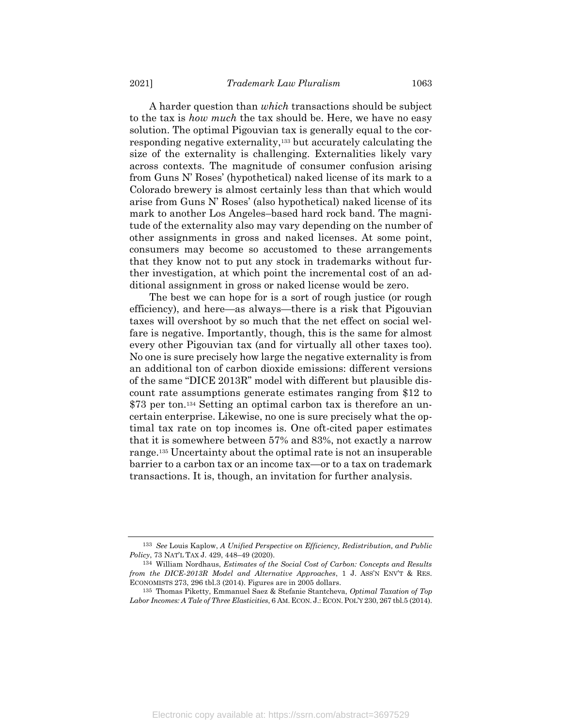A harder question than *which* transactions should be subject to the tax is *how much* the tax should be. Here, we have no easy solution. The optimal Pigouvian tax is generally equal to the corresponding negative externality,[133] but accurately calculating the size of the externality is challenging. Externalities likely vary across contexts. The magnitude of consumer confusion arising from Guns N' Roses' (hypothetical) naked license of its mark to a Colorado brewery is almost certainly less than that which would arise from Guns N' Roses' (also hypothetical) naked license of its mark to another Los Angeles–based hard rock band. The magnitude of the externality also may vary depending on the number of other assignments in gross and naked licenses. At some point, consumers may become so accustomed to these arrangements that they know not to put any stock in trademarks without further investigation, at which point the incremental cost of an additional assignment in gross or naked license would be zero.

The best we can hope for is a sort of rough justice (or rough efficiency), and here—as always—there is a risk that Pigouvian taxes will overshoot by so much that the net effect on social welfare is negative. Importantly, though, this is the same for almost every other Pigouvian tax (and for virtually all other taxes too). No one is sure precisely how large the negative externality is from an additional ton of carbon dioxide emissions: different versions of the same "DICE 2013R" model with different but plausible discount rate assumptions generate estimates ranging from $12 to $73 per ton.[134] Setting an optimal carbon tax is therefore an uncertain enterprise. Likewise, no one is sure precisely what the optimal tax rate on top incomes is. One oft-cited paper estimates that it is somewhere between 57% and 83%, not exactly a narrow range.[135] Uncertainty about the optimal rate is not an insuperable barrier to a carbon tax or an income tax—or to a tax on trademark transactions. It is, though, an invitation for further analysis.

---

[133] *See* Louis Kaplow, *A Unified Perspective on Efficiency, Redistribution, and Public Policy*, 73 NAT'L TAX J. 429, 448–49 (2020).

[134] William Nordhaus, *Estimates of the Social Cost of Carbon: Concepts and Results from the DICE-2013R Model and Alternative Approaches*, 1 J. ASS'N ENV'T & RES. ECONOMISTS 273, 296 tbl.3 (2014). Figures are in 2005 dollars.

[135] Thomas Piketty, Emmanuel Saez & Stefanie Stantcheva, *Optimal Taxation of Top Labor Incomes: A Tale of Three Elasticities*, 6 AM. ECON. J.: ECON. POL'Y 230, 267 tbl.5 (2014).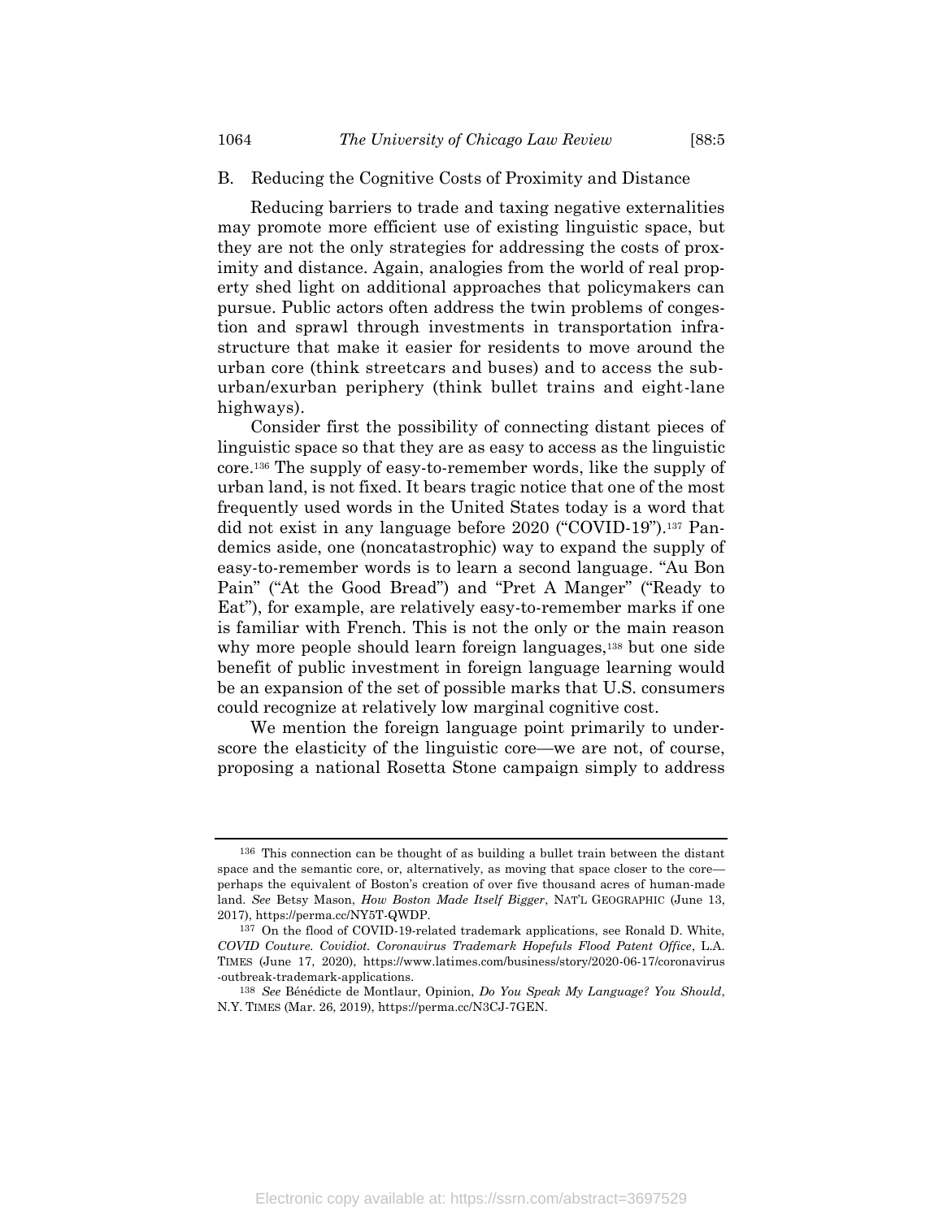## B. Reducing the Cognitive Costs of Proximity and Distance

Reducing barriers to trade and taxing negative externalities may promote more efficient use of existing linguistic space, but they are not the only strategies for addressing the costs of proximity and distance. Again, analogies from the world of real property shed light on additional approaches that policymakers can pursue. Public actors often address the twin problems of congestion and sprawl through investments in transportation infrastructure that make it easier for residents to move around the urban core (think streetcars and buses) and to access the suburban/exurban periphery (think bullet trains and eight-lane highways).

Consider first the possibility of connecting distant pieces of linguistic space so that they are as easy to access as the linguistic core.[136] The supply of easy-to-remember words, like the supply of urban land, is not fixed. It bears tragic notice that one of the most frequently used words in the United States today is a word that did not exist in any language before 2020 ("COVID-19").[137] Pandemics aside, one (noncatastrophic) way to expand the supply of easy-to-remember words is to learn a second language. "Au Bon Pain" ("At the Good Bread") and "Pret A Manger" ("Ready to Eat"), for example, are relatively easy-to-remember marks if one is familiar with French. This is not the only or the main reason why more people should learn foreign languages,[138] but one side benefit of public investment in foreign language learning would be an expansion of the set of possible marks that U.S. consumers could recognize at relatively low marginal cognitive cost.

We mention the foreign language point primarily to underscore the elasticity of the linguistic core—we are not, of course, proposing a national Rosetta Stone campaign simply to address

---

[136] This connection can be thought of as building a bullet train between the distant space and the semantic core, or, alternatively, as moving that space closer to the core—perhaps the equivalent of Boston's creation of over five thousand acres of human-made land. *See* Betsy Mason, *How Boston Made Itself Bigger*, NAT'L GEOGRAPHIC (June 13, 2017), https://perma.cc/NY5T-QWDP.

[137] On the flood of COVID-19-related trademark applications, see Ronald D. White, *COVID Couture. Covidiot. Coronavirus Trademark Hopefuls Flood Patent Office*, L.A. TIMES (June 17, 2020), https://www.latimes.com/business/story/2020-06-17/coronavirus-outbreak-trademark-applications.

[138] *See* Bénédicte de Montlaur, Opinion, *Do You Speak My Language? You Should*, N.Y. TIMES (Mar. 26, 2019), https://perma.cc/N3CJ-7GEN.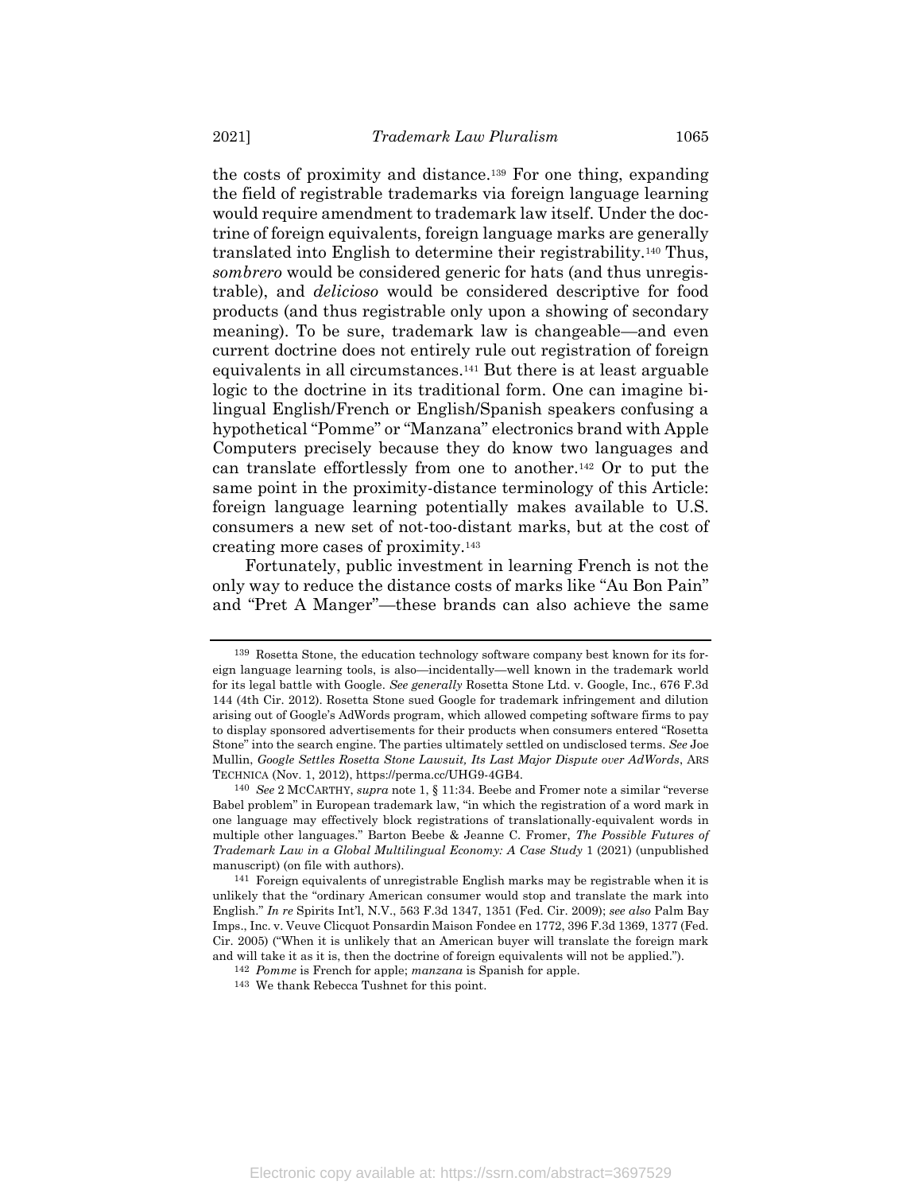the costs of proximity and distance.[139] For one thing, expanding the field of registrable trademarks via foreign language learning would require amendment to trademark law itself. Under the doctrine of foreign equivalents, foreign language marks are generally translated into English to determine their registrability.[140] Thus, *sombrero* would be considered generic for hats (and thus unregistrable), and *delicioso* would be considered descriptive for food products (and thus registrable only upon a showing of secondary meaning). To be sure, trademark law is changeable—and even current doctrine does not entirely rule out registration of foreign equivalents in all circumstances.[141] But there is at least arguable logic to the doctrine in its traditional form. One can imagine bilingual English/French or English/Spanish speakers confusing a hypothetical "Pomme" or "Manzana" electronics brand with Apple Computers precisely because they do know two languages and can translate effortlessly from one to another.[142] Or to put the same point in the proximity-distance terminology of this Article: foreign language learning potentially makes available to U.S. consumers a new set of not-too-distant marks, but at the cost of creating more cases of proximity.[143]

Fortunately, public investment in learning French is not the only way to reduce the distance costs of marks like "Au Bon Pain" and "Pret A Manger"—these brands can also achieve the same

---

139 Rosetta Stone, the education technology software company best known for its foreign language learning tools, is also—incidentally—well known in the trademark world for its legal battle with Google. *See generally* Rosetta Stone Ltd. v. Google, Inc., 676 F.3d 144 (4th Cir. 2012). Rosetta Stone sued Google for trademark infringement and dilution arising out of Google's AdWords program, which allowed competing software firms to pay to display sponsored advertisements for their products when consumers entered "Rosetta Stone" into the search engine. The parties ultimately settled on undisclosed terms. *See* Joe Mullin, *Google Settles Rosetta Stone Lawsuit, Its Last Major Dispute over AdWords*, ARS TECHNICA (Nov. 1, 2012), https://perma.cc/UHG9-4GB4.

140 *See* 2 MCCARTHY, *supra* note 1, § 11:34. Beebe and Fromer note a similar "reverse Babel problem" in European trademark law, "in which the registration of a word mark in one language may effectively block registrations of translationally-equivalent words in multiple other languages." Barton Beebe & Jeanne C. Fromer, *The Possible Futures of Trademark Law in a Global Multilingual Economy: A Case Study* 1 (2021) (unpublished manuscript) (on file with authors).

141 Foreign equivalents of unregistrable English marks may be registrable when it is unlikely that the "ordinary American consumer would stop and translate the mark into English." *In re* Spirits Int'l, N.V., 563 F.3d 1347, 1351 (Fed. Cir. 2009); *see also* Palm Bay Imps., Inc. v. Veuve Clicquot Ponsardin Maison Fondee en 1772, 396 F.3d 1369, 1377 (Fed. Cir. 2005) ("When it is unlikely that an American buyer will translate the foreign mark and will take it as it is, then the doctrine of foreign equivalents will not be applied.").

142 *Pomme* is French for apple; *manzana* is Spanish for apple.

143 We thank Rebecca Tushnet for this point.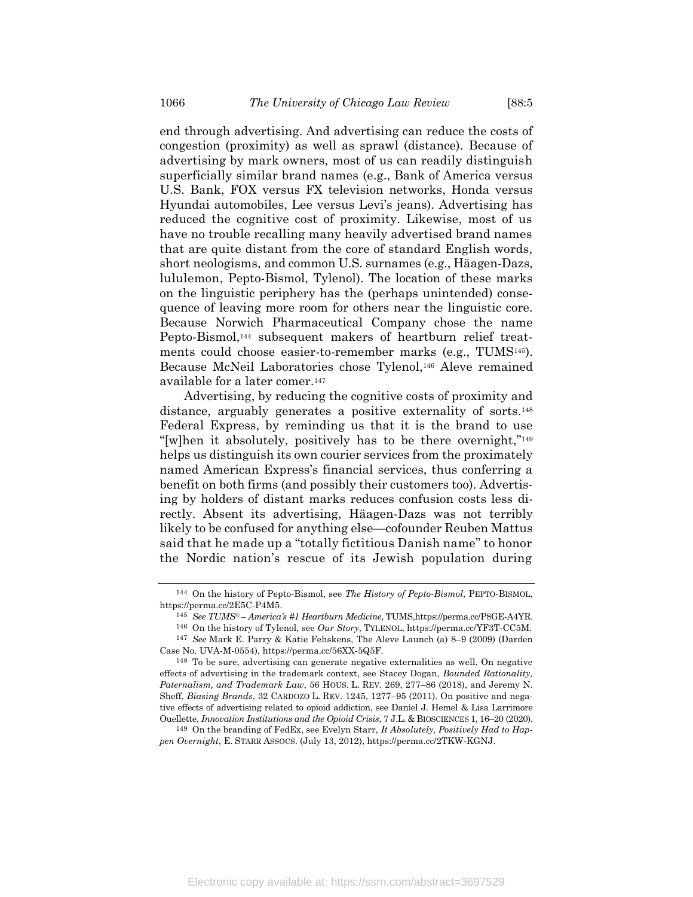end through advertising. And advertising can reduce the costs of congestion (proximity) as well as sprawl (distance). Because of advertising by mark owners, most of us can readily distinguish superficially similar brand names (e.g., Bank of America versus U.S. Bank, FOX versus FX television networks, Honda versus Hyundai automobiles, Lee versus Levi's jeans). Advertising has reduced the cognitive cost of proximity. Likewise, most of us have no trouble recalling many heavily advertised brand names that are quite distant from the core of standard English words, short neologisms, and common U.S. surnames (e.g., Häagen-Dazs, lululemon, Pepto-Bismol, Tylenol). The location of these marks on the linguistic periphery has the (perhaps unintended) consequence of leaving more room for others near the linguistic core. Because Norwich Pharmaceutical Company chose the name Pepto-Bismol,[144] subsequent makers of heartburn relief treatments could choose easier-to-remember marks (e.g., TUMS[145]). Because McNeil Laboratories chose Tylenol,[146] Aleve remained available for a later comer.[147]

Advertising, by reducing the cognitive costs of proximity and distance, arguably generates a positive externality of sorts.[148] Federal Express, by reminding us that it is the brand to use "[w]hen it absolutely, positively has to be there overnight,"[149] helps us distinguish its own courier services from the proximately named American Express's financial services, thus conferring a benefit on both firms (and possibly their customers too). Advertising by holders of distant marks reduces confusion costs less directly. Absent its advertising, Häagen-Dazs was not terribly likely to be confused for anything else—cofounder Reuben Mattus said that he made up a "totally fictitious Danish name" to honor the Nordic nation's rescue of its Jewish population during

---

144 On the history of Pepto-Bismol, see *The History of Pepto-Bismol*, PEPTO-BISMOL, https://perma.cc/2E5C-P4M5.

145 *See TUMS® – America's #1 Heartburn Medicine*, TUMS, https://perma.cc/P8GE-A4YR.

146 On the history of Tylenol, see *Our Story*, TYLENOL, https://perma.cc/YF3T-CC5M.

147 *See* Mark E. Parry & Katie Fehskens, The Aleve Launch (a) 8–9 (2009) (Darden Case No. UVA-M-0554), https://perma.cc/56XX-5Q5F.

148 To be sure, advertising can generate negative externalities as well. On negative effects of advertising in the trademark context, see Stacey Dogan, *Bounded Rationality, Paternalism, and Trademark Law*, 56 HOUS. L. REV. 269, 277–86 (2018), and Jeremy N. Sheff, *Biasing Brands*, 32 CARDOZO L. REV. 1245, 1277–95 (2011). On positive and negative effects of advertising related to opioid addiction, see Daniel J. Hemel & Lisa Larrimore Ouellette, *Innovation Institutions and the Opioid Crisis*, 7 J.L. & BIOSCIENCES 1, 16–20 (2020).

149 On the branding of FedEx, see Evelyn Starr, *It Absolutely, Positively Had to Happen Overnight*, E. STARR ASSOCS. (July 13, 2012), https://perma.cc/2TKW-KGNJ.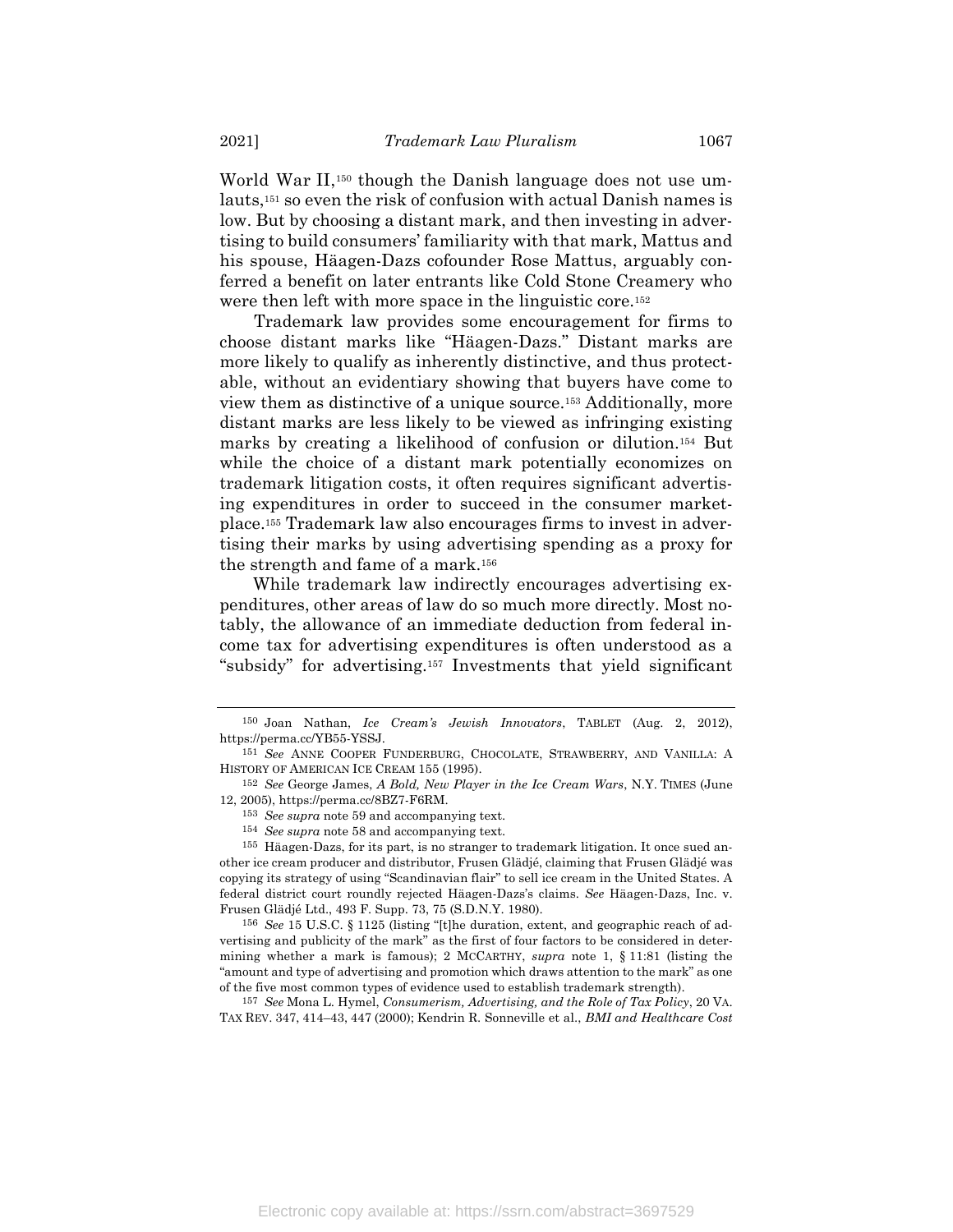World War II,[150] though the Danish language does not use umlauts,[151] so even the risk of confusion with actual Danish names is low. But by choosing a distant mark, and then investing in advertising to build consumers' familiarity with that mark, Mattus and his spouse, Häagen-Dazs cofounder Rose Mattus, arguably conferred a benefit on later entrants like Cold Stone Creamery who were then left with more space in the linguistic core.[152]

Trademark law provides some encouragement for firms to choose distant marks like "Häagen-Dazs." Distant marks are more likely to qualify as inherently distinctive, and thus protectable, without an evidentiary showing that buyers have come to view them as distinctive of a unique source.[153] Additionally, more distant marks are less likely to be viewed as infringing existing marks by creating a likelihood of confusion or dilution.[154] But while the choice of a distant mark potentially economizes on trademark litigation costs, it often requires significant advertising expenditures in order to succeed in the consumer marketplace.[155] Trademark law also encourages firms to invest in advertising their marks by using advertising spending as a proxy for the strength and fame of a mark.[156]

While trademark law indirectly encourages advertising expenditures, other areas of law do so much more directly. Most notably, the allowance of an immediate deduction from federal income tax for advertising expenditures is often understood as a "subsidy" for advertising.[157] Investments that yield significant

---

150 Joan Nathan, *Ice Cream's Jewish Innovators*, TABLET (Aug. 2, 2012), https://perma.cc/YB55-YSSJ.

151 *See* ANNE COOPER FUNDERBURG, CHOCOLATE, STRAWBERRY, AND VANILLA: A HISTORY OF AMERICAN ICE CREAM 155 (1995).

152 *See* George James, *A Bold, New Player in the Ice Cream Wars*, N.Y. TIMES (June 12, 2005), https://perma.cc/8BZ7-F6RM.

153 *See supra* note 59 and accompanying text.

154 *See supra* note 58 and accompanying text.

155 Häagen-Dazs, for its part, is no stranger to trademark litigation. It once sued another ice cream producer and distributor, Frusen Glädjé, claiming that Frusen Glädjé was copying its strategy of using "Scandinavian flair" to sell ice cream in the United States. A federal district court roundly rejected Häagen-Dazs's claims. *See* Häagen-Dazs, Inc. v. Frusen Glädjé Ltd., 493 F. Supp. 73, 75 (S.D.N.Y. 1980).

156 *See* 15 U.S.C. § 1125 (listing "[t]he duration, extent, and geographic reach of advertising and publicity of the mark" as the first of four factors to be considered in determining whether a mark is famous); 2 MCCARTHY, *supra* note 1, § 11:81 (listing the "amount and type of advertising and promotion which draws attention to the mark" as one of the five most common types of evidence used to establish trademark strength).

157 *See* Mona L. Hymel, *Consumerism, Advertising, and the Role of Tax Policy*, 20 VA. TAX REV. 347, 414–43, 447 (2000); Kendrin R. Sonneville et al., *BMI and Healthcare Cost*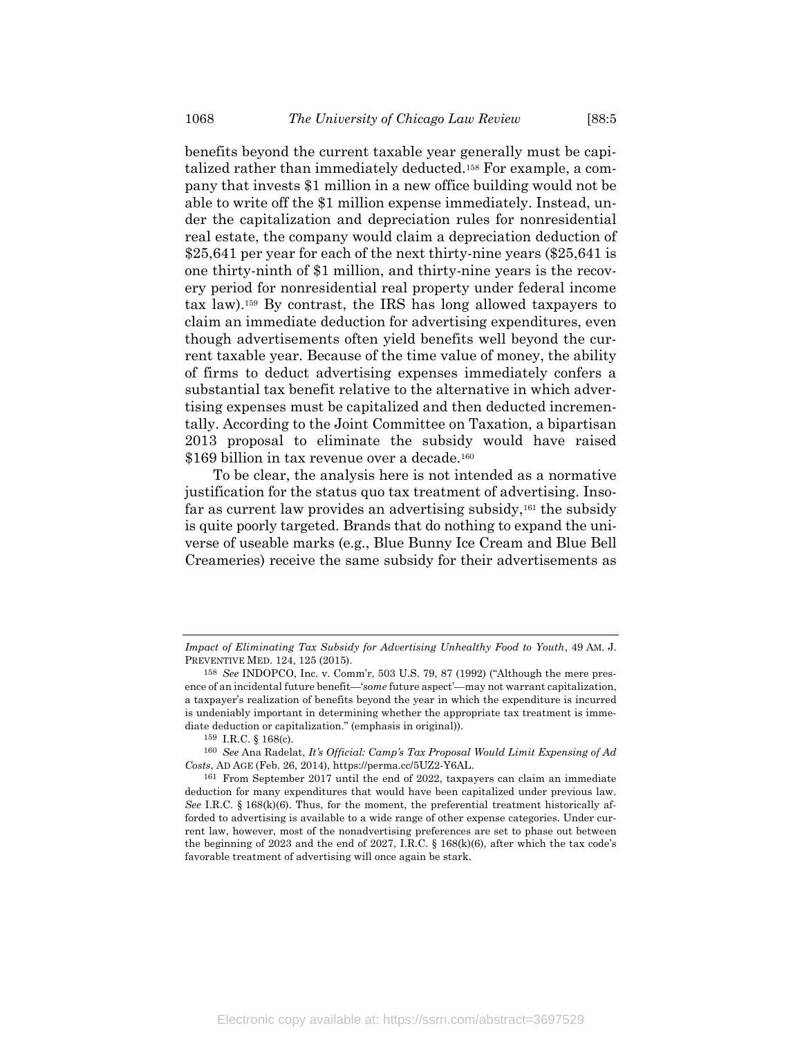benefits beyond the current taxable year generally must be capitalized rather than immediately deducted.[158] For example, a company that invests $1 million in a new office building would not be able to write off the $1 million expense immediately. Instead, under the capitalization and depreciation rules for nonresidential real estate, the company would claim a depreciation deduction of $25,641 per year for each of the next thirty-nine years ($25,641 is one thirty-ninth of $1 million, and thirty-nine years is the recovery period for nonresidential real property under federal income tax law).[159] By contrast, the IRS has long allowed taxpayers to claim an immediate deduction for advertising expenditures, even though advertisements often yield benefits well beyond the current taxable year. Because of the time value of money, the ability of firms to deduct advertising expenses immediately confers a substantial tax benefit relative to the alternative in which advertising expenses must be capitalized and then deducted incrementally. According to the Joint Committee on Taxation, a bipartisan 2013 proposal to eliminate the subsidy would have raised $169 billion in tax revenue over a decade.[160]

To be clear, the analysis here is not intended as a normative justification for the status quo tax treatment of advertising. Insofar as current law provides an advertising subsidy,[161] the subsidy is quite poorly targeted. Brands that do nothing to expand the universe of useable marks (e.g., Blue Bunny Ice Cream and Blue Bell Creameries) receive the same subsidy for their advertisements as

---

*Impact of Eliminating Tax Subsidy for Advertising Unhealthy Food to Youth*, 49 AM. J. PREVENTIVE MED. 124, 125 (2015).

[158] *See* INDOPCO, Inc. v. Comm'r, 503 U.S. 79, 87 (1992) ("Although the mere presence of an incidental future benefit—'*some* future aspect'—may not warrant capitalization, a taxpayer's realization of benefits beyond the year in which the expenditure is incurred is undeniably important in determining whether the appropriate tax treatment is immediate deduction or capitalization." (emphasis in original)).

[159] I.R.C. § 168(c).

[160] *See* Ana Radelat, *It's Official: Camp's Tax Proposal Would Limit Expensing of Ad Costs*, AD AGE (Feb. 26, 2014), https://perma.cc/5UZ2-Y6AL.

[161] From September 2017 until the end of 2022, taxpayers can claim an immediate deduction for many expenditures that would have been capitalized under previous law. *See* I.R.C. § 168(k)(6). Thus, for the moment, the preferential treatment historically afforded to advertising is available to a wide range of other expense categories. Under current law, however, most of the nonadvertising preferences are set to phase out between the beginning of 2023 and the end of 2027, I.R.C. § 168(k)(6), after which the tax code's favorable treatment of advertising will once again be stark.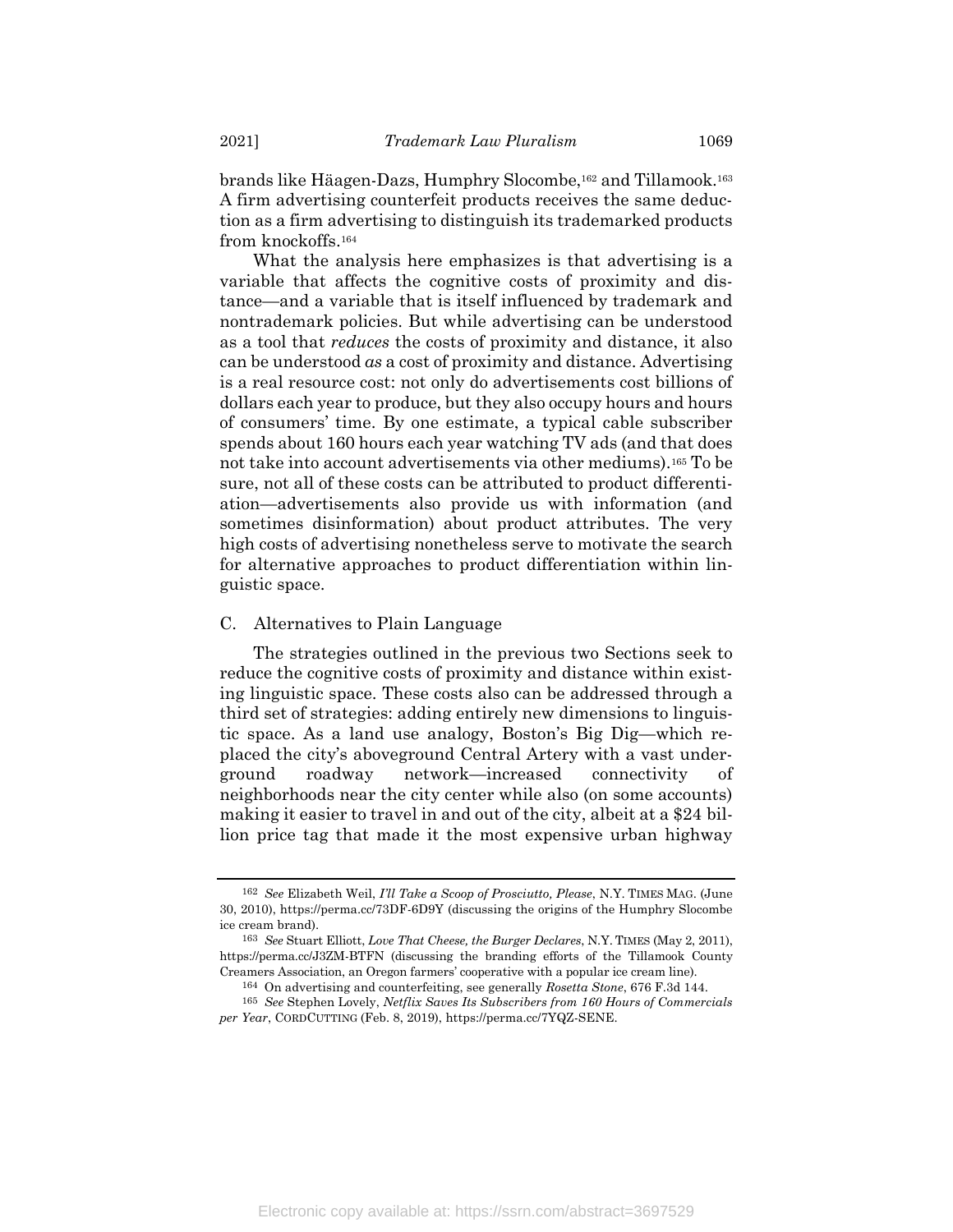brands like Häagen-Dazs, Humphry Slocombe,[162] and Tillamook.[163] A firm advertising counterfeit products receives the same deduction as a firm advertising to distinguish its trademarked products from knockoffs.[164]

What the analysis here emphasizes is that advertising is a variable that affects the cognitive costs of proximity and distance—and a variable that is itself influenced by trademark and nontrademark policies. But while advertising can be understood as a tool that *reduces* the costs of proximity and distance, it also can be understood *as* a cost of proximity and distance. Advertising is a real resource cost: not only do advertisements cost billions of dollars each year to produce, but they also occupy hours and hours of consumers' time. By one estimate, a typical cable subscriber spends about 160 hours each year watching TV ads (and that does not take into account advertisements via other mediums).[165] To be sure, not all of these costs can be attributed to product differentiation—advertisements also provide us with information (and sometimes disinformation) about product attributes. The very high costs of advertising nonetheless serve to motivate the search for alternative approaches to product differentiation within linguistic space.

## C. Alternatives to Plain Language

The strategies outlined in the previous two Sections seek to reduce the cognitive costs of proximity and distance within existing linguistic space. These costs also can be addressed through a third set of strategies: adding entirely new dimensions to linguistic space. As a land use analogy, Boston's Big Dig—which replaced the city's aboveground Central Artery with a vast underground roadway network—increased connectivity of neighborhoods near the city center while also (on some accounts) making it easier to travel in and out of the city, albeit at a $24 billion price tag that made it the most expensive urban highway

---

162 *See* Elizabeth Weil, *I'll Take a Scoop of Prosciutto, Please*, N.Y. TIMES MAG. (June 30, 2010), https://perma.cc/73DF-6D9Y (discussing the origins of the Humphry Slocombe ice cream brand).

163 *See* Stuart Elliott, *Love That Cheese, the Burger Declares*, N.Y. TIMES (May 2, 2011), https://perma.cc/J3ZM-BTFN (discussing the branding efforts of the Tillamook County Creamers Association, an Oregon farmers' cooperative with a popular ice cream line).

164 On advertising and counterfeiting, see generally *Rosetta Stone*, 676 F.3d 144.

165 *See* Stephen Lovely, *Netflix Saves Its Subscribers from 160 Hours of Commercials per Year*, CORDCUTTING (Feb. 8, 2019), https://perma.cc/7YQZ-SENE.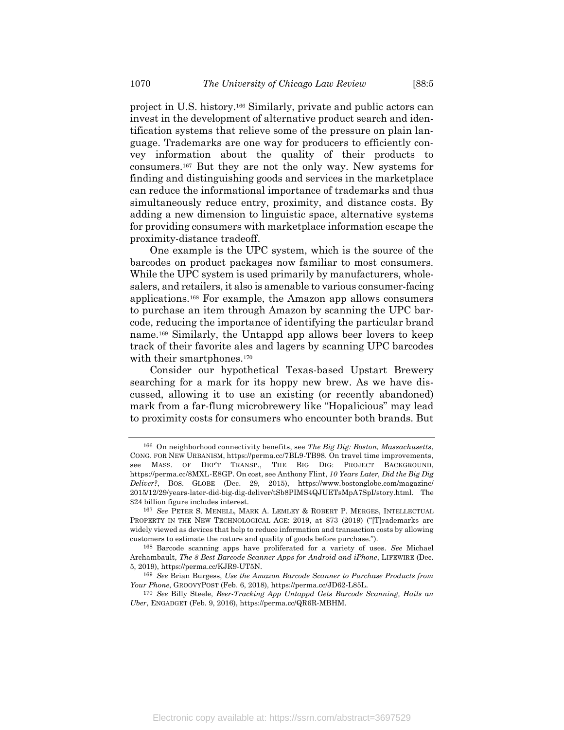project in U.S. history.[166] Similarly, private and public actors can invest in the development of alternative product search and identification systems that relieve some of the pressure on plain language. Trademarks are one way for producers to efficiently convey information about the quality of their products to consumers.[167] But they are not the only way. New systems for finding and distinguishing goods and services in the marketplace can reduce the informational importance of trademarks and thus simultaneously reduce entry, proximity, and distance costs. By adding a new dimension to linguistic space, alternative systems for providing consumers with marketplace information escape the proximity-distance tradeoff.

One example is the UPC system, which is the source of the barcodes on product packages now familiar to most consumers. While the UPC system is used primarily by manufacturers, wholesalers, and retailers, it also is amenable to various consumer-facing applications.[168] For example, the Amazon app allows consumers to purchase an item through Amazon by scanning the UPC barcode, reducing the importance of identifying the particular brand name.[169] Similarly, the Untappd app allows beer lovers to keep track of their favorite ales and lagers by scanning UPC barcodes with their smartphones.[170]

Consider our hypothetical Texas-based Upstart Brewery searching for a mark for its hoppy new brew. As we have discussed, allowing it to use an existing (or recently abandoned) mark from a far-flung microbrewery like "Hopalicious" may lead to proximity costs for consumers who encounter both brands. But

---

[166] On neighborhood connectivity benefits, see *The Big Dig: Boston, Massachusetts*, CONG. FOR NEW URBANISM, https://perma.cc/7BL9-TB98. On travel time improvements, see MASS. OF DEP'T TRANSP., THE BIG DIG: PROJECT BACKGROUND, https://perma.cc/8MXL-E8GP. On cost, see Anthony Flint, *10 Years Later, Did the Big Dig Deliver?*, BOS. GLOBE (Dec. 29, 2015), https://www.bostonglobe.com/magazine/2015/12/29/years-later-did-big-dig-deliver/tSb8PIMS4QJUETsMpA7SpI/story.html. The $24 billion figure includes interest.

[167] *See* PETER S. MENELL, MARK A. LEMLEY & ROBERT P. MERGES, INTELLECTUAL PROPERTY IN THE NEW TECHNOLOGICAL AGE: 2019, at 873 (2019) ("[T]rademarks are widely viewed as devices that help to reduce information and transaction costs by allowing customers to estimate the nature and quality of goods before purchase.").

[168] Barcode scanning apps have proliferated for a variety of uses. *See* Michael Archambault, *The 8 Best Barcode Scanner Apps for Android and iPhone*, LIFEWIRE (Dec. 5, 2019), https://perma.cc/KJR9-UT5N.

[169] *See* Brian Burgess, *Use the Amazon Barcode Scanner to Purchase Products from Your Phone*, GROOVYPOST (Feb. 6, 2018), https://perma.cc/JD62-L85L.

[170] *See* Billy Steele, *Beer-Tracking App Untappd Gets Barcode Scanning, Hails an Uber*, ENGADGET (Feb. 9, 2016), https://perma.cc/QR6R-MBHM.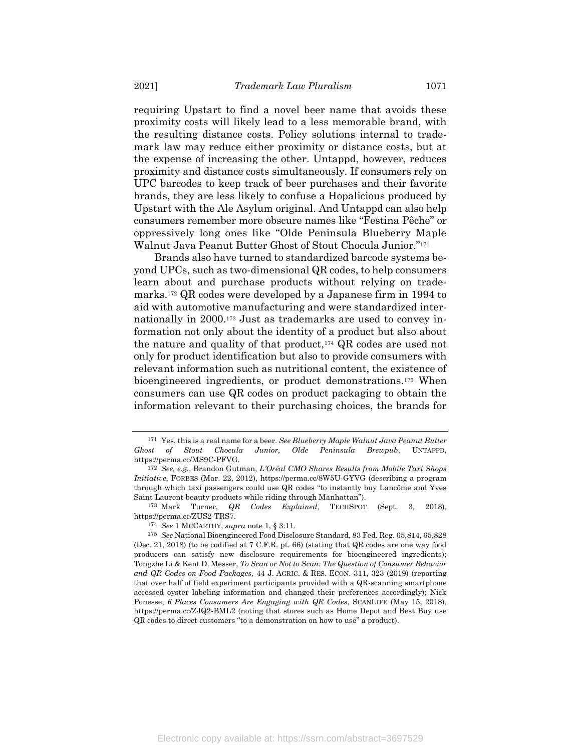requiring Upstart to find a novel beer name that avoids these proximity costs will likely lead to a less memorable brand, with the resulting distance costs. Policy solutions internal to trademark law may reduce either proximity or distance costs, but at the expense of increasing the other. Untappd, however, reduces proximity and distance costs simultaneously. If consumers rely on UPC barcodes to keep track of beer purchases and their favorite brands, they are less likely to confuse a Hopalicious produced by Upstart with the Ale Asylum original. And Untappd can also help consumers remember more obscure names like "Festina Pêche" or oppressively long ones like "Olde Peninsula Blueberry Maple Walnut Java Peanut Butter Ghost of Stout Chocula Junior."[171]

Brands also have turned to standardized barcode systems beyond UPCs, such as two-dimensional QR codes, to help consumers learn about and purchase products without relying on trademarks.[172] QR codes were developed by a Japanese firm in 1994 to aid with automotive manufacturing and were standardized internationally in 2000.[173] Just as trademarks are used to convey information not only about the identity of a product but also about the nature and quality of that product,[174] QR codes are used not only for product identification but also to provide consumers with relevant information such as nutritional content, the existence of bioengineered ingredients, or product demonstrations.[175] When consumers can use QR codes on product packaging to obtain the information relevant to their purchasing choices, the brands for

---

[171] Yes, this is a real name for a beer. *See Blueberry Maple Walnut Java Peanut Butter Ghost of Stout Chocula Junior, Olde Peninsula Brewpub*, UNTAPPD, https://perma.cc/MS9C-PFVG.

[172] *See, e.g.*, Brandon Gutman, *L'Oréal CMO Shares Results from Mobile Taxi Shops Initiative*, FORBES (Mar. 22, 2012), https://perma.cc/8W5U-GYVG (describing a program through which taxi passengers could use QR codes "to instantly buy Lancôme and Yves Saint Laurent beauty products while riding through Manhattan").

[173] Mark Turner, *QR Codes Explained*, TECHSPOT (Sept. 3, 2018), https://perma.cc/ZUS2-TRS7.

[174] *See* 1 MCCARTHY, *supra* note 1, § 3:11.

[175] *See* National Bioengineered Food Disclosure Standard, 83 Fed. Reg. 65,814, 65,828 (Dec. 21, 2018) (to be codified at 7 C.F.R. pt. 66) (stating that QR codes are one way food producers can satisfy new disclosure requirements for bioengineered ingredients); Tongzhe Li & Kent D. Messer, *To Scan or Not to Scan: The Question of Consumer Behavior and QR Codes on Food Packages*, 44 J. AGRIC. & RES. ECON. 311, 323 (2019) (reporting that over half of field experiment participants provided with a QR-scanning smartphone accessed oyster labeling information and changed their preferences accordingly); Nick Ponesse, *6 Places Consumers Are Engaging with QR Codes*, SCANLIFE (May 15, 2018), https://perma.cc/ZJQ2-BML2 (noting that stores such as Home Depot and Best Buy use QR codes to direct customers "to a demonstration on how to use" a product).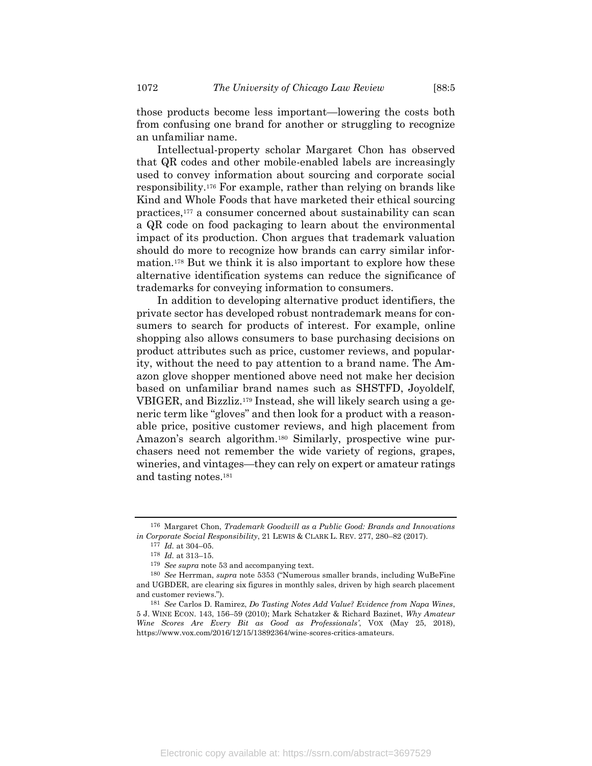those products become less important—lowering the costs both from confusing one brand for another or struggling to recognize an unfamiliar name.

Intellectual-property scholar Margaret Chon has observed that QR codes and other mobile-enabled labels are increasingly used to convey information about sourcing and corporate social responsibility.[176] For example, rather than relying on brands like Kind and Whole Foods that have marketed their ethical sourcing practices,[177] a consumer concerned about sustainability can scan a QR code on food packaging to learn about the environmental impact of its production. Chon argues that trademark valuation should do more to recognize how brands can carry similar information.[178] But we think it is also important to explore how these alternative identification systems can reduce the significance of trademarks for conveying information to consumers.

In addition to developing alternative product identifiers, the private sector has developed robust nontrademark means for consumers to search for products of interest. For example, online shopping also allows consumers to base purchasing decisions on product attributes such as price, customer reviews, and popularity, without the need to pay attention to a brand name. The Amazon glove shopper mentioned above need not make her decision based on unfamiliar brand names such as SHSTFD, Joyoldelf, VBIGER, and Bizzliz.[179] Instead, she will likely search using a generic term like "gloves" and then look for a product with a reasonable price, positive customer reviews, and high placement from Amazon's search algorithm.[180] Similarly, prospective wine purchasers need not remember the wide variety of regions, grapes, wineries, and vintages—they can rely on expert or amateur ratings and tasting notes.[181]

---

[176] Margaret Chon, *Trademark Goodwill as a Public Good: Brands and Innovations in Corporate Social Responsibility*, 21 LEWIS & CLARK L. REV. 277, 280–82 (2017).

[177] *Id.* at 304–05.

[178] *Id.* at 313–15.

[179] *See supra* note 53 and accompanying text.

[180] *See* Herrman, *supra* note 5353 ("Numerous smaller brands, including WuBeFine and UGBDER, are clearing six figures in monthly sales, driven by high search placement and customer reviews.").

[181] *See* Carlos D. Ramirez, *Do Tasting Notes Add Value? Evidence from Napa Wines*, 5 J. WINE ECON. 143, 156–59 (2010); Mark Schatzker & Richard Bazinet, *Why Amateur Wine Scores Are Every Bit as Good as Professionals'*, VOX (May 25, 2018), https://www.vox.com/2016/12/15/13892364/wine-scores-critics-amateurs.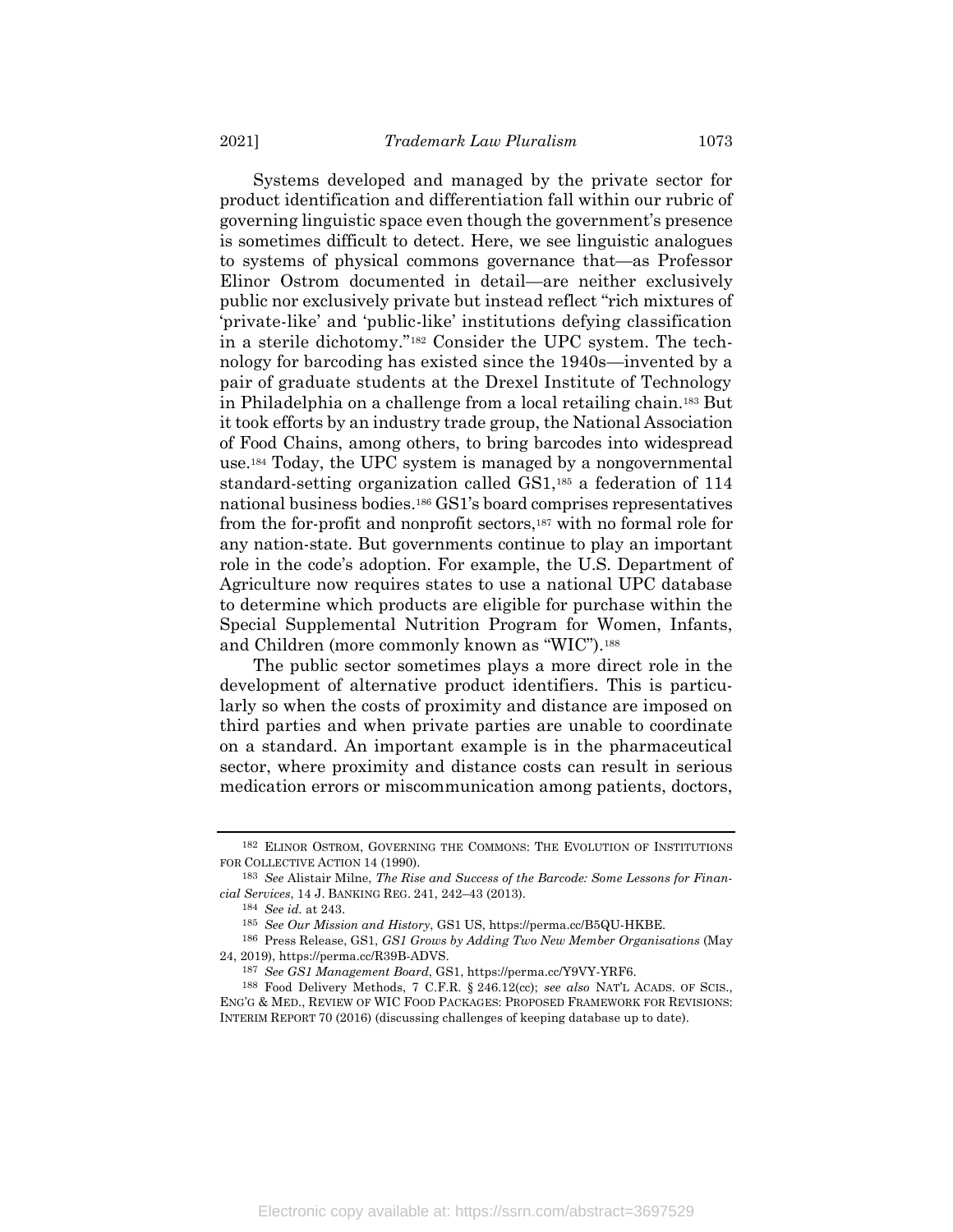Systems developed and managed by the private sector for product identification and differentiation fall within our rubric of governing linguistic space even though the government's presence is sometimes difficult to detect. Here, we see linguistic analogues to systems of physical commons governance that—as Professor Elinor Ostrom documented in detail—are neither exclusively public nor exclusively private but instead reflect "rich mixtures of 'private-like' and 'public-like' institutions defying classification in a sterile dichotomy."[182] Consider the UPC system. The technology for barcoding has existed since the 1940s—invented by a pair of graduate students at the Drexel Institute of Technology in Philadelphia on a challenge from a local retailing chain.[183] But it took efforts by an industry trade group, the National Association of Food Chains, among others, to bring barcodes into widespread use.[184] Today, the UPC system is managed by a nongovernmental standard-setting organization called GS1,[185] a federation of 114 national business bodies.[186] GS1's board comprises representatives from the for-profit and nonprofit sectors,[187] with no formal role for any nation-state. But governments continue to play an important role in the code's adoption. For example, the U.S. Department of Agriculture now requires states to use a national UPC database to determine which products are eligible for purchase within the Special Supplemental Nutrition Program for Women, Infants, and Children (more commonly known as "WIC").[188]

The public sector sometimes plays a more direct role in the development of alternative product identifiers. This is particularly so when the costs of proximity and distance are imposed on third parties and when private parties are unable to coordinate on a standard. An important example is in the pharmaceutical sector, where proximity and distance costs can result in serious medication errors or miscommunication among patients, doctors,

---

[182] Elinor Ostrom, Governing the Commons: The Evolution of Institutions for Collective Action 14 (1990).

[183] *See* Alistair Milne, *The Rise and Success of the Barcode: Some Lessons for Financial Services*, 14 J. Banking Reg. 241, 242–43 (2013).

[184] *See id.* at 243.

[185] *See Our Mission and History*, GS1 US, https://perma.cc/B5QU-HKBE.

[186] Press Release, GS1, *GS1 Grows by Adding Two New Member Organisations* (May 24, 2019), https://perma.cc/R39B-ADVS.

[187] *See GS1 Management Board*, GS1, https://perma.cc/Y9VY-YRF6.

[188] Food Delivery Methods, 7 C.F.R. § 246.12(cc); *see also* Nat'l Acads. of Scis., Eng'g & Med., Review of WIC Food Packages: Proposed Framework for Revisions: Interim Report 70 (2016) (discussing challenges of keeping database up to date).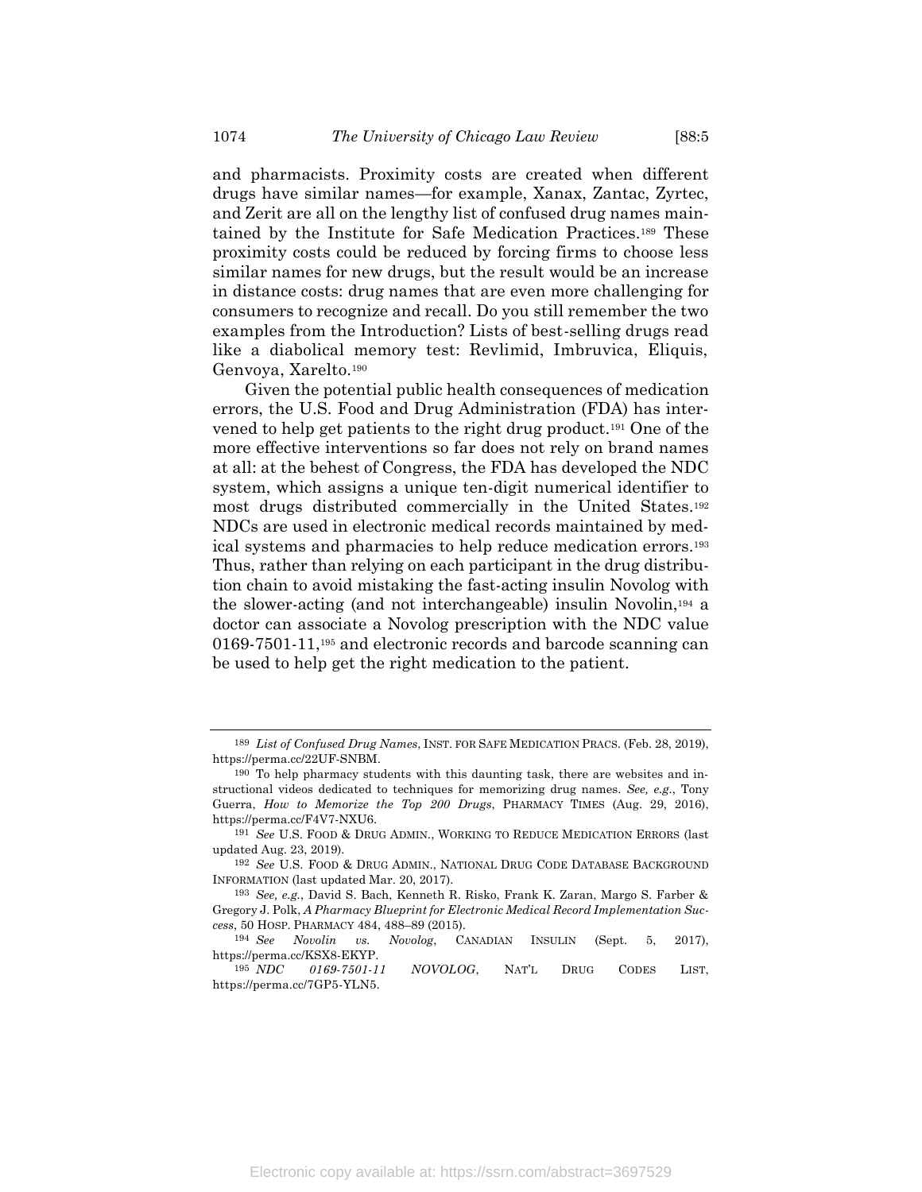and pharmacists. Proximity costs are created when different drugs have similar names—for example, Xanax, Zantac, Zyrtec, and Zerit are all on the lengthy list of confused drug names maintained by the Institute for Safe Medication Practices.[189] These proximity costs could be reduced by forcing firms to choose less similar names for new drugs, but the result would be an increase in distance costs: drug names that are even more challenging for consumers to recognize and recall. Do you still remember the two examples from the Introduction? Lists of best-selling drugs read like a diabolical memory test: Revlimid, Imbruvica, Eliquis, Genvoya, Xarelto.[190]

Given the potential public health consequences of medication errors, the U.S. Food and Drug Administration (FDA) has intervened to help get patients to the right drug product.[191] One of the more effective interventions so far does not rely on brand names at all: at the behest of Congress, the FDA has developed the NDC system, which assigns a unique ten-digit numerical identifier to most drugs distributed commercially in the United States.[192] NDCs are used in electronic medical records maintained by medical systems and pharmacies to help reduce medication errors.[193] Thus, rather than relying on each participant in the drug distribution chain to avoid mistaking the fast-acting insulin Novolog with the slower-acting (and not interchangeable) insulin Novolin,[194] a doctor can associate a Novolog prescription with the NDC value 0169-7501-11,[195] and electronic records and barcode scanning can be used to help get the right medication to the patient.

---

[189] *List of Confused Drug Names*, INST. FOR SAFE MEDICATION PRACS. (Feb. 28, 2019), https://perma.cc/22UF-SNBM.

[190] To help pharmacy students with this daunting task, there are websites and instructional videos dedicated to techniques for memorizing drug names. *See, e.g.*, Tony Guerra, *How to Memorize the Top 200 Drugs*, PHARMACY TIMES (Aug. 29, 2016), https://perma.cc/F4V7-NXU6.

[191] *See* U.S. FOOD & DRUG ADMIN., WORKING TO REDUCE MEDICATION ERRORS (last updated Aug. 23, 2019).

[192] *See* U.S. FOOD & DRUG ADMIN., NATIONAL DRUG CODE DATABASE BACKGROUND INFORMATION (last updated Mar. 20, 2017).

[193] *See, e.g.*, David S. Bach, Kenneth R. Risko, Frank K. Zaran, Margo S. Farber & Gregory J. Polk, *A Pharmacy Blueprint for Electronic Medical Record Implementation Success*, 50 HOSP. PHARMACY 484, 488–89 (2015).

[194] *See Novolin vs. Novolog*, CANADIAN INSULIN (Sept. 5, 2017), https://perma.cc/KSX8-EKYP.

[195] *NDC 0169-7501-11 NOVOLOG*, NAT'L DRUG CODES LIST, https://perma.cc/7GP5-YLN5.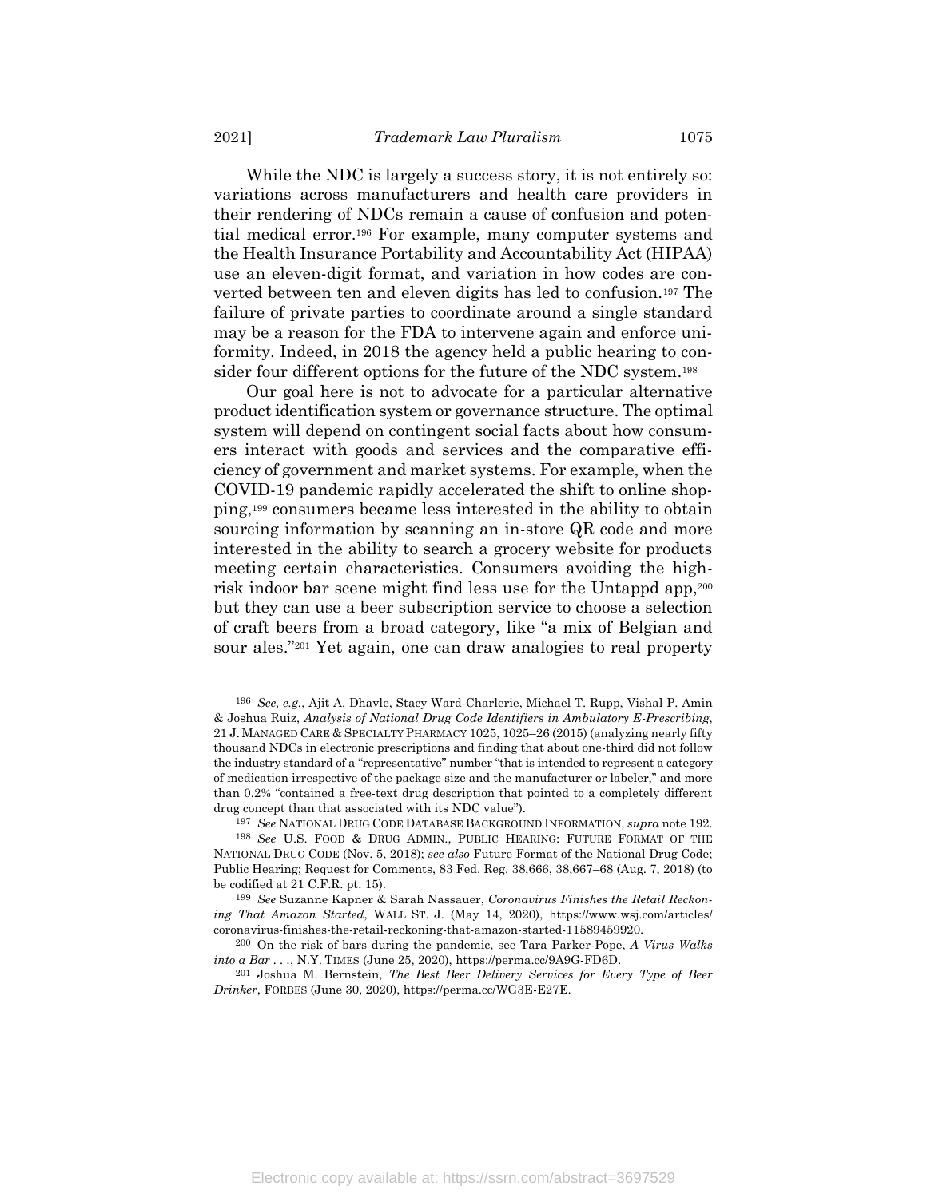While the NDC is largely a success story, it is not entirely so: variations across manufacturers and health care providers in their rendering of NDCs remain a cause of confusion and potential medical error.[196] For example, many computer systems and the Health Insurance Portability and Accountability Act (HIPAA) use an eleven-digit format, and variation in how codes are converted between ten and eleven digits has led to confusion.[197] The failure of private parties to coordinate around a single standard may be a reason for the FDA to intervene again and enforce uniformity. Indeed, in 2018 the agency held a public hearing to consider four different options for the future of the NDC system.[198]

Our goal here is not to advocate for a particular alternative product identification system or governance structure. The optimal system will depend on contingent social facts about how consumers interact with goods and services and the comparative efficiency of government and market systems. For example, when the COVID-19 pandemic rapidly accelerated the shift to online shopping,[199] consumers became less interested in the ability to obtain sourcing information by scanning an in-store QR code and more interested in the ability to search a grocery website for products meeting certain characteristics. Consumers avoiding the high-risk indoor bar scene might find less use for the Untappd app,[200] but they can use a beer subscription service to choose a selection of craft beers from a broad category, like "a mix of Belgian and sour ales."[201] Yet again, one can draw analogies to real property

---

[196] *See, e.g.*, Ajit A. Dhavle, Stacy Ward-Charlerie, Michael T. Rupp, Vishal P. Amin & Joshua Ruiz, *Analysis of National Drug Code Identifiers in Ambulatory E-Prescribing*, 21 J. MANAGED CARE & SPECIALTY PHARMACY 1025, 1025–26 (2015) (analyzing nearly fifty thousand NDCs in electronic prescriptions and finding that about one-third did not follow the industry standard of a "representative" number "that is intended to represent a category of medication irrespective of the package size and the manufacturer or labeler," and more than 0.2% "contained a free-text drug description that pointed to a completely different drug concept than that associated with its NDC value").

[197] *See* NATIONAL DRUG CODE DATABASE BACKGROUND INFORMATION, *supra* note 192.

[198] *See* U.S. FOOD & DRUG ADMIN., PUBLIC HEARING: FUTURE FORMAT OF THE NATIONAL DRUG CODE (Nov. 5, 2018); *see also* Future Format of the National Drug Code; Public Hearing; Request for Comments, 83 Fed. Reg. 38,666, 38,667–68 (Aug. 7, 2018) (to be codified at 21 C.F.R. pt. 15).

[199] *See* Suzanne Kapner & Sarah Nassauer, *Coronavirus Finishes the Retail Reckoning That Amazon Started*, WALL ST. J. (May 14, 2020), https://www.wsj.com/articles/coronavirus-finishes-the-retail-reckoning-that-amazon-started-11589459920.

[200] On the risk of bars during the pandemic, see Tara Parker-Pope, *A Virus Walks into a Bar . . .*, N.Y. TIMES (June 25, 2020), https://perma.cc/9A9G-FD6D.

[201] Joshua M. Bernstein, *The Best Beer Delivery Services for Every Type of Beer Drinker*, FORBES (June 30, 2020), https://perma.cc/WG3E-E27E.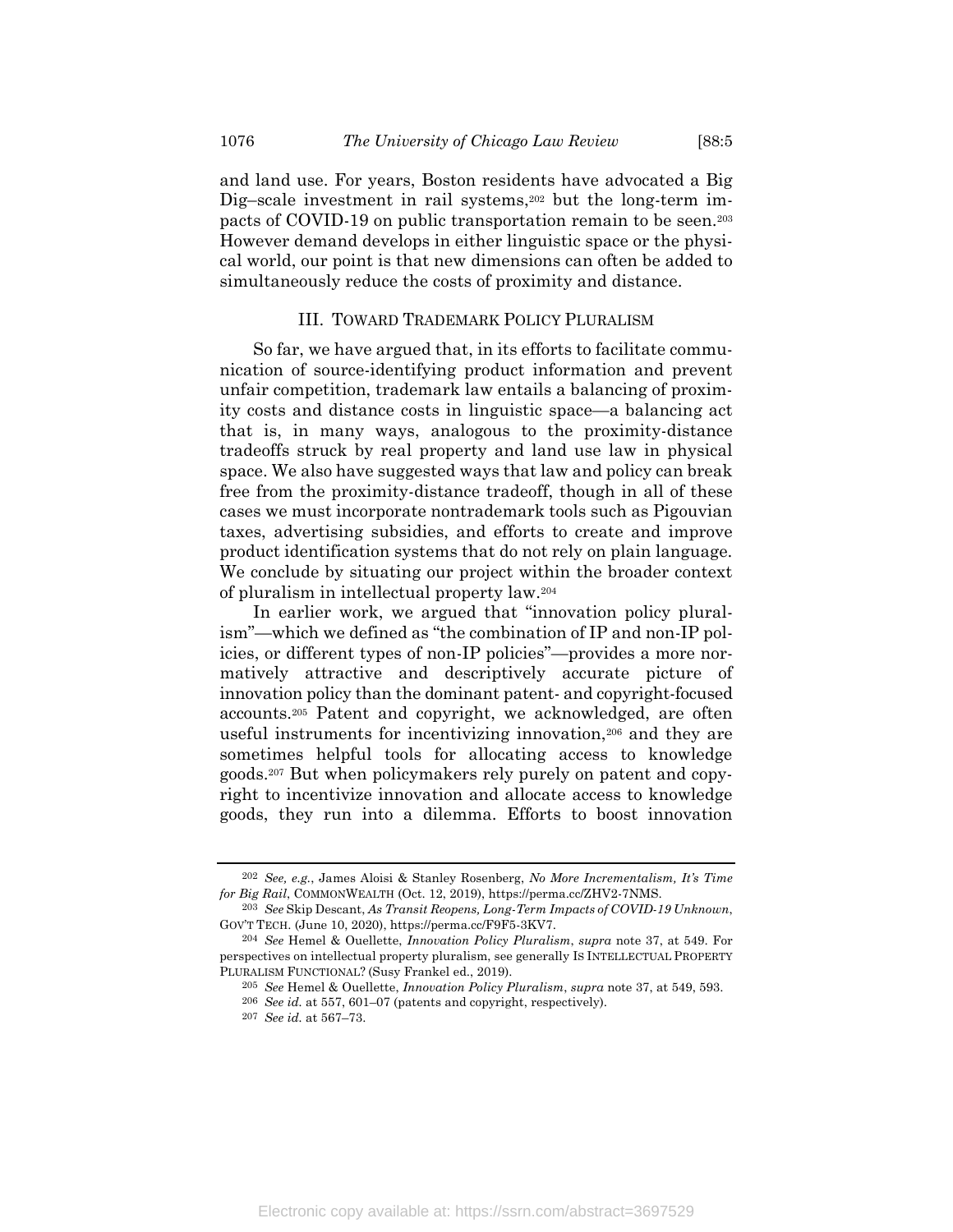and land use. For years, Boston residents have advocated a Big Dig–scale investment in rail systems,[202] but the long-term impacts of COVID-19 on public transportation remain to be seen.[203] However demand develops in either linguistic space or the physical world, our point is that new dimensions can often be added to simultaneously reduce the costs of proximity and distance.

## III. TOWARD TRADEMARK POLICY PLURALISM

So far, we have argued that, in its efforts to facilitate communication of source-identifying product information and prevent unfair competition, trademark law entails a balancing of proximity costs and distance costs in linguistic space—a balancing act that is, in many ways, analogous to the proximity-distance tradeoffs struck by real property and land use law in physical space. We also have suggested ways that law and policy can break free from the proximity-distance tradeoff, though in all of these cases we must incorporate nontrademark tools such as Pigouvian taxes, advertising subsidies, and efforts to create and improve product identification systems that do not rely on plain language. We conclude by situating our project within the broader context of pluralism in intellectual property law.[204]

In earlier work, we argued that "innovation policy pluralism"—which we defined as "the combination of IP and non-IP policies, or different types of non-IP policies"—provides a more normatively attractive and descriptively accurate picture of innovation policy than the dominant patent- and copyright-focused accounts.[205] Patent and copyright, we acknowledged, are often useful instruments for incentivizing innovation,[206] and they are sometimes helpful tools for allocating access to knowledge goods.[207] But when policymakers rely purely on patent and copyright to incentivize innovation and allocate access to knowledge goods, they run into a dilemma. Efforts to boost innovation

---

[202] *See, e.g.*, James Aloisi & Stanley Rosenberg, *No More Incrementalism, It's Time for Big Rail*, COMMONWEALTH (Oct. 12, 2019), https://perma.cc/ZHV2-7NMS.

[203] *See* Skip Descant, *As Transit Reopens, Long-Term Impacts of COVID-19 Unknown*, GOV'T TECH. (June 10, 2020), https://perma.cc/F9F5-3KV7.

[204] *See* Hemel & Ouellette, *Innovation Policy Pluralism*, *supra* note 37, at 549. For perspectives on intellectual property pluralism, see generally IS INTELLECTUAL PROPERTY PLURALISM FUNCTIONAL? (Susy Frankel ed., 2019).

[205] *See* Hemel & Ouellette, *Innovation Policy Pluralism*, *supra* note 37, at 549, 593.

[206] *See id.* at 557, 601–07 (patents and copyright, respectively).

[207] *See id.* at 567–73.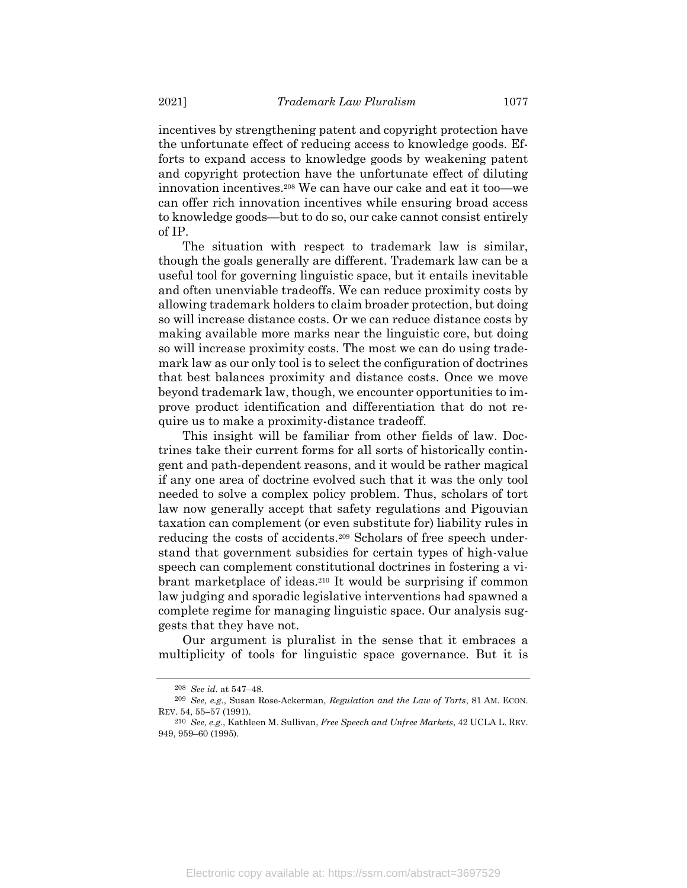incentives by strengthening patent and copyright protection have the unfortunate effect of reducing access to knowledge goods. Efforts to expand access to knowledge goods by weakening patent and copyright protection have the unfortunate effect of diluting innovation incentives.[208] We can have our cake and eat it too—we can offer rich innovation incentives while ensuring broad access to knowledge goods—but to do so, our cake cannot consist entirely of IP.

The situation with respect to trademark law is similar, though the goals generally are different. Trademark law can be a useful tool for governing linguistic space, but it entails inevitable and often unenviable tradeoffs. We can reduce proximity costs by allowing trademark holders to claim broader protection, but doing so will increase distance costs. Or we can reduce distance costs by making available more marks near the linguistic core, but doing so will increase proximity costs. The most we can do using trademark law as our only tool is to select the configuration of doctrines that best balances proximity and distance costs. Once we move beyond trademark law, though, we encounter opportunities to improve product identification and differentiation that do not require us to make a proximity-distance tradeoff.

This insight will be familiar from other fields of law. Doctrines take their current forms for all sorts of historically contingent and path-dependent reasons, and it would be rather magical if any one area of doctrine evolved such that it was the only tool needed to solve a complex policy problem. Thus, scholars of tort law now generally accept that safety regulations and Pigouvian taxation can complement (or even substitute for) liability rules in reducing the costs of accidents.[209] Scholars of free speech understand that government subsidies for certain types of high-value speech can complement constitutional doctrines in fostering a vibrant marketplace of ideas.[210] It would be surprising if common law judging and sporadic legislative interventions had spawned a complete regime for managing linguistic space. Our analysis suggests that they have not.

Our argument is pluralist in the sense that it embraces a multiplicity of tools for linguistic space governance. But it is

---

[208] *See id.* at 547–48.

[209] *See, e.g.*, Susan Rose-Ackerman, *Regulation and the Law of Torts*, 81 AM. ECON. REV. 54, 55–57 (1991).

[210] *See, e.g.*, Kathleen M. Sullivan, *Free Speech and Unfree Markets*, 42 UCLA L. REV. 949, 959–60 (1995).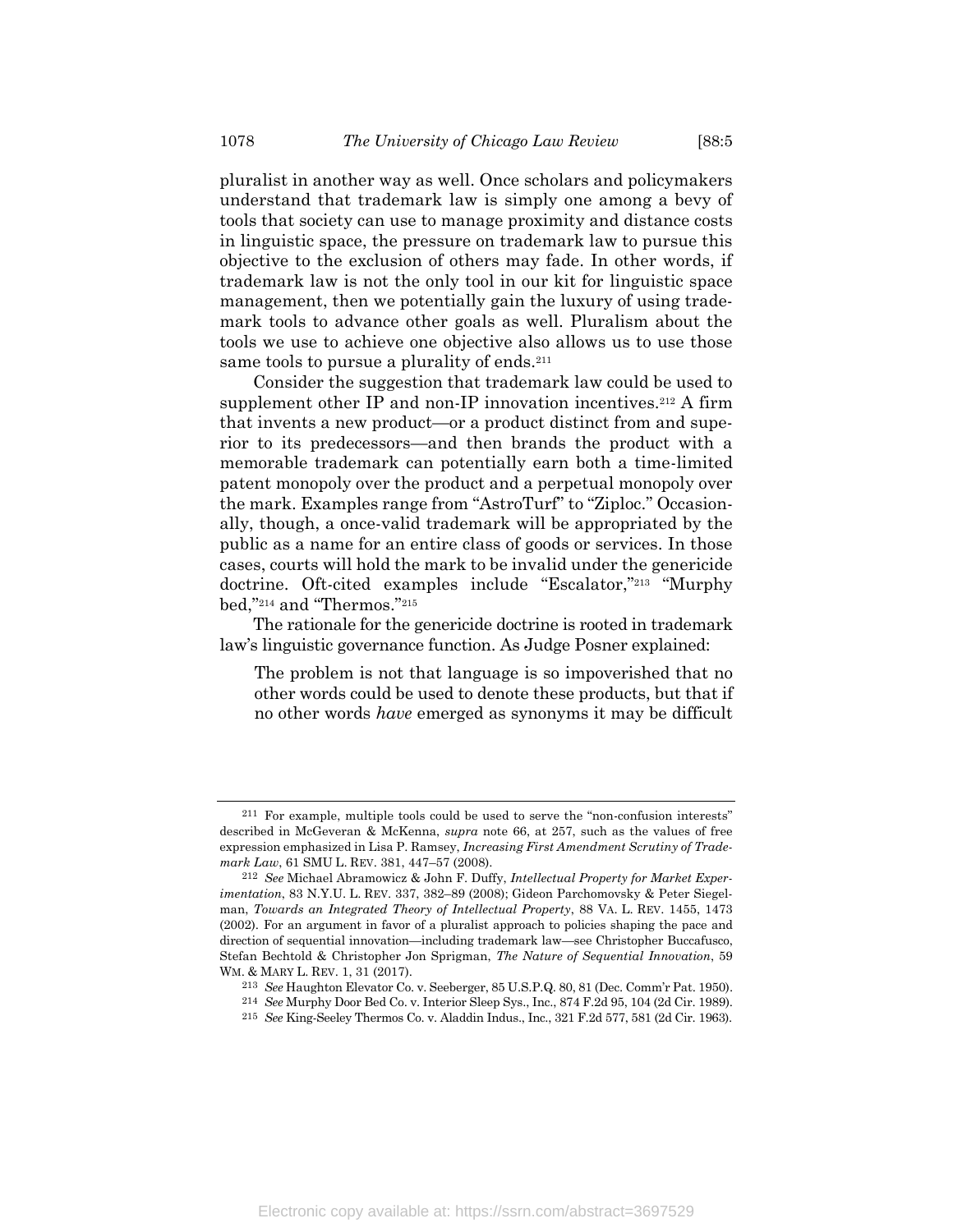pluralist in another way as well. Once scholars and policymakers understand that trademark law is simply one among a bevy of tools that society can use to manage proximity and distance costs in linguistic space, the pressure on trademark law to pursue this objective to the exclusion of others may fade. In other words, if trademark law is not the only tool in our kit for linguistic space management, then we potentially gain the luxury of using trademark tools to advance other goals as well. Pluralism about the tools we use to achieve one objective also allows us to use those same tools to pursue a plurality of ends.[211]

Consider the suggestion that trademark law could be used to supplement other IP and non-IP innovation incentives.[212] A firm that invents a new product—or a product distinct from and superior to its predecessors—and then brands the product with a memorable trademark can potentially earn both a time-limited patent monopoly over the product and a perpetual monopoly over the mark. Examples range from "AstroTurf" to "Ziploc." Occasionally, though, a once-valid trademark will be appropriated by the public as a name for an entire class of goods or services. In those cases, courts will hold the mark to be invalid under the genericide doctrine. Oft-cited examples include "Escalator,"[213] "Murphy bed,"[214] and "Thermos."[215]

The rationale for the genericide doctrine is rooted in trademark law's linguistic governance function. As Judge Posner explained:

> The problem is not that language is so impoverished that no other words could be used to denote these products, but that if no other words *have* emerged as synonyms it may be difficult

---

[211] For example, multiple tools could be used to serve the "non-confusion interests" described in McGeveran & McKenna, *supra* note 66, at 257, such as the values of free expression emphasized in Lisa P. Ramsey, *Increasing First Amendment Scrutiny of Trademark Law*, 61 SMU L. REV. 381, 447–57 (2008).

[212] *See* Michael Abramowicz & John F. Duffy, *Intellectual Property for Market Experimentation*, 83 N.Y.U. L. REV. 337, 382–89 (2008); Gideon Parchomovsky & Peter Siegelman, *Towards an Integrated Theory of Intellectual Property*, 88 VA. L. REV. 1455, 1473 (2002). For an argument in favor of a pluralist approach to policies shaping the pace and direction of sequential innovation—including trademark law—see Christopher Buccafusco, Stefan Bechtold & Christopher Jon Sprigman, *The Nature of Sequential Innovation*, 59 WM. & MARY L. REV. 1, 31 (2017).

[213] *See* Haughton Elevator Co. v. Seeberger, 85 U.S.P.Q. 80, 81 (Dec. Comm'r Pat. 1950).

[214] *See* Murphy Door Bed Co. v. Interior Sleep Sys., Inc., 874 F.2d 95, 104 (2d Cir. 1989).

[215] *See* King-Seeley Thermos Co. v. Aladdin Indus., Inc., 321 F.2d 577, 581 (2d Cir. 1963).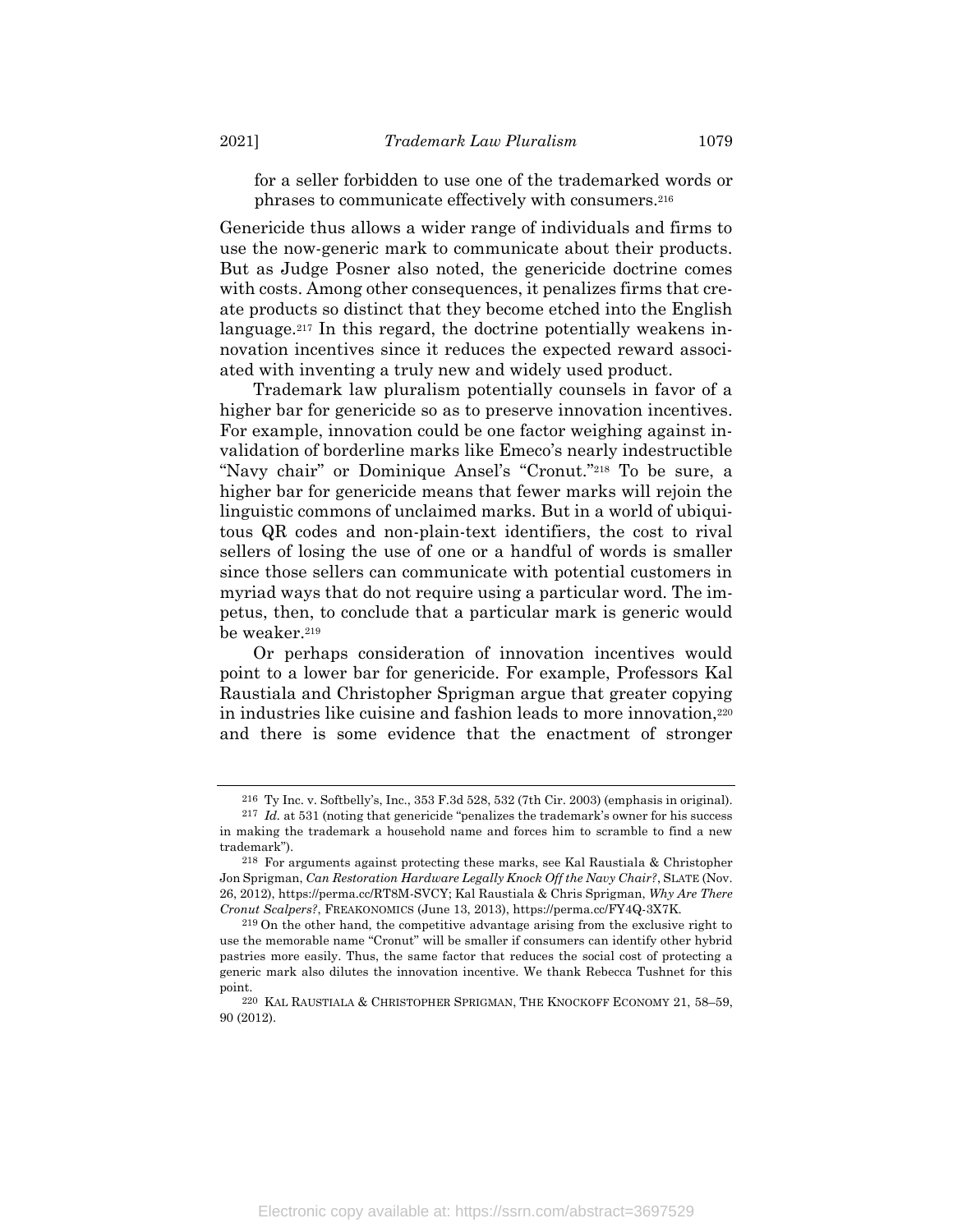for a seller forbidden to use one of the trademarked words or phrases to communicate effectively with consumers.[216]

Genericide thus allows a wider range of individuals and firms to use the now-generic mark to communicate about their products. But as Judge Posner also noted, the genericide doctrine comes with costs. Among other consequences, it penalizes firms that create products so distinct that they become etched into the English language.[217] In this regard, the doctrine potentially weakens innovation incentives since it reduces the expected reward associated with inventing a truly new and widely used product.

Trademark law pluralism potentially counsels in favor of a higher bar for genericide so as to preserve innovation incentives. For example, innovation could be one factor weighing against invalidation of borderline marks like Emeco's nearly indestructible "Navy chair" or Dominique Ansel's "Cronut."[218] To be sure, a higher bar for genericide means that fewer marks will rejoin the linguistic commons of unclaimed marks. But in a world of ubiquitous QR codes and non-plain-text identifiers, the cost to rival sellers of losing the use of one or a handful of words is smaller since those sellers can communicate with potential customers in myriad ways that do not require using a particular word. The impetus, then, to conclude that a particular mark is generic would be weaker.[219]

Or perhaps consideration of innovation incentives would point to a lower bar for genericide. For example, Professors Kal Raustiala and Christopher Sprigman argue that greater copying in industries like cuisine and fashion leads to more innovation,[220] and there is some evidence that the enactment of stronger

---

[216] Ty Inc. v. Softbelly's, Inc., 353 F.3d 528, 532 (7th Cir. 2003) (emphasis in original).

[217] *Id.* at 531 (noting that genericide "penalizes the trademark's owner for his success in making the trademark a household name and forces him to scramble to find a new trademark").

[218] For arguments against protecting these marks, see Kal Raustiala & Christopher Jon Sprigman, *Can Restoration Hardware Legally Knock Off the Navy Chair?*, SLATE (Nov. 26, 2012), https://perma.cc/RT8M-SVCY; Kal Raustiala & Chris Sprigman, *Why Are There Cronut Scalpers?*, FREAKONOMICS (June 13, 2013), https://perma.cc/FY4Q-3X7K.

[219] On the other hand, the competitive advantage arising from the exclusive right to use the memorable name "Cronut" will be smaller if consumers can identify other hybrid pastries more easily. Thus, the same factor that reduces the social cost of protecting a generic mark also dilutes the innovation incentive. We thank Rebecca Tushnet for this point.

[220] KAL RAUSTIALA & CHRISTOPHER SPRIGMAN, THE KNOCKOFF ECONOMY 21, 58–59, 90 (2012).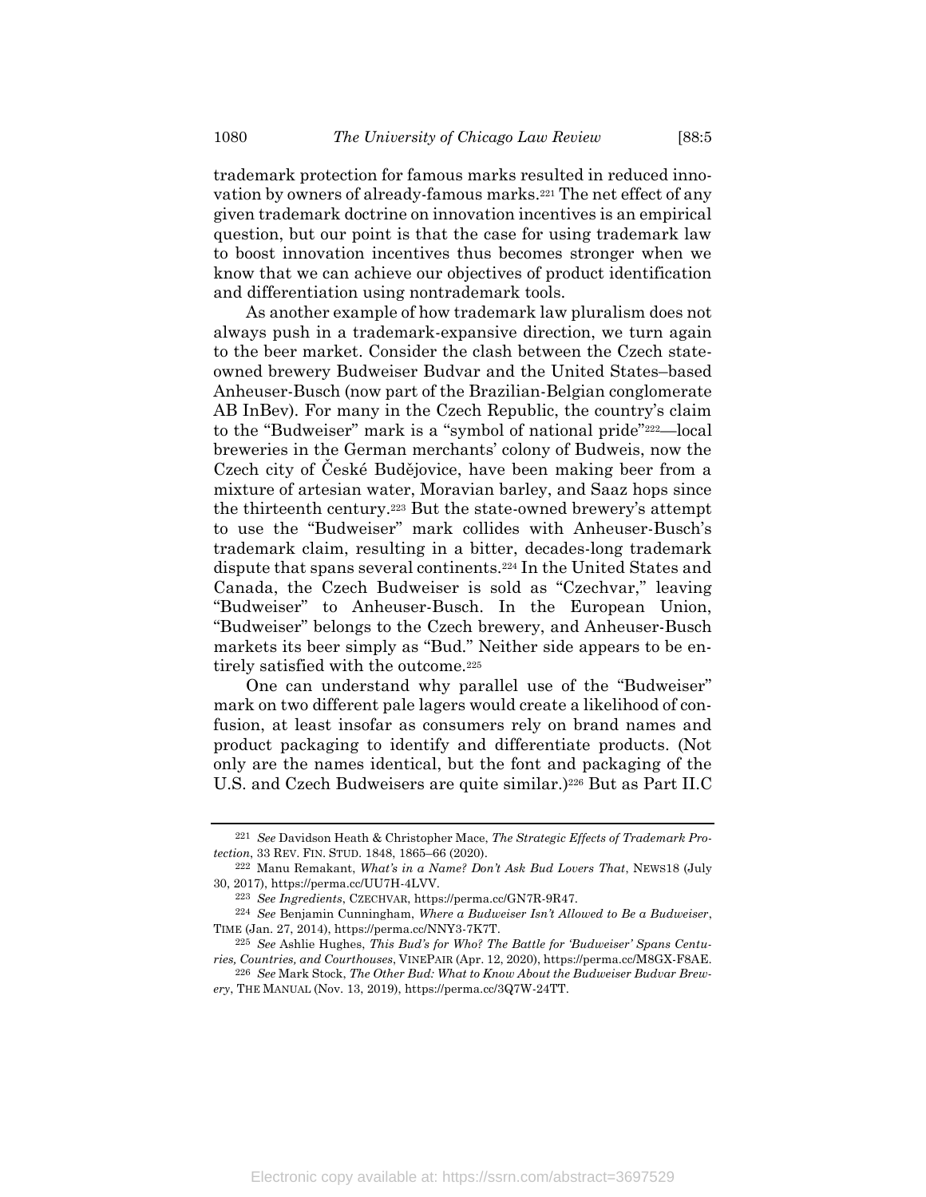trademark protection for famous marks resulted in reduced innovation by owners of already-famous marks.[221] The net effect of any given trademark doctrine on innovation incentives is an empirical question, but our point is that the case for using trademark law to boost innovation incentives thus becomes stronger when we know that we can achieve our objectives of product identification and differentiation using nontrademark tools.

As another example of how trademark law pluralism does not always push in a trademark-expansive direction, we turn again to the beer market. Consider the clash between the Czech state-owned brewery Budweiser Budvar and the United States–based Anheuser-Busch (now part of the Brazilian-Belgian conglomerate AB InBev). For many in the Czech Republic, the country's claim to the "Budweiser" mark is a "symbol of national pride"[222]—local breweries in the German merchants' colony of Budweis, now the Czech city of České Budějovice, have been making beer from a mixture of artesian water, Moravian barley, and Saaz hops since the thirteenth century.[223] But the state-owned brewery's attempt to use the "Budweiser" mark collides with Anheuser-Busch's trademark claim, resulting in a bitter, decades-long trademark dispute that spans several continents.[224] In the United States and Canada, the Czech Budweiser is sold as "Czechvar," leaving "Budweiser" to Anheuser-Busch. In the European Union, "Budweiser" belongs to the Czech brewery, and Anheuser-Busch markets its beer simply as "Bud." Neither side appears to be entirely satisfied with the outcome.[225]

One can understand why parallel use of the "Budweiser" mark on two different pale lagers would create a likelihood of confusion, at least insofar as consumers rely on brand names and product packaging to identify and differentiate products. (Not only are the names identical, but the font and packaging of the U.S. and Czech Budweisers are quite similar.)[226] But as Part II.C

---

[221] *See* Davidson Heath & Christopher Mace, *The Strategic Effects of Trademark Protection*, 33 REV. FIN. STUD. 1848, 1865–66 (2020).

[222] Manu Remakant, *What's in a Name? Don't Ask Bud Lovers That*, NEWS18 (July 30, 2017), https://perma.cc/UU7H-4LVV.

[223] *See Ingredients*, CZECHVAR, https://perma.cc/GN7R-9R47.

[224] *See* Benjamin Cunningham, *Where a Budweiser Isn't Allowed to Be a Budweiser*, TIME (Jan. 27, 2014), https://perma.cc/NNY3-7K7T.

[225] *See* Ashlie Hughes, *This Bud's for Who? The Battle for 'Budweiser' Spans Centuries, Countries, and Courthouses*, VINEPAIR (Apr. 12, 2020), https://perma.cc/M8GX-F8AE.

[226] *See* Mark Stock, *The Other Bud: What to Know About the Budweiser Budvar Brewery*, THE MANUAL (Nov. 13, 2019), https://perma.cc/3Q7W-24TT.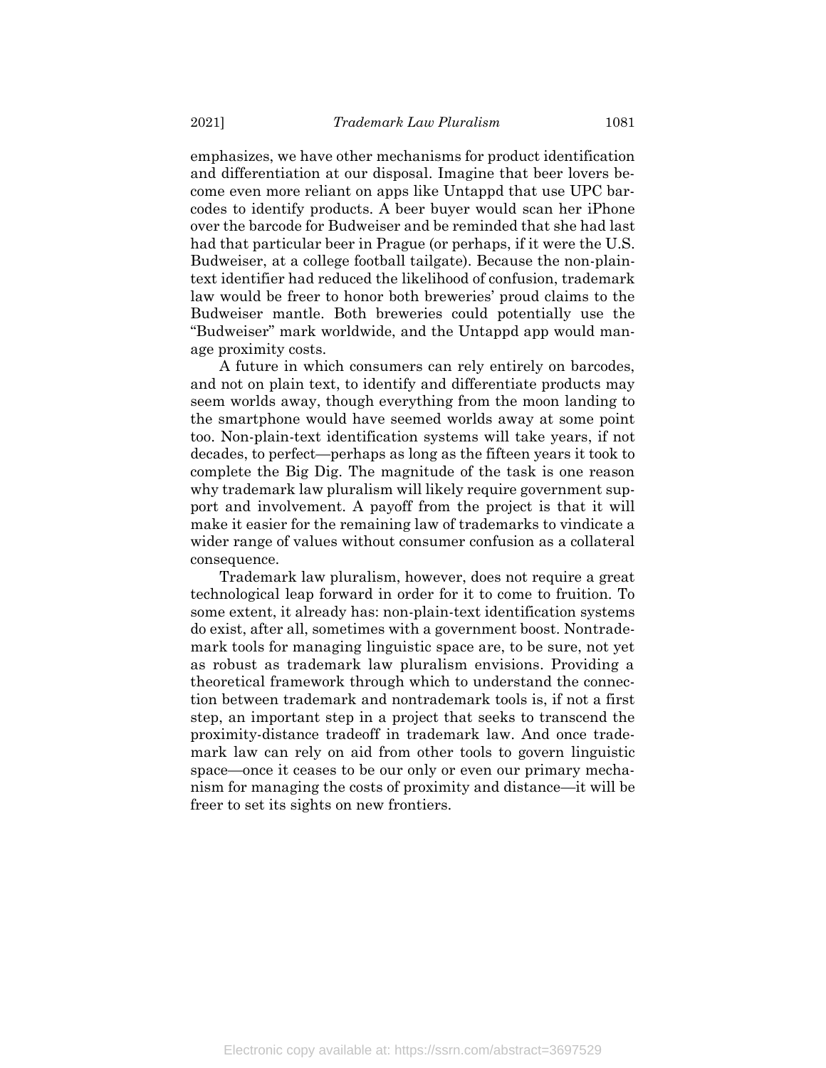emphasizes, we have other mechanisms for product identification and differentiation at our disposal. Imagine that beer lovers become even more reliant on apps like Untappd that use UPC barcodes to identify products. A beer buyer would scan her iPhone over the barcode for Budweiser and be reminded that she had last had that particular beer in Prague (or perhaps, if it were the U.S. Budweiser, at a college football tailgate). Because the non-plain-text identifier had reduced the likelihood of confusion, trademark law would be freer to honor both breweries' proud claims to the Budweiser mantle. Both breweries could potentially use the "Budweiser" mark worldwide, and the Untappd app would manage proximity costs.

A future in which consumers can rely entirely on barcodes, and not on plain text, to identify and differentiate products may seem worlds away, though everything from the moon landing to the smartphone would have seemed worlds away at some point too. Non-plain-text identification systems will take years, if not decades, to perfect—perhaps as long as the fifteen years it took to complete the Big Dig. The magnitude of the task is one reason why trademark law pluralism will likely require government support and involvement. A payoff from the project is that it will make it easier for the remaining law of trademarks to vindicate a wider range of values without consumer confusion as a collateral consequence.

Trademark law pluralism, however, does not require a great technological leap forward in order for it to come to fruition. To some extent, it already has: non-plain-text identification systems do exist, after all, sometimes with a government boost. Nontrademark tools for managing linguistic space are, to be sure, not yet as robust as trademark law pluralism envisions. Providing a theoretical framework through which to understand the connection between trademark and nontrademark tools is, if not a first step, an important step in a project that seeks to transcend the proximity-distance tradeoff in trademark law. And once trademark law can rely on aid from other tools to govern linguistic space—once it ceases to be our only or even our primary mechanism for managing the costs of proximity and distance—it will be freer to set its sights on new frontiers.